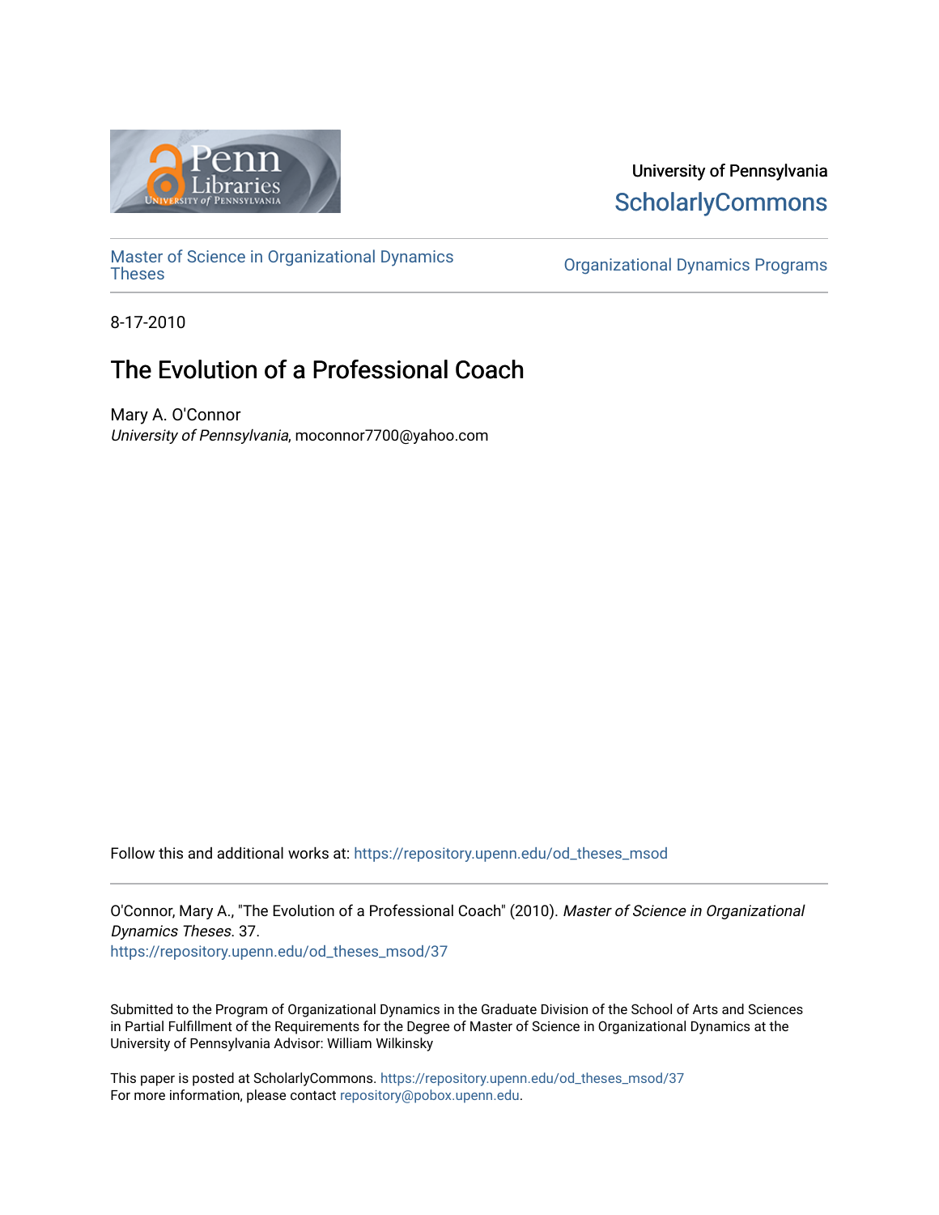University of Pennsylvania
ScholarlyCommons

Master of Science in Organizational Dynamics Theses

Organizational Dynamics Programs

8-17-2010

# The Evolution of a Professional Coach

Mary A. O'Connor
*University of Pennsylvania*, moconnor7700@yahoo.com

Follow this and additional works at: https://repository.upenn.edu/od_theses_msod

O'Connor, Mary A., "The Evolution of a Professional Coach" (2010). *Master of Science in Organizational Dynamics Theses*. 37.
https://repository.upenn.edu/od_theses_msod/37

Submitted to the Program of Organizational Dynamics in the Graduate Division of the School of Arts and Sciences in Partial Fulfillment of the Requirements for the Degree of Master of Science in Organizational Dynamics at the University of Pennsylvania Advisor: William Wilkinsky

This paper is posted at ScholarlyCommons. https://repository.upenn.edu/od_theses_msod/37
For more information, please contact repository@pobox.upenn.edu.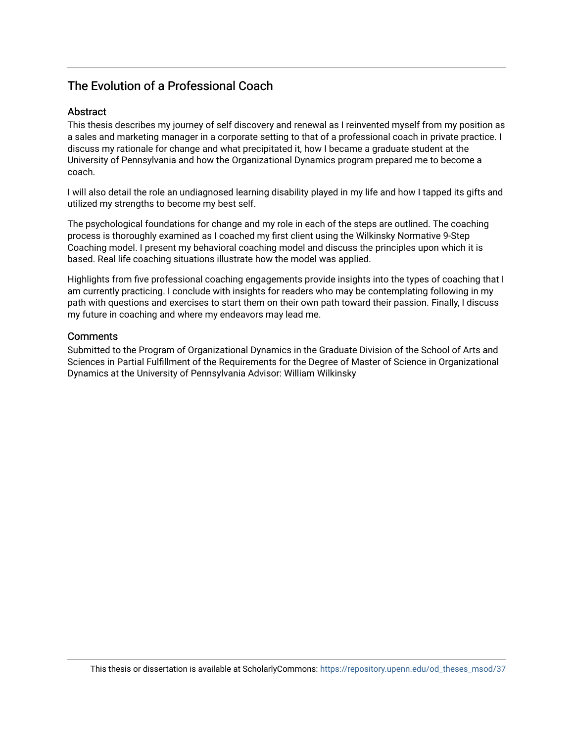## The Evolution of a Professional Coach

### Abstract

This thesis describes my journey of self discovery and renewal as I reinvented myself from my position as a sales and marketing manager in a corporate setting to that of a professional coach in private practice. I discuss my rationale for change and what precipitated it, how I became a graduate student at the University of Pennsylvania and how the Organizational Dynamics program prepared me to become a coach.

I will also detail the role an undiagnosed learning disability played in my life and how I tapped its gifts and utilized my strengths to become my best self.

The psychological foundations for change and my role in each of the steps are outlined. The coaching process is thoroughly examined as I coached my first client using the Wilkinsky Normative 9-Step Coaching model. I present my behavioral coaching model and discuss the principles upon which it is based. Real life coaching situations illustrate how the model was applied.

Highlights from five professional coaching engagements provide insights into the types of coaching that I am currently practicing. I conclude with insights for readers who may be contemplating following in my path with questions and exercises to start them on their own path toward their passion. Finally, I discuss my future in coaching and where my endeavors may lead me.

### Comments

Submitted to the Program of Organizational Dynamics in the Graduate Division of the School of Arts and Sciences in Partial Fulfillment of the Requirements for the Degree of Master of Science in Organizational Dynamics at the University of Pennsylvania Advisor: William Wilkinsky

This thesis or dissertation is available at ScholarlyCommons: https://repository.upenn.edu/od_theses_msod/37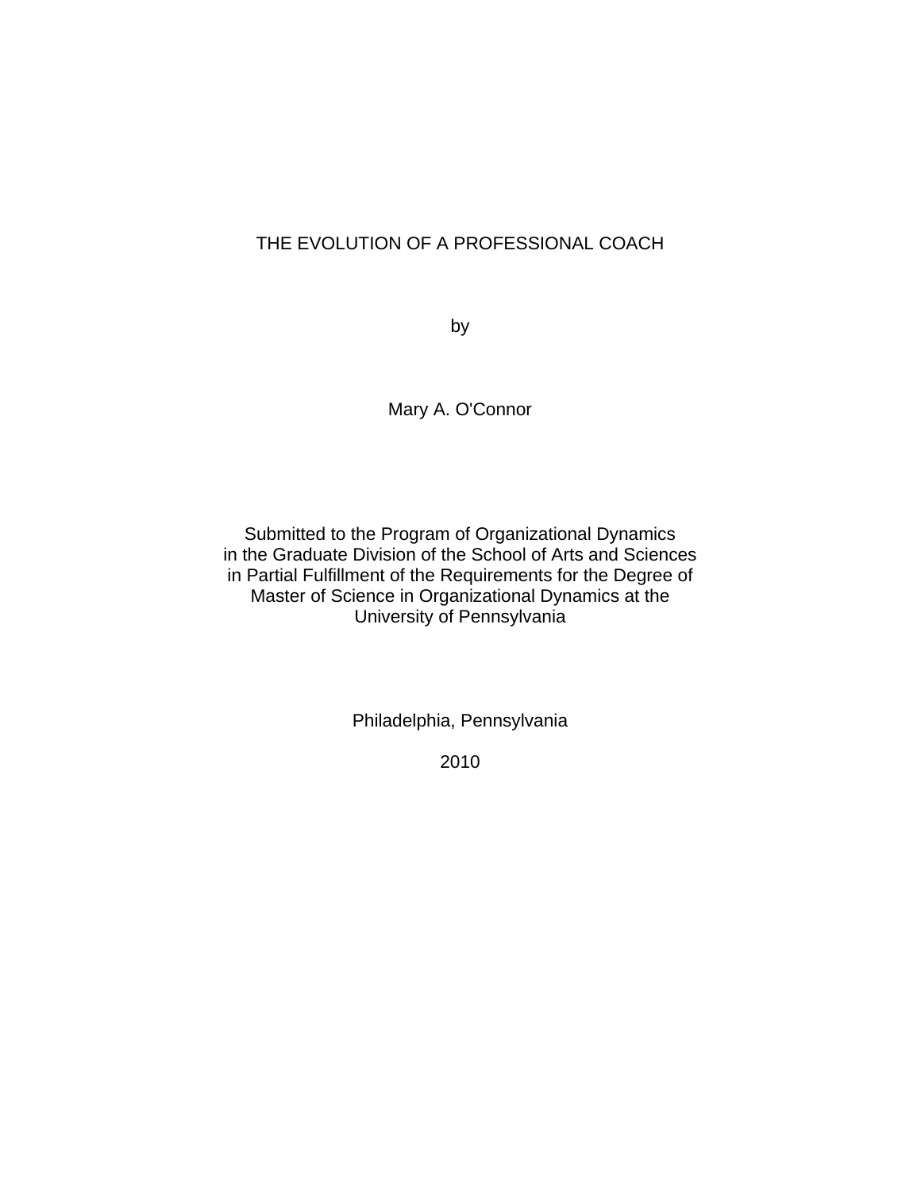# THE EVOLUTION OF A PROFESSIONAL COACH

by

Mary A. O'Connor

Submitted to the Program of Organizational Dynamics
in the Graduate Division of the School of Arts and Sciences
in Partial Fulfillment of the Requirements for the Degree of
Master of Science in Organizational Dynamics at the
University of Pennsylvania

Philadelphia, Pennsylvania

2010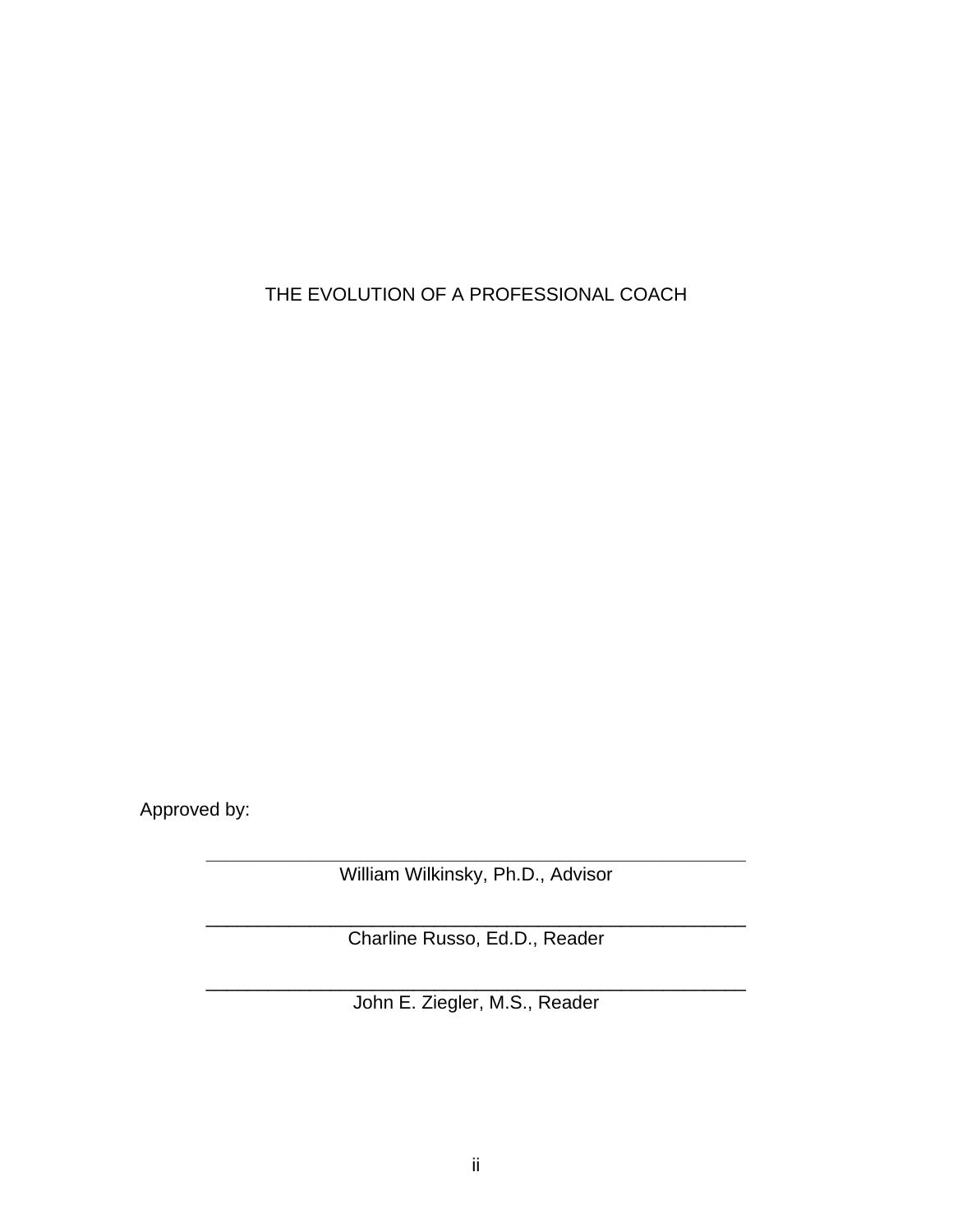THE EVOLUTION OF A PROFESSIONAL COACH

Approved by:

______________________________________________________
William Wilkinsky, Ph.D., Advisor

______________________________________________________
Charline Russo, Ed.D., Reader

______________________________________________________
John E. Ziegler, M.S., Reader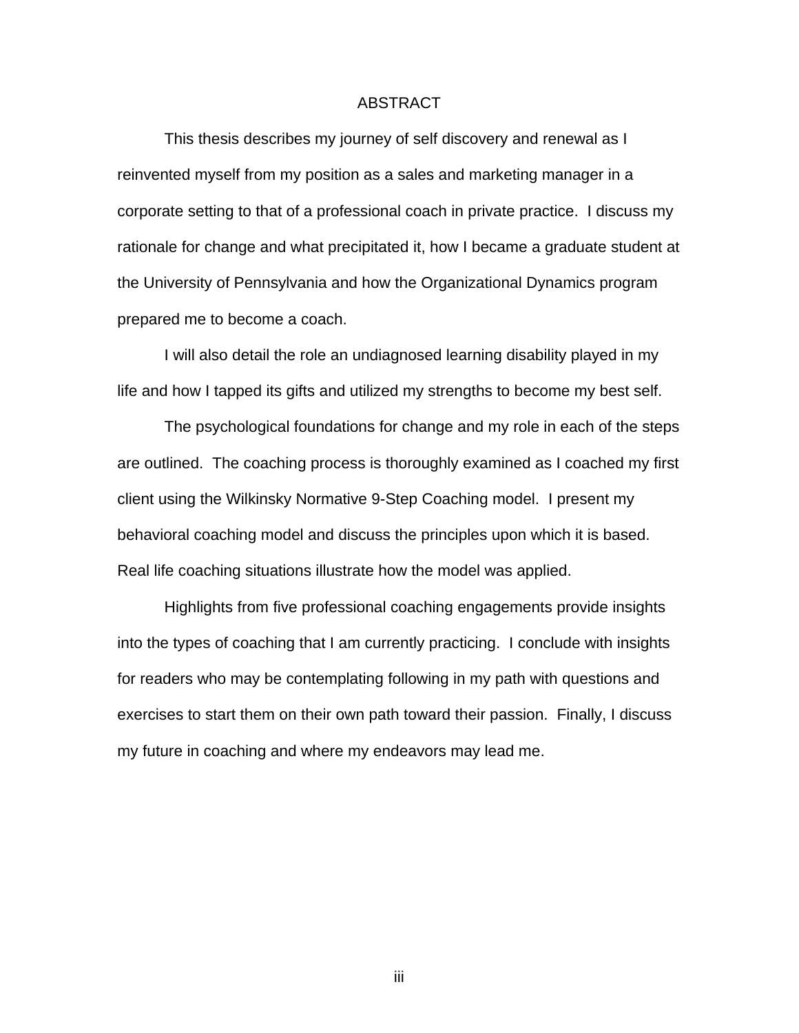# ABSTRACT

This thesis describes my journey of self discovery and renewal as I reinvented myself from my position as a sales and marketing manager in a corporate setting to that of a professional coach in private practice. I discuss my rationale for change and what precipitated it, how I became a graduate student at the University of Pennsylvania and how the Organizational Dynamics program prepared me to become a coach.

I will also detail the role an undiagnosed learning disability played in my life and how I tapped its gifts and utilized my strengths to become my best self.

The psychological foundations for change and my role in each of the steps are outlined. The coaching process is thoroughly examined as I coached my first client using the Wilkinsky Normative 9-Step Coaching model. I present my behavioral coaching model and discuss the principles upon which it is based. Real life coaching situations illustrate how the model was applied.

Highlights from five professional coaching engagements provide insights into the types of coaching that I am currently practicing. I conclude with insights for readers who may be contemplating following in my path with questions and exercises to start them on their own path toward their passion. Finally, I discuss my future in coaching and where my endeavors may lead me.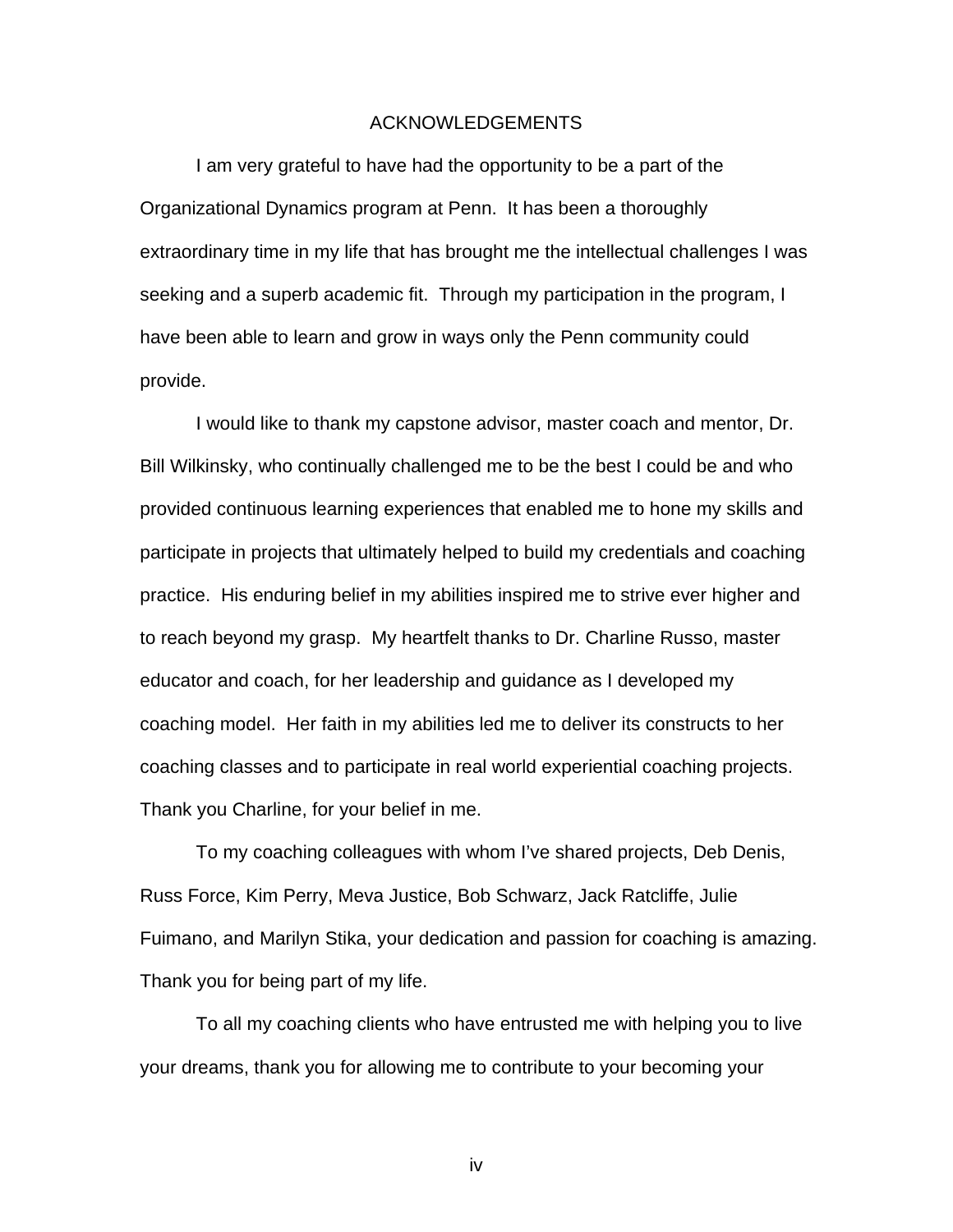# ACKNOWLEDGEMENTS

I am very grateful to have had the opportunity to be a part of the Organizational Dynamics program at Penn. It has been a thoroughly extraordinary time in my life that has brought me the intellectual challenges I was seeking and a superb academic fit. Through my participation in the program, I have been able to learn and grow in ways only the Penn community could provide.

I would like to thank my capstone advisor, master coach and mentor, Dr. Bill Wilkinsky, who continually challenged me to be the best I could be and who provided continuous learning experiences that enabled me to hone my skills and participate in projects that ultimately helped to build my credentials and coaching practice. His enduring belief in my abilities inspired me to strive ever higher and to reach beyond my grasp. My heartfelt thanks to Dr. Charline Russo, master educator and coach, for her leadership and guidance as I developed my coaching model. Her faith in my abilities led me to deliver its constructs to her coaching classes and to participate in real world experiential coaching projects. Thank you Charline, for your belief in me.

To my coaching colleagues with whom I've shared projects, Deb Denis, Russ Force, Kim Perry, Meva Justice, Bob Schwarz, Jack Ratcliffe, Julie Fuimano, and Marilyn Stika, your dedication and passion for coaching is amazing. Thank you for being part of my life.

To all my coaching clients who have entrusted me with helping you to live your dreams, thank you for allowing me to contribute to your becoming your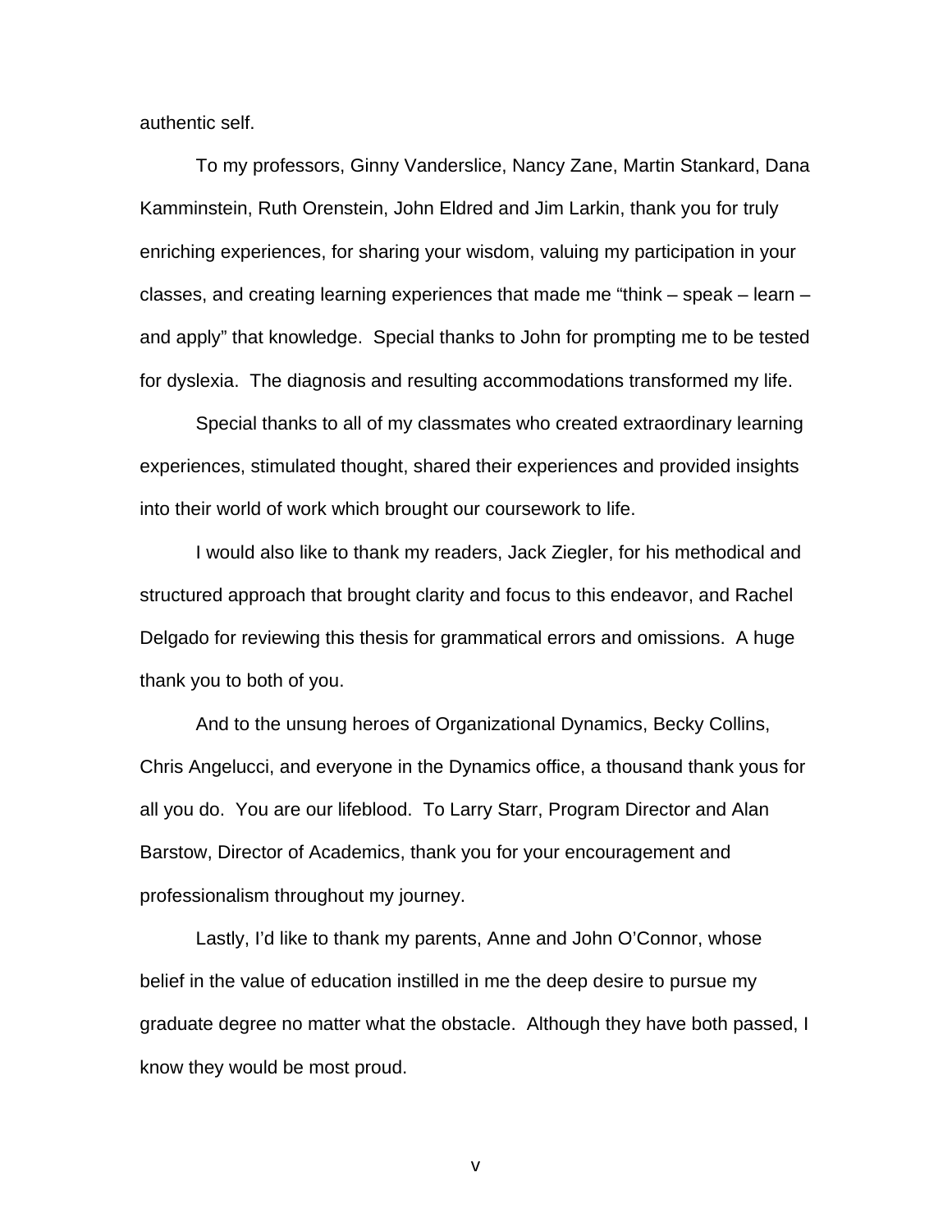authentic self.

To my professors, Ginny Vanderslice, Nancy Zane, Martin Stankard, Dana Kamminstein, Ruth Orenstein, John Eldred and Jim Larkin, thank you for truly enriching experiences, for sharing your wisdom, valuing my participation in your classes, and creating learning experiences that made me "think – speak – learn – and apply" that knowledge. Special thanks to John for prompting me to be tested for dyslexia. The diagnosis and resulting accommodations transformed my life.

Special thanks to all of my classmates who created extraordinary learning experiences, stimulated thought, shared their experiences and provided insights into their world of work which brought our coursework to life.

I would also like to thank my readers, Jack Ziegler, for his methodical and structured approach that brought clarity and focus to this endeavor, and Rachel Delgado for reviewing this thesis for grammatical errors and omissions. A huge thank you to both of you.

And to the unsung heroes of Organizational Dynamics, Becky Collins, Chris Angelucci, and everyone in the Dynamics office, a thousand thank yous for all you do. You are our lifeblood. To Larry Starr, Program Director and Alan Barstow, Director of Academics, thank you for your encouragement and professionalism throughout my journey.

Lastly, I'd like to thank my parents, Anne and John O'Connor, whose belief in the value of education instilled in me the deep desire to pursue my graduate degree no matter what the obstacle. Although they have both passed, I know they would be most proud.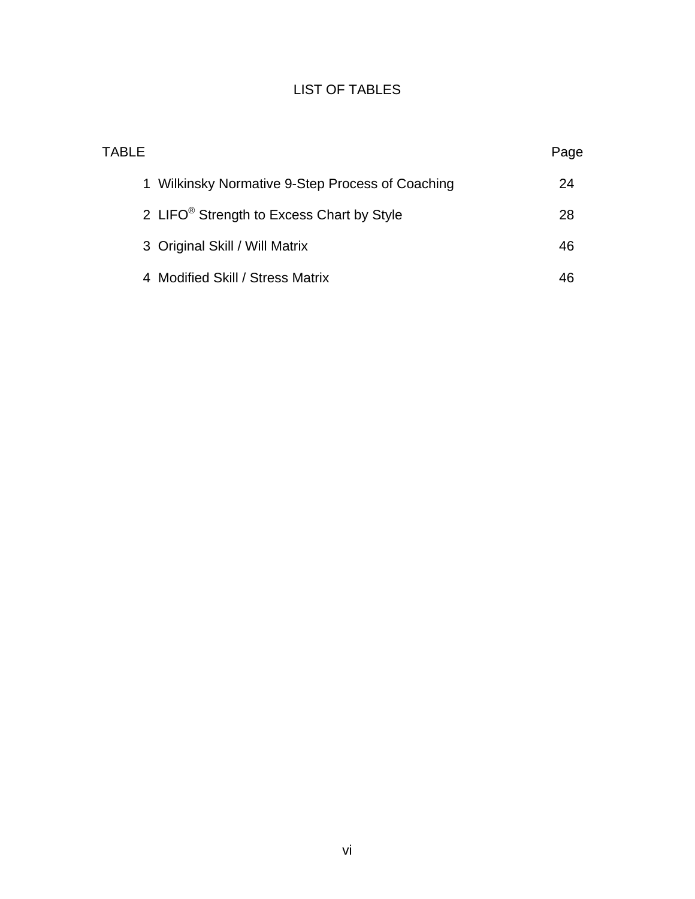# LIST OF TABLES

| TABLE | Page |
| --- | --- |
| 1 Wilkinsky Normative 9-Step Process of Coaching | 24 |
| 2 LIFO® Strength to Excess Chart by Style | 28 |
| 3 Original Skill / Will Matrix | 46 |
| 4 Modified Skill / Stress Matrix | 46 |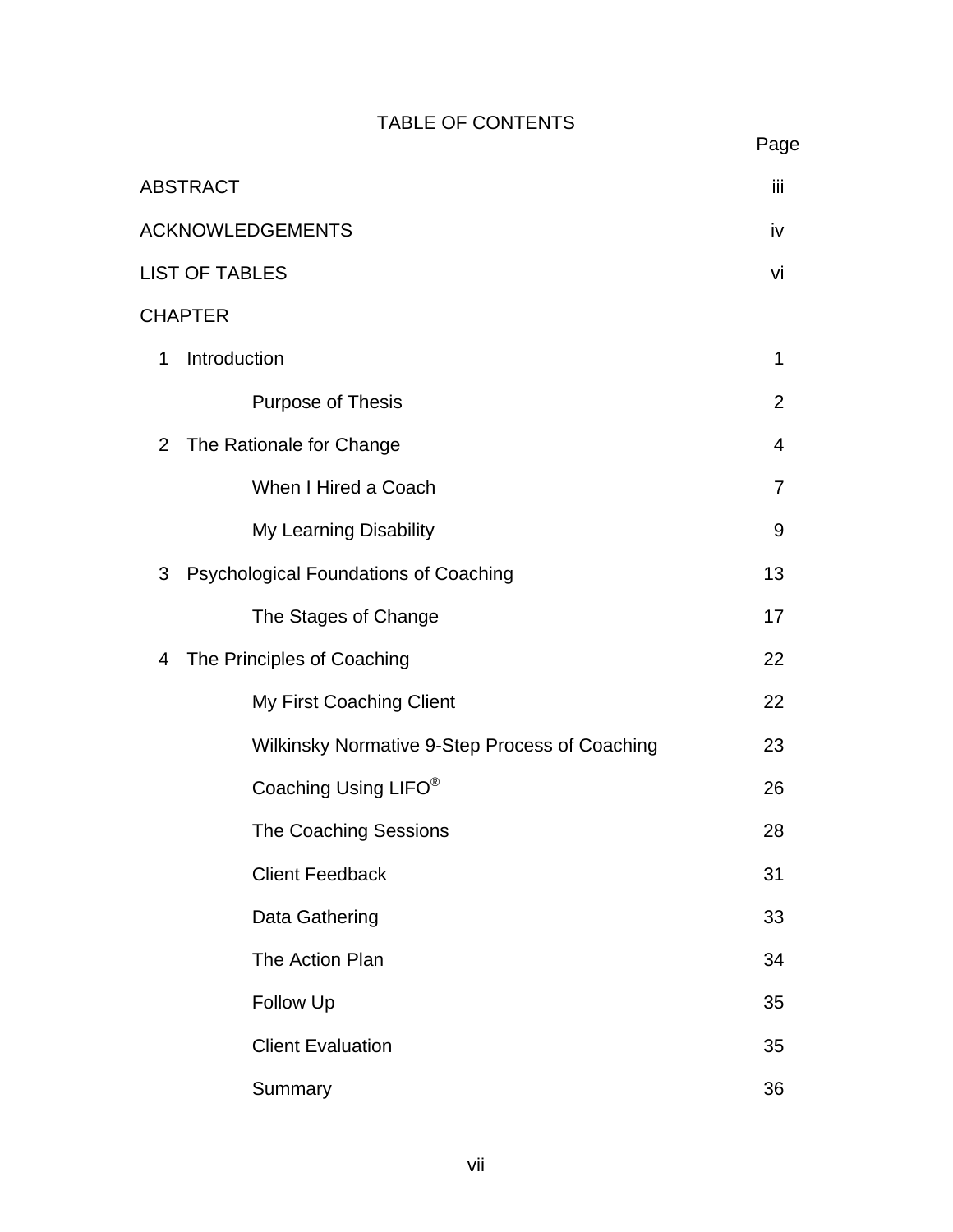# TABLE OF CONTENTS

| | Page |
|---|---|
| ABSTRACT | iii |
| ACKNOWLEDGEMENTS | iv |
| LIST OF TABLES | vi |
| CHAPTER | |
| 1 Introduction | 1 |
| Purpose of Thesis | 2 |
| 2 The Rationale for Change | 4 |
| When I Hired a Coach | 7 |
| My Learning Disability | 9 |
| 3 Psychological Foundations of Coaching | 13 |
| The Stages of Change | 17 |
| 4 The Principles of Coaching | 22 |
| My First Coaching Client | 22 |
| Wilkinsky Normative 9-Step Process of Coaching | 23 |
| Coaching Using LIFO® | 26 |
| The Coaching Sessions | 28 |
| Client Feedback | 31 |
| Data Gathering | 33 |
| The Action Plan | 34 |
| Follow Up | 35 |
| Client Evaluation | 35 |
| Summary | 36 |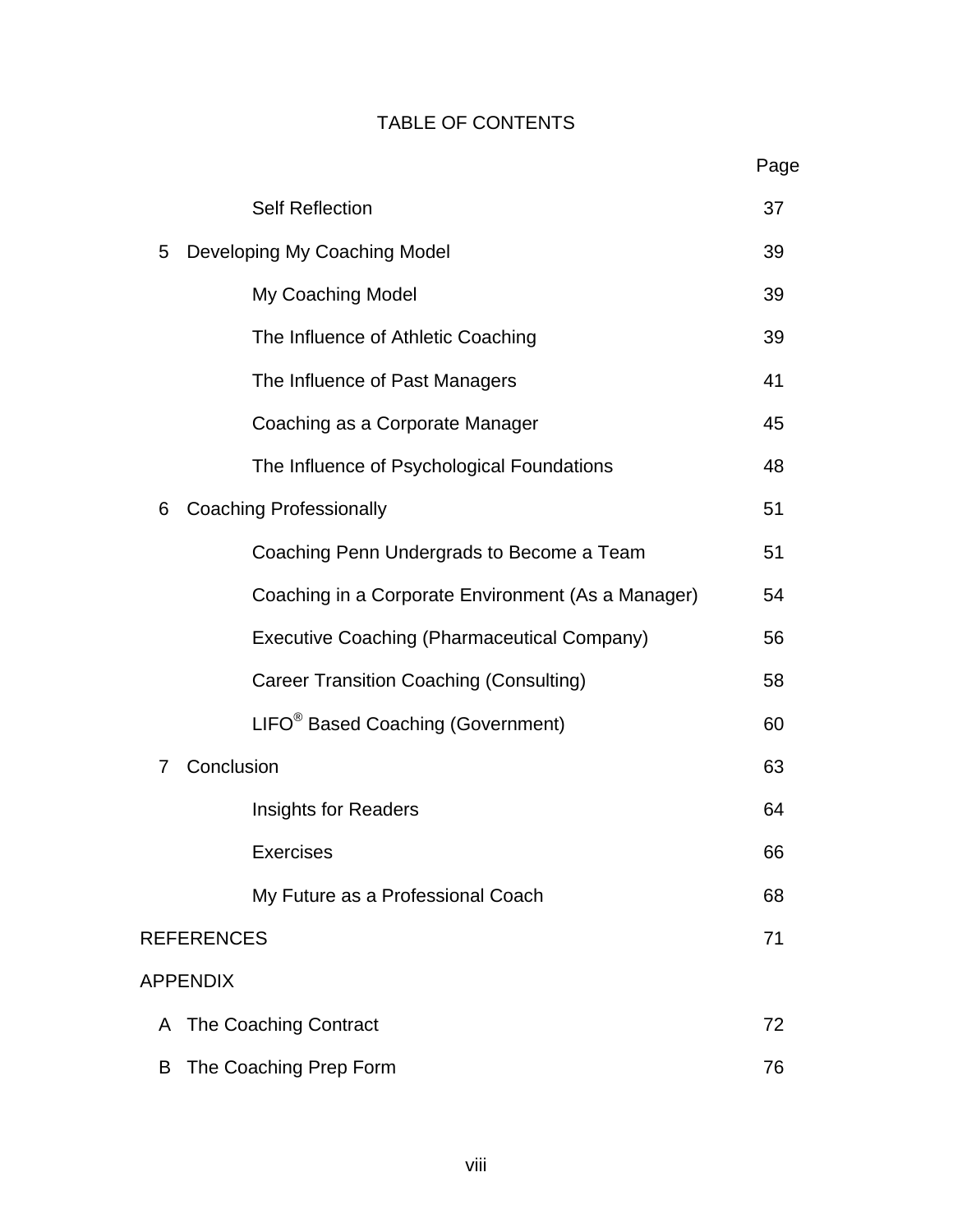# TABLE OF CONTENTS

| | Page |
|---|---|
| Self Reflection | 37 |
| 5 Developing My Coaching Model | 39 |
| My Coaching Model | 39 |
| The Influence of Athletic Coaching | 39 |
| The Influence of Past Managers | 41 |
| Coaching as a Corporate Manager | 45 |
| The Influence of Psychological Foundations | 48 |
| 6 Coaching Professionally | 51 |
| Coaching Penn Undergrads to Become a Team | 51 |
| Coaching in a Corporate Environment (As a Manager) | 54 |
| Executive Coaching (Pharmaceutical Company) | 56 |
| Career Transition Coaching (Consulting) | 58 |
| LIFO® Based Coaching (Government) | 60 |
| 7 Conclusion | 63 |
| Insights for Readers | 64 |
| Exercises | 66 |
| My Future as a Professional Coach | 68 |
| REFERENCES | 71 |
| APPENDIX | |
| A The Coaching Contract | 72 |
| B The Coaching Prep Form | 76 |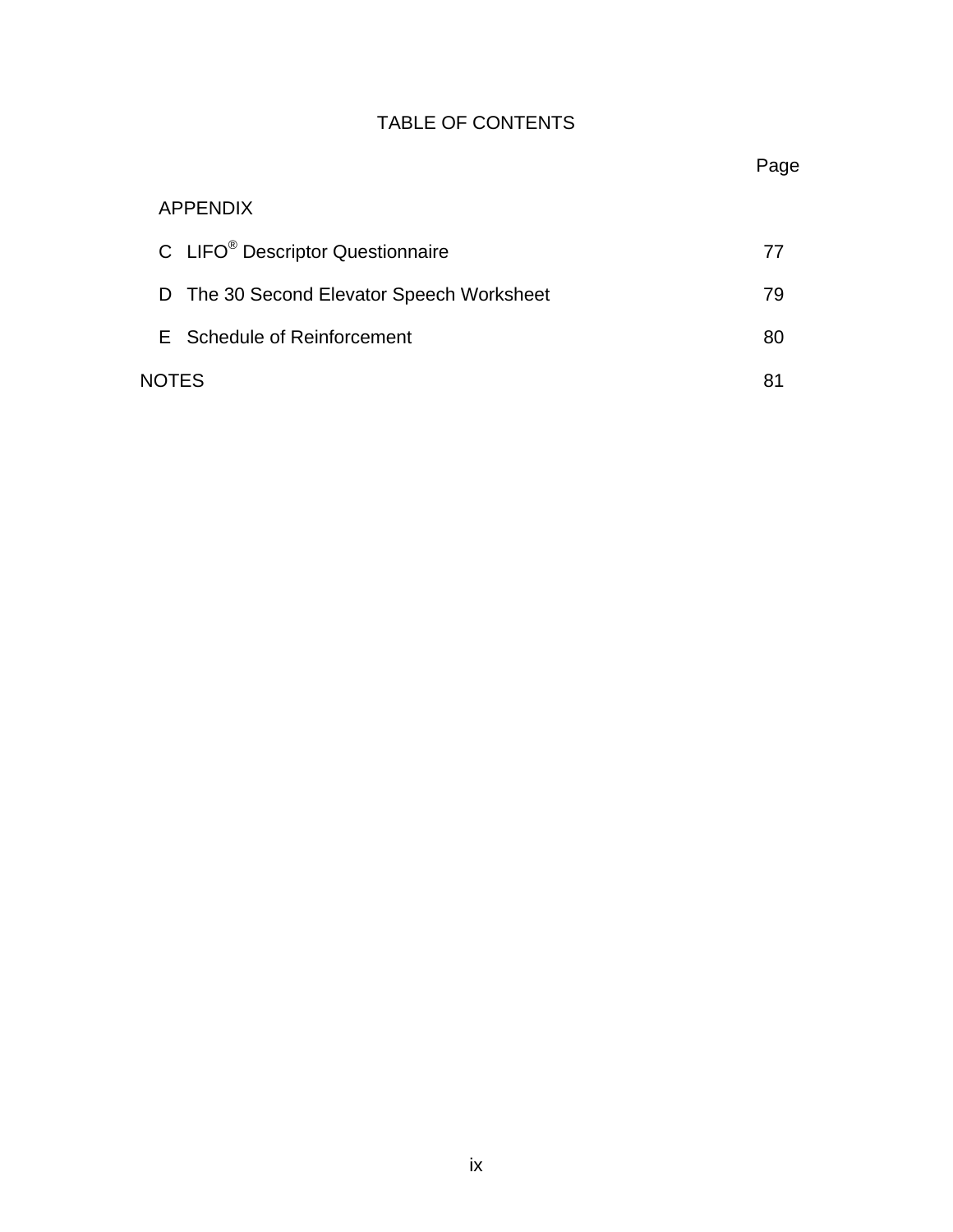# TABLE OF CONTENTS

| | Page |
|---|---|
| APPENDIX | |
| C LIFO® Descriptor Questionnaire | 77 |
| D The 30 Second Elevator Speech Worksheet | 79 |
| E Schedule of Reinforcement | 80 |
| NOTES | 81 |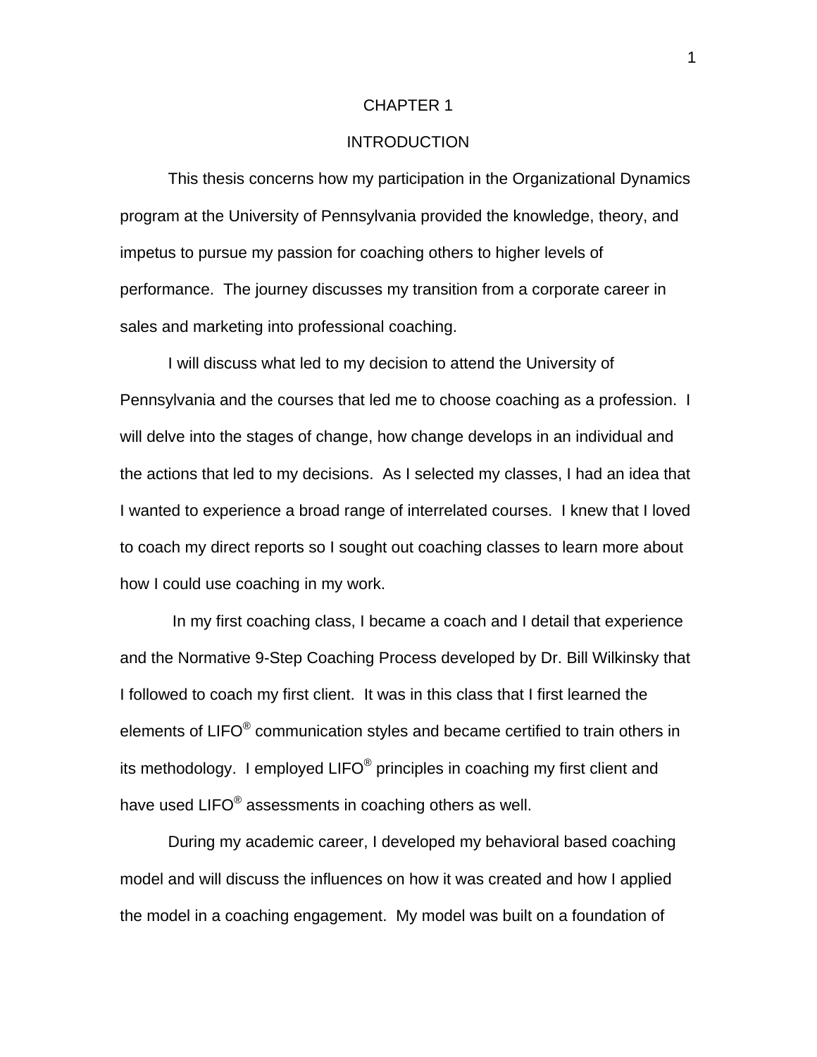# CHAPTER 1

# INTRODUCTION

This thesis concerns how my participation in the Organizational Dynamics program at the University of Pennsylvania provided the knowledge, theory, and impetus to pursue my passion for coaching others to higher levels of performance. The journey discusses my transition from a corporate career in sales and marketing into professional coaching.

I will discuss what led to my decision to attend the University of Pennsylvania and the courses that led me to choose coaching as a profession. I will delve into the stages of change, how change develops in an individual and the actions that led to my decisions. As I selected my classes, I had an idea that I wanted to experience a broad range of interrelated courses. I knew that I loved to coach my direct reports so I sought out coaching classes to learn more about how I could use coaching in my work.

In my first coaching class, I became a coach and I detail that experience and the Normative 9-Step Coaching Process developed by Dr. Bill Wilkinsky that I followed to coach my first client. It was in this class that I first learned the elements of LIFO® communication styles and became certified to train others in its methodology. I employed LIFO® principles in coaching my first client and have used LIFO® assessments in coaching others as well.

During my academic career, I developed my behavioral based coaching model and will discuss the influences on how it was created and how I applied the model in a coaching engagement. My model was built on a foundation of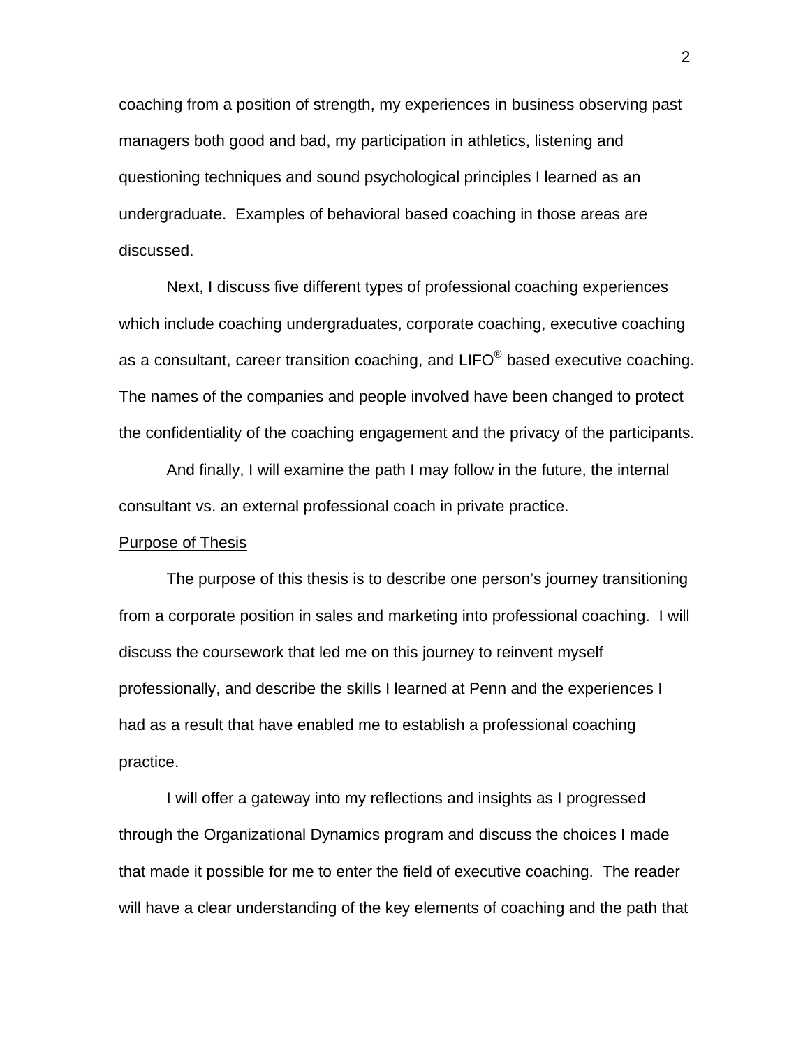coaching from a position of strength, my experiences in business observing past managers both good and bad, my participation in athletics, listening and questioning techniques and sound psychological principles I learned as an undergraduate. Examples of behavioral based coaching in those areas are discussed.

Next, I discuss five different types of professional coaching experiences which include coaching undergraduates, corporate coaching, executive coaching as a consultant, career transition coaching, and LIFO® based executive coaching. The names of the companies and people involved have been changed to protect the confidentiality of the coaching engagement and the privacy of the participants.

And finally, I will examine the path I may follow in the future, the internal consultant vs. an external professional coach in private practice.

Purpose of Thesis

The purpose of this thesis is to describe one person's journey transitioning from a corporate position in sales and marketing into professional coaching. I will discuss the coursework that led me on this journey to reinvent myself professionally, and describe the skills I learned at Penn and the experiences I had as a result that have enabled me to establish a professional coaching practice.

I will offer a gateway into my reflections and insights as I progressed through the Organizational Dynamics program and discuss the choices I made that made it possible for me to enter the field of executive coaching. The reader will have a clear understanding of the key elements of coaching and the path that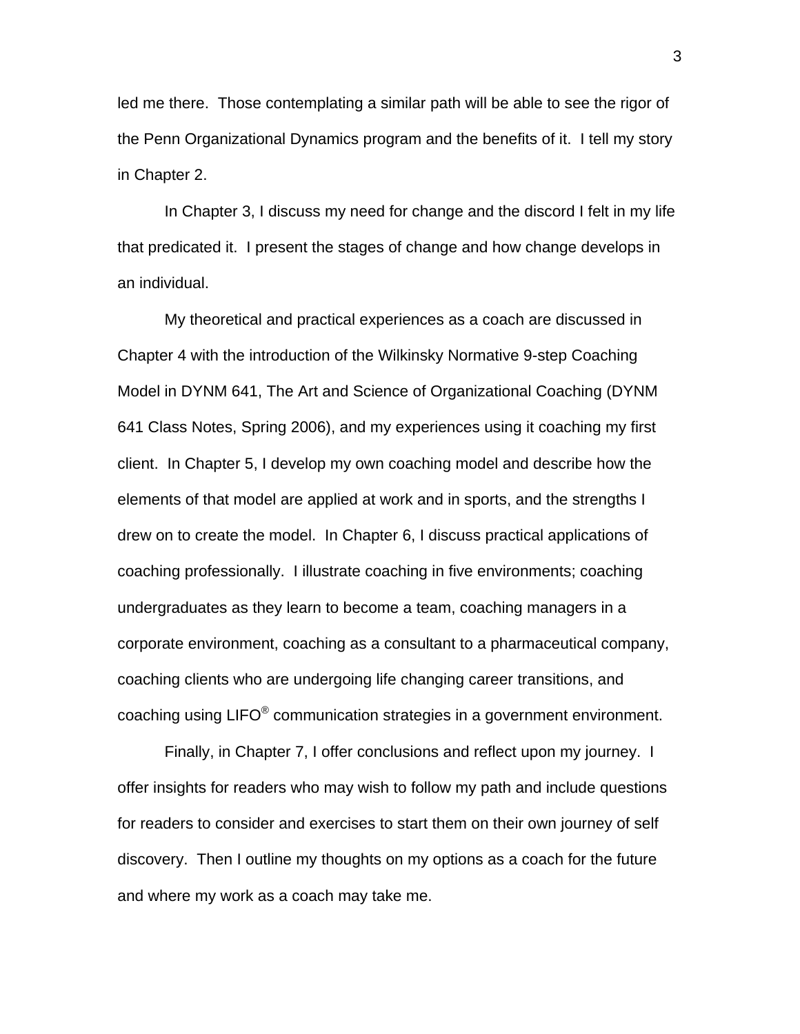led me there. Those contemplating a similar path will be able to see the rigor of the Penn Organizational Dynamics program and the benefits of it. I tell my story in Chapter 2.

In Chapter 3, I discuss my need for change and the discord I felt in my life that predicated it. I present the stages of change and how change develops in an individual.

My theoretical and practical experiences as a coach are discussed in Chapter 4 with the introduction of the Wilkinsky Normative 9-step Coaching Model in DYNM 641, The Art and Science of Organizational Coaching (DYNM 641 Class Notes, Spring 2006), and my experiences using it coaching my first client. In Chapter 5, I develop my own coaching model and describe how the elements of that model are applied at work and in sports, and the strengths I drew on to create the model. In Chapter 6, I discuss practical applications of coaching professionally. I illustrate coaching in five environments; coaching undergraduates as they learn to become a team, coaching managers in a corporate environment, coaching as a consultant to a pharmaceutical company, coaching clients who are undergoing life changing career transitions, and coaching using LIFO® communication strategies in a government environment.

Finally, in Chapter 7, I offer conclusions and reflect upon my journey. I offer insights for readers who may wish to follow my path and include questions for readers to consider and exercises to start them on their own journey of self discovery. Then I outline my thoughts on my options as a coach for the future and where my work as a coach may take me.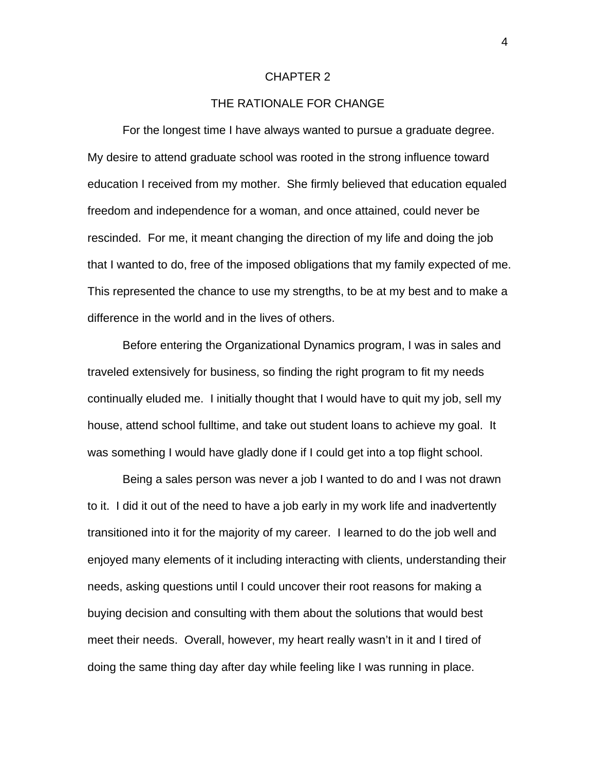# CHAPTER 2

## THE RATIONALE FOR CHANGE

For the longest time I have always wanted to pursue a graduate degree. My desire to attend graduate school was rooted in the strong influence toward education I received from my mother. She firmly believed that education equaled freedom and independence for a woman, and once attained, could never be rescinded. For me, it meant changing the direction of my life and doing the job that I wanted to do, free of the imposed obligations that my family expected of me. This represented the chance to use my strengths, to be at my best and to make a difference in the world and in the lives of others.

Before entering the Organizational Dynamics program, I was in sales and traveled extensively for business, so finding the right program to fit my needs continually eluded me. I initially thought that I would have to quit my job, sell my house, attend school fulltime, and take out student loans to achieve my goal. It was something I would have gladly done if I could get into a top flight school.

Being a sales person was never a job I wanted to do and I was not drawn to it. I did it out of the need to have a job early in my work life and inadvertently transitioned into it for the majority of my career. I learned to do the job well and enjoyed many elements of it including interacting with clients, understanding their needs, asking questions until I could uncover their root reasons for making a buying decision and consulting with them about the solutions that would best meet their needs. Overall, however, my heart really wasn't in it and I tired of doing the same thing day after day while feeling like I was running in place.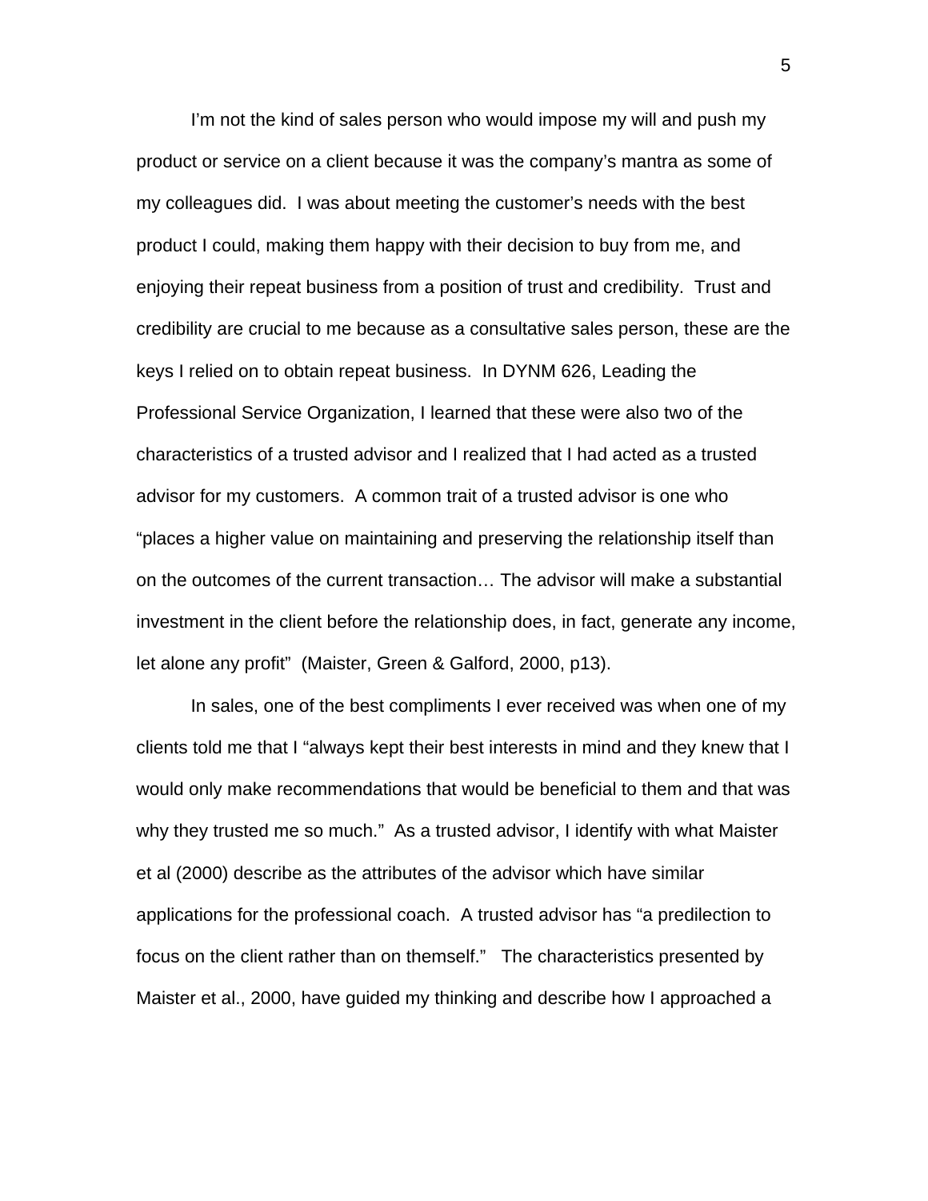I'm not the kind of sales person who would impose my will and push my product or service on a client because it was the company's mantra as some of my colleagues did. I was about meeting the customer's needs with the best product I could, making them happy with their decision to buy from me, and enjoying their repeat business from a position of trust and credibility. Trust and credibility are crucial to me because as a consultative sales person, these are the keys I relied on to obtain repeat business. In DYNM 626, Leading the Professional Service Organization, I learned that these were also two of the characteristics of a trusted advisor and I realized that I had acted as a trusted advisor for my customers. A common trait of a trusted advisor is one who "places a higher value on maintaining and preserving the relationship itself than on the outcomes of the current transaction… The advisor will make a substantial investment in the client before the relationship does, in fact, generate any income, let alone any profit" (Maister, Green & Galford, 2000, p13).

In sales, one of the best compliments I ever received was when one of my clients told me that I "always kept their best interests in mind and they knew that I would only make recommendations that would be beneficial to them and that was why they trusted me so much." As a trusted advisor, I identify with what Maister et al (2000) describe as the attributes of the advisor which have similar applications for the professional coach. A trusted advisor has "a predilection to focus on the client rather than on themself." The characteristics presented by Maister et al., 2000, have guided my thinking and describe how I approached a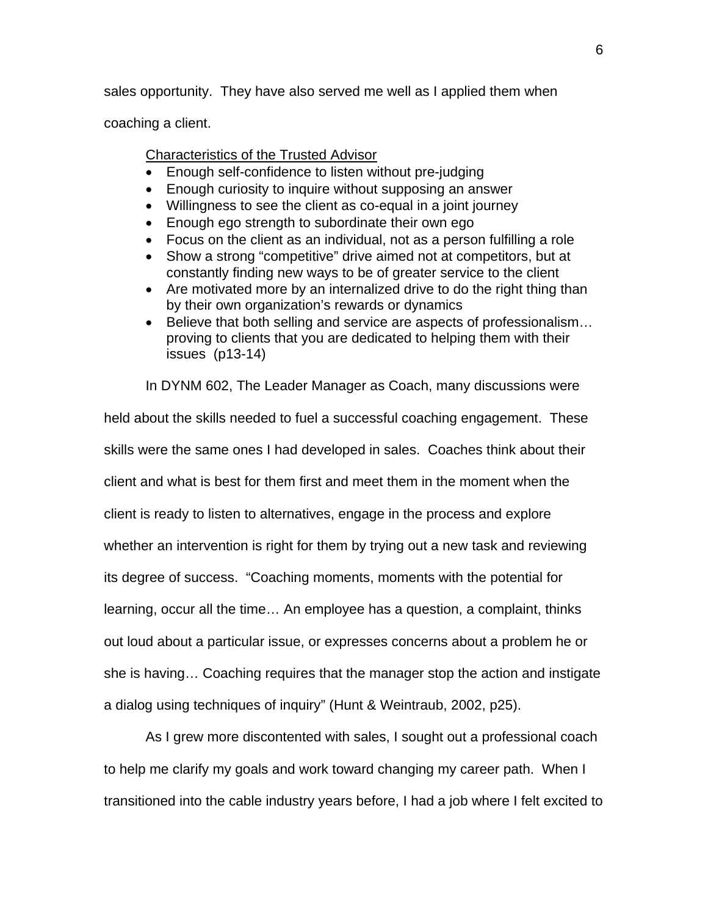sales opportunity. They have also served me well as I applied them when coaching a client.

<u>Characteristics of the Trusted Advisor</u>

- Enough self-confidence to listen without pre-judging
- Enough curiosity to inquire without supposing an answer
- Willingness to see the client as co-equal in a joint journey
- Enough ego strength to subordinate their own ego
- Focus on the client as an individual, not as a person fulfilling a role
- Show a strong "competitive" drive aimed not at competitors, but at constantly finding new ways to be of greater service to the client
- Are motivated more by an internalized drive to do the right thing than by their own organization's rewards or dynamics
- Believe that both selling and service are aspects of professionalism… proving to clients that you are dedicated to helping them with their issues (p13-14)

In DYNM 602, The Leader Manager as Coach, many discussions were held about the skills needed to fuel a successful coaching engagement. These skills were the same ones I had developed in sales. Coaches think about their client and what is best for them first and meet them in the moment when the client is ready to listen to alternatives, engage in the process and explore whether an intervention is right for them by trying out a new task and reviewing its degree of success. "Coaching moments, moments with the potential for learning, occur all the time… An employee has a question, a complaint, thinks out loud about a particular issue, or expresses concerns about a problem he or she is having… Coaching requires that the manager stop the action and instigate a dialog using techniques of inquiry" (Hunt & Weintraub, 2002, p25).

As I grew more discontented with sales, I sought out a professional coach to help me clarify my goals and work toward changing my career path. When I transitioned into the cable industry years before, I had a job where I felt excited to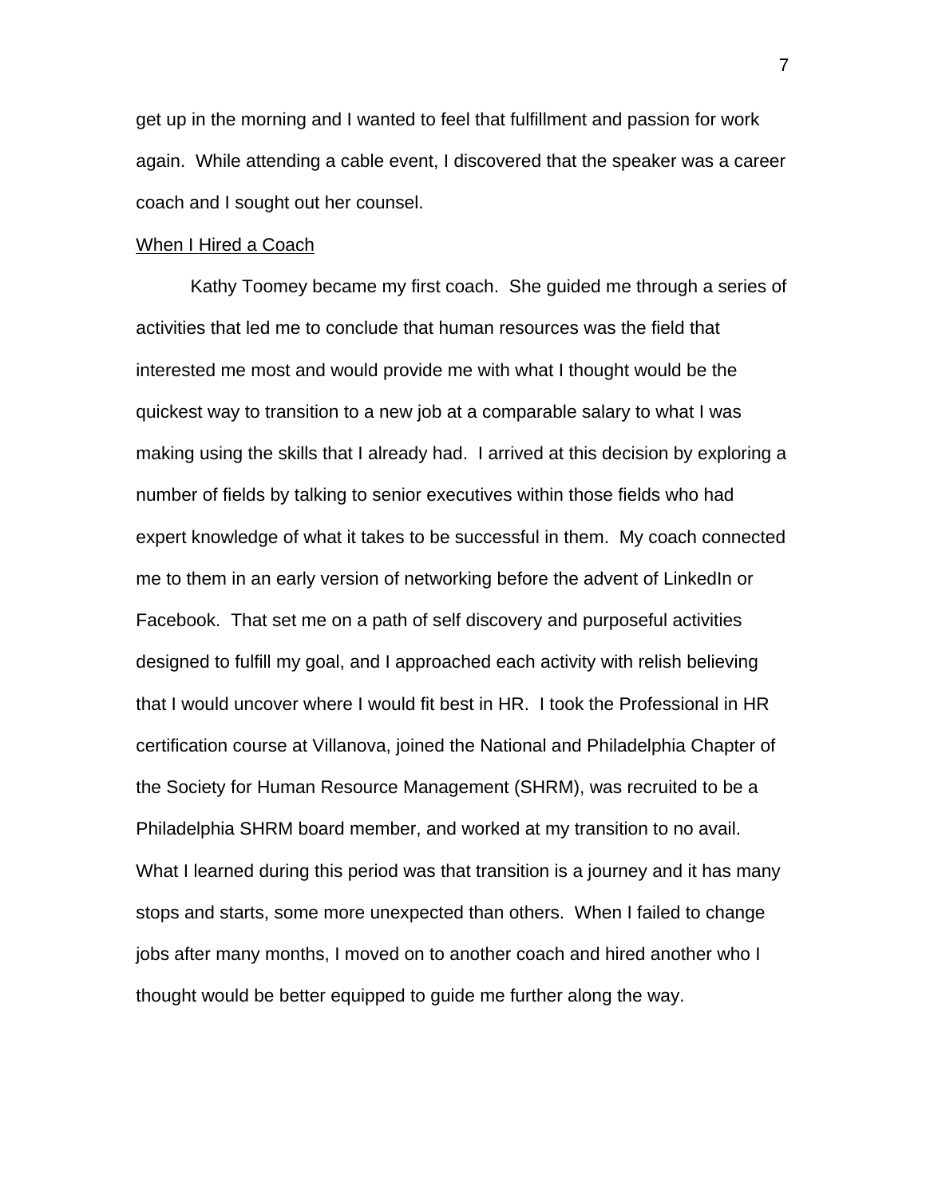get up in the morning and I wanted to feel that fulfillment and passion for work again. While attending a cable event, I discovered that the speaker was a career coach and I sought out her counsel.

When I Hired a Coach

Kathy Toomey became my first coach. She guided me through a series of activities that led me to conclude that human resources was the field that interested me most and would provide me with what I thought would be the quickest way to transition to a new job at a comparable salary to what I was making using the skills that I already had. I arrived at this decision by exploring a number of fields by talking to senior executives within those fields who had expert knowledge of what it takes to be successful in them. My coach connected me to them in an early version of networking before the advent of LinkedIn or Facebook. That set me on a path of self discovery and purposeful activities designed to fulfill my goal, and I approached each activity with relish believing that I would uncover where I would fit best in HR. I took the Professional in HR certification course at Villanova, joined the National and Philadelphia Chapter of the Society for Human Resource Management (SHRM), was recruited to be a Philadelphia SHRM board member, and worked at my transition to no avail. What I learned during this period was that transition is a journey and it has many stops and starts, some more unexpected than others. When I failed to change jobs after many months, I moved on to another coach and hired another who I thought would be better equipped to guide me further along the way.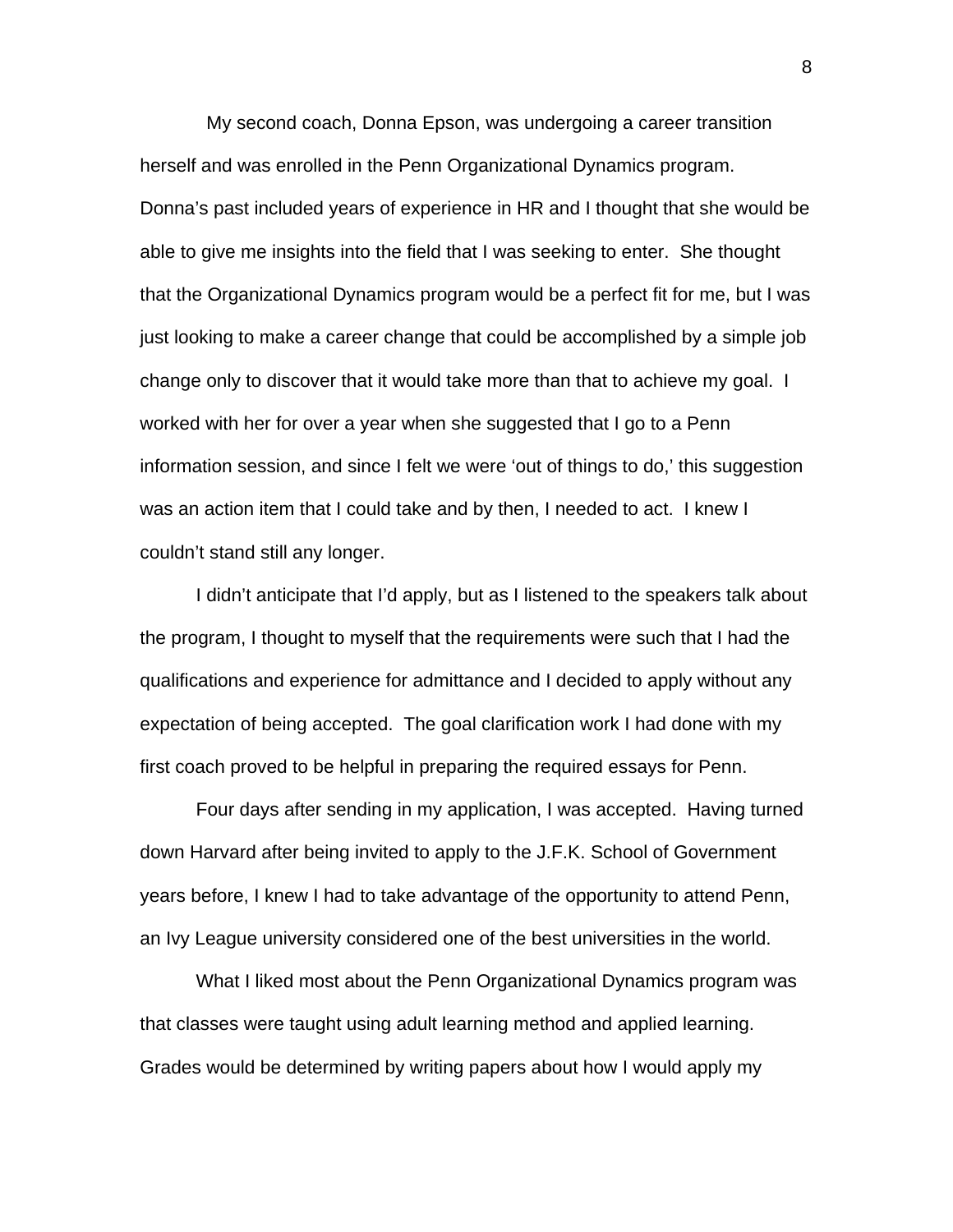My second coach, Donna Epson, was undergoing a career transition herself and was enrolled in the Penn Organizational Dynamics program. Donna's past included years of experience in HR and I thought that she would be able to give me insights into the field that I was seeking to enter. She thought that the Organizational Dynamics program would be a perfect fit for me, but I was just looking to make a career change that could be accomplished by a simple job change only to discover that it would take more than that to achieve my goal. I worked with her for over a year when she suggested that I go to a Penn information session, and since I felt we were 'out of things to do,' this suggestion was an action item that I could take and by then, I needed to act. I knew I couldn't stand still any longer.

I didn't anticipate that I'd apply, but as I listened to the speakers talk about the program, I thought to myself that the requirements were such that I had the qualifications and experience for admittance and I decided to apply without any expectation of being accepted. The goal clarification work I had done with my first coach proved to be helpful in preparing the required essays for Penn.

Four days after sending in my application, I was accepted. Having turned down Harvard after being invited to apply to the J.F.K. School of Government years before, I knew I had to take advantage of the opportunity to attend Penn, an Ivy League university considered one of the best universities in the world.

What I liked most about the Penn Organizational Dynamics program was that classes were taught using adult learning method and applied learning. Grades would be determined by writing papers about how I would apply my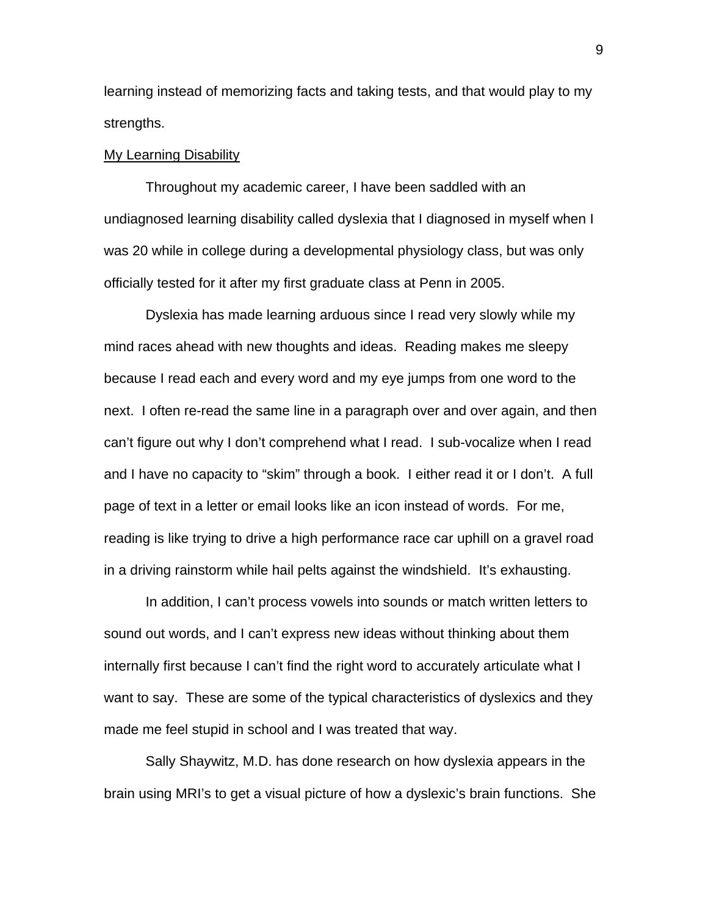learning instead of memorizing facts and taking tests, and that would play to my strengths.

<u>My Learning Disability</u>

Throughout my academic career, I have been saddled with an undiagnosed learning disability called dyslexia that I diagnosed in myself when I was 20 while in college during a developmental physiology class, but was only officially tested for it after my first graduate class at Penn in 2005.

Dyslexia has made learning arduous since I read very slowly while my mind races ahead with new thoughts and ideas. Reading makes me sleepy because I read each and every word and my eye jumps from one word to the next. I often re-read the same line in a paragraph over and over again, and then can't figure out why I don't comprehend what I read. I sub-vocalize when I read and I have no capacity to "skim" through a book. I either read it or I don't. A full page of text in a letter or email looks like an icon instead of words. For me, reading is like trying to drive a high performance race car uphill on a gravel road in a driving rainstorm while hail pelts against the windshield. It's exhausting.

In addition, I can't process vowels into sounds or match written letters to sound out words, and I can't express new ideas without thinking about them internally first because I can't find the right word to accurately articulate what I want to say. These are some of the typical characteristics of dyslexics and they made me feel stupid in school and I was treated that way.

Sally Shaywitz, M.D. has done research on how dyslexia appears in the brain using MRI's to get a visual picture of how a dyslexic's brain functions. She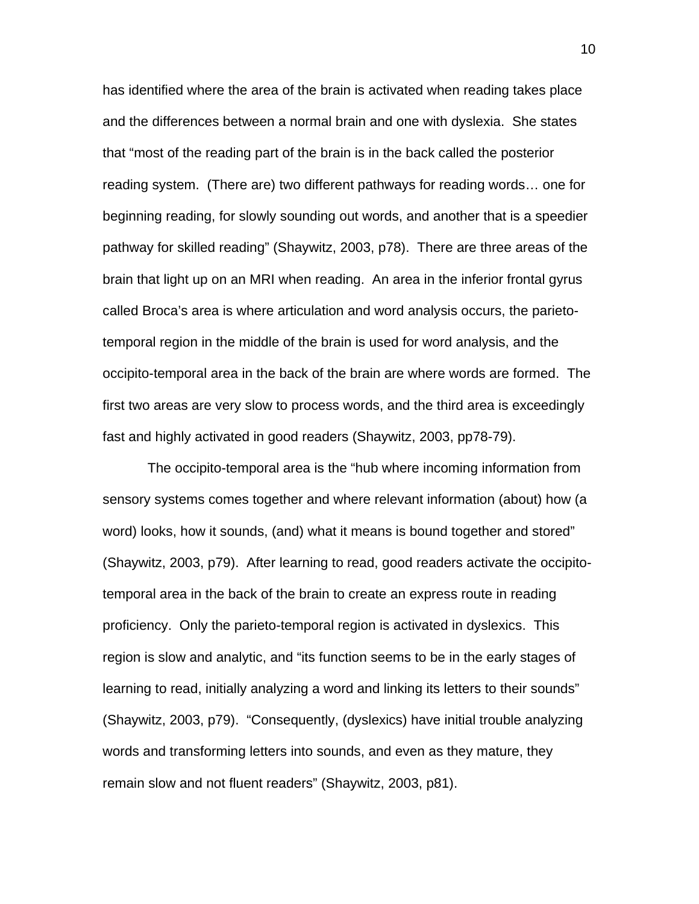has identified where the area of the brain is activated when reading takes place and the differences between a normal brain and one with dyslexia. She states that "most of the reading part of the brain is in the back called the posterior reading system. (There are) two different pathways for reading words… one for beginning reading, for slowly sounding out words, and another that is a speedier pathway for skilled reading" (Shaywitz, 2003, p78). There are three areas of the brain that light up on an MRI when reading. An area in the inferior frontal gyrus called Broca's area is where articulation and word analysis occurs, the parieto-temporal region in the middle of the brain is used for word analysis, and the occipito-temporal area in the back of the brain are where words are formed. The first two areas are very slow to process words, and the third area is exceedingly fast and highly activated in good readers (Shaywitz, 2003, pp78-79).

The occipito-temporal area is the "hub where incoming information from sensory systems comes together and where relevant information (about) how (a word) looks, how it sounds, (and) what it means is bound together and stored" (Shaywitz, 2003, p79). After learning to read, good readers activate the occipito-temporal area in the back of the brain to create an express route in reading proficiency. Only the parieto-temporal region is activated in dyslexics. This region is slow and analytic, and "its function seems to be in the early stages of learning to read, initially analyzing a word and linking its letters to their sounds" (Shaywitz, 2003, p79). "Consequently, (dyslexics) have initial trouble analyzing words and transforming letters into sounds, and even as they mature, they remain slow and not fluent readers" (Shaywitz, 2003, p81).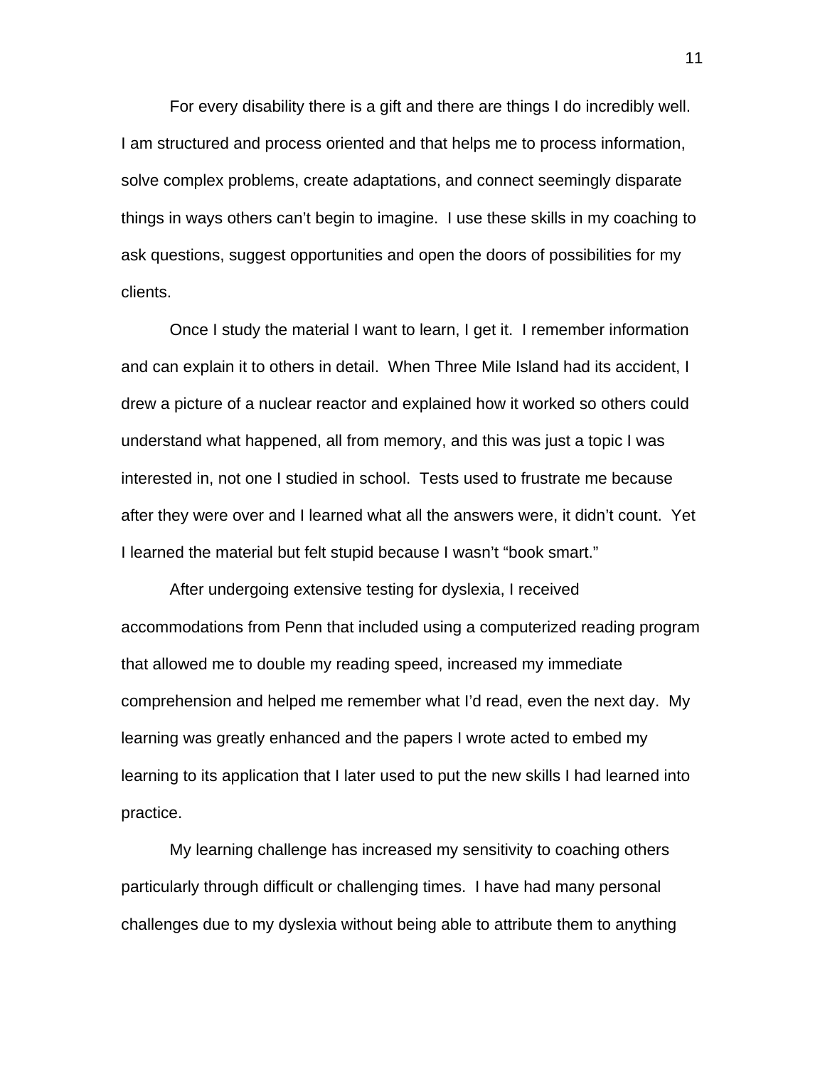For every disability there is a gift and there are things I do incredibly well. I am structured and process oriented and that helps me to process information, solve complex problems, create adaptations, and connect seemingly disparate things in ways others can't begin to imagine. I use these skills in my coaching to ask questions, suggest opportunities and open the doors of possibilities for my clients.

Once I study the material I want to learn, I get it. I remember information and can explain it to others in detail. When Three Mile Island had its accident, I drew a picture of a nuclear reactor and explained how it worked so others could understand what happened, all from memory, and this was just a topic I was interested in, not one I studied in school. Tests used to frustrate me because after they were over and I learned what all the answers were, it didn't count. Yet I learned the material but felt stupid because I wasn't "book smart."

After undergoing extensive testing for dyslexia, I received accommodations from Penn that included using a computerized reading program that allowed me to double my reading speed, increased my immediate comprehension and helped me remember what I'd read, even the next day. My learning was greatly enhanced and the papers I wrote acted to embed my learning to its application that I later used to put the new skills I had learned into practice.

My learning challenge has increased my sensitivity to coaching others particularly through difficult or challenging times. I have had many personal challenges due to my dyslexia without being able to attribute them to anything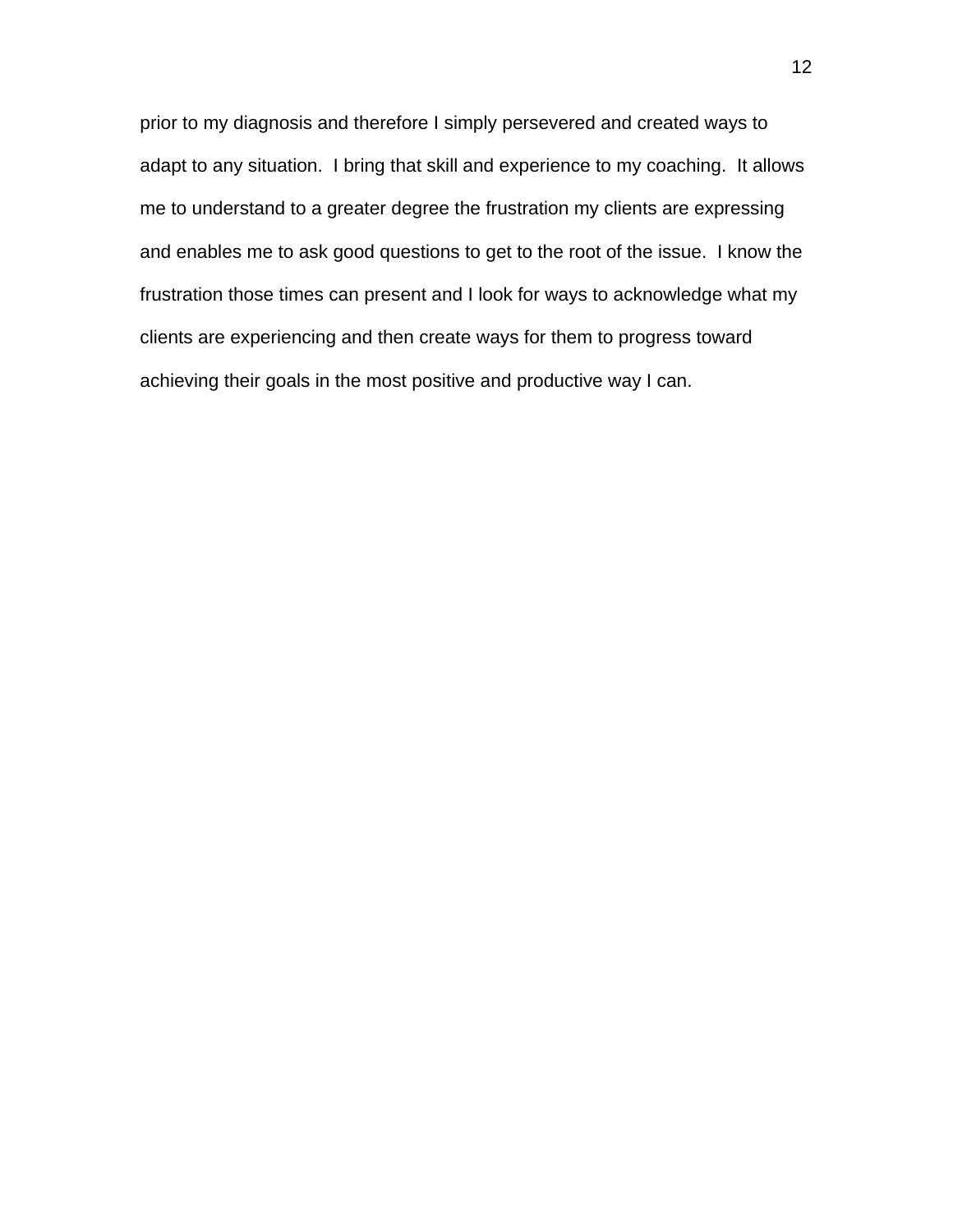prior to my diagnosis and therefore I simply persevered and created ways to adapt to any situation.  I bring that skill and experience to my coaching.  It allows me to understand to a greater degree the frustration my clients are expressing and enables me to ask good questions to get to the root of the issue.  I know the frustration those times can present and I look for ways to acknowledge what my clients are experiencing and then create ways for them to progress toward achieving their goals in the most positive and productive way I can.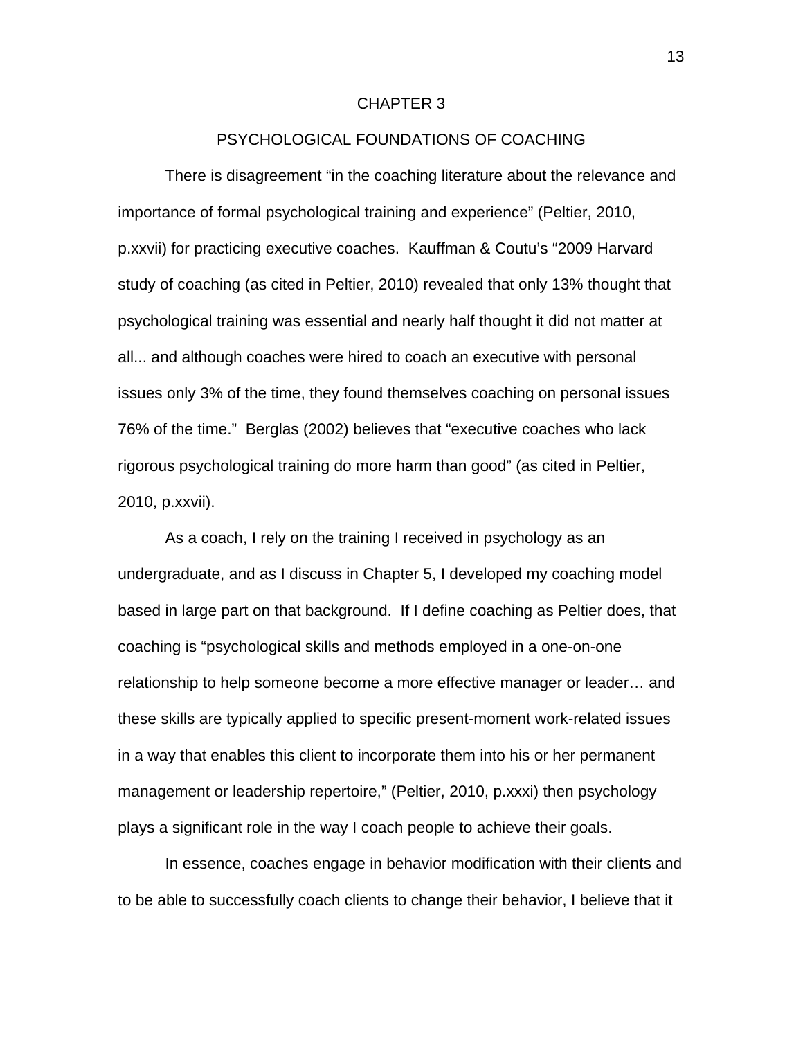# CHAPTER 3

## PSYCHOLOGICAL FOUNDATIONS OF COACHING

There is disagreement "in the coaching literature about the relevance and importance of formal psychological training and experience" (Peltier, 2010, p.xxvii) for practicing executive coaches. Kauffman & Coutu's "2009 Harvard study of coaching (as cited in Peltier, 2010) revealed that only 13% thought that psychological training was essential and nearly half thought it did not matter at all... and although coaches were hired to coach an executive with personal issues only 3% of the time, they found themselves coaching on personal issues 76% of the time." Berglas (2002) believes that "executive coaches who lack rigorous psychological training do more harm than good" (as cited in Peltier, 2010, p.xxvii).

As a coach, I rely on the training I received in psychology as an undergraduate, and as I discuss in Chapter 5, I developed my coaching model based in large part on that background. If I define coaching as Peltier does, that coaching is "psychological skills and methods employed in a one-on-one relationship to help someone become a more effective manager or leader… and these skills are typically applied to specific present-moment work-related issues in a way that enables this client to incorporate them into his or her permanent management or leadership repertoire," (Peltier, 2010, p.xxxi) then psychology plays a significant role in the way I coach people to achieve their goals.

In essence, coaches engage in behavior modification with their clients and to be able to successfully coach clients to change their behavior, I believe that it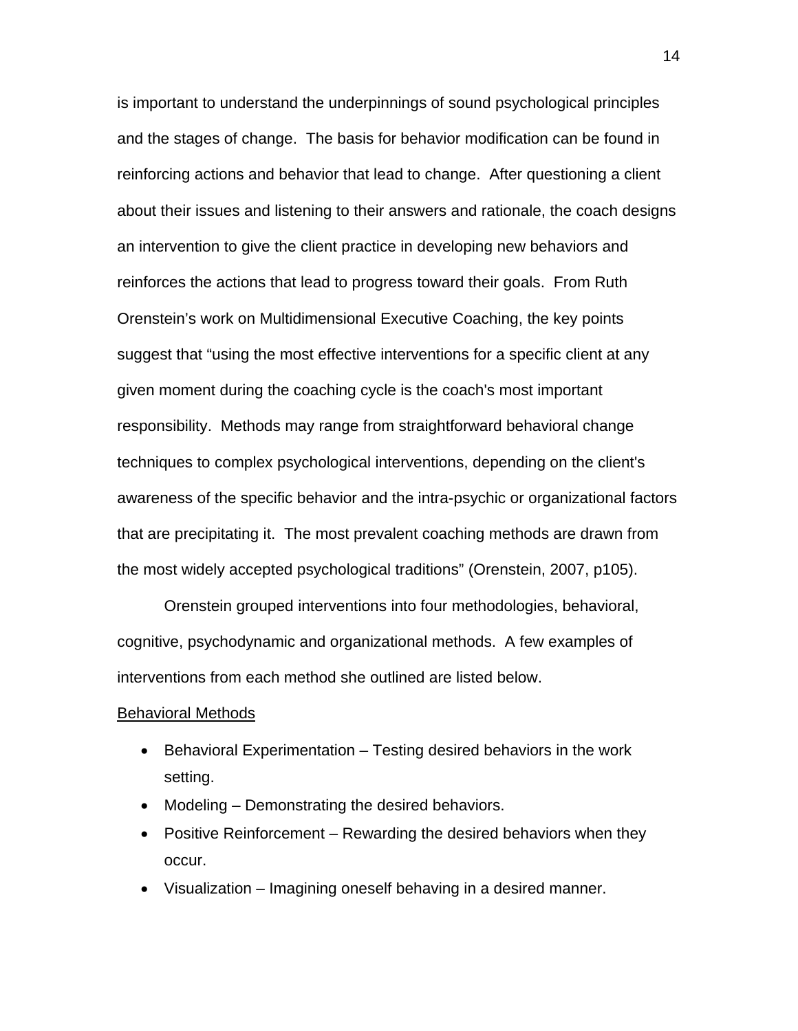is important to understand the underpinnings of sound psychological principles and the stages of change. The basis for behavior modification can be found in reinforcing actions and behavior that lead to change. After questioning a client about their issues and listening to their answers and rationale, the coach designs an intervention to give the client practice in developing new behaviors and reinforces the actions that lead to progress toward their goals. From Ruth Orenstein's work on Multidimensional Executive Coaching, the key points suggest that "using the most effective interventions for a specific client at any given moment during the coaching cycle is the coach's most important responsibility. Methods may range from straightforward behavioral change techniques to complex psychological interventions, depending on the client's awareness of the specific behavior and the intra-psychic or organizational factors that are precipitating it. The most prevalent coaching methods are drawn from the most widely accepted psychological traditions" (Orenstein, 2007, p105).

Orenstein grouped interventions into four methodologies, behavioral, cognitive, psychodynamic and organizational methods. A few examples of interventions from each method she outlined are listed below.

<u>Behavioral Methods</u>

- Behavioral Experimentation – Testing desired behaviors in the work setting.
- Modeling – Demonstrating the desired behaviors.
- Positive Reinforcement – Rewarding the desired behaviors when they occur.
- Visualization – Imagining oneself behaving in a desired manner.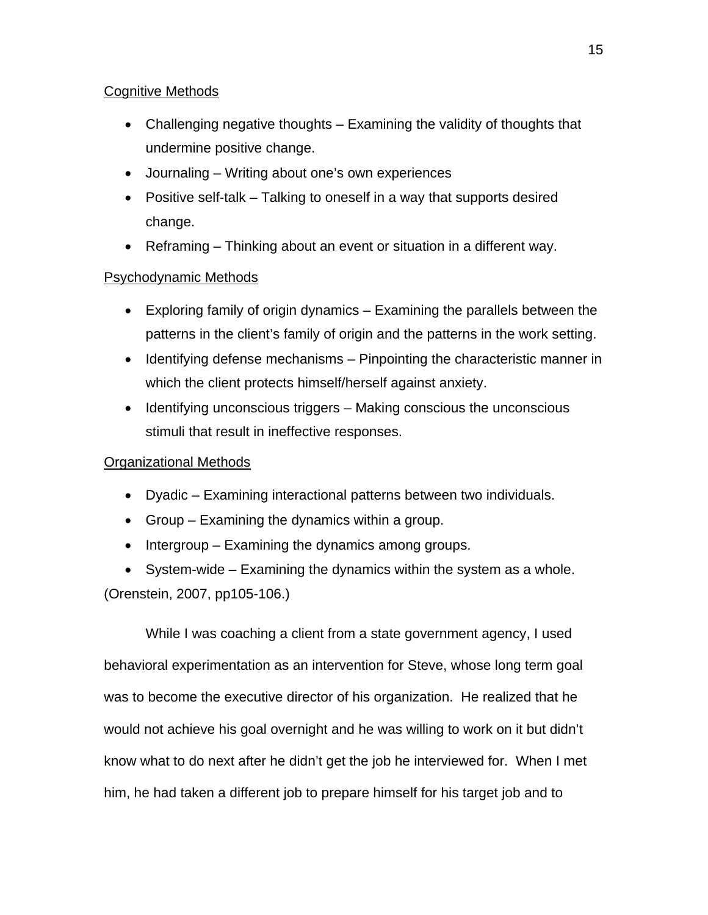Cognitive Methods

- Challenging negative thoughts – Examining the validity of thoughts that undermine positive change.
- Journaling – Writing about one's own experiences
- Positive self-talk – Talking to oneself in a way that supports desired change.
- Reframing – Thinking about an event or situation in a different way.

Psychodynamic Methods

- Exploring family of origin dynamics – Examining the parallels between the patterns in the client's family of origin and the patterns in the work setting.
- Identifying defense mechanisms – Pinpointing the characteristic manner in which the client protects himself/herself against anxiety.
- Identifying unconscious triggers – Making conscious the unconscious stimuli that result in ineffective responses.

Organizational Methods

- Dyadic – Examining interactional patterns between two individuals.
- Group – Examining the dynamics within a group.
- Intergroup – Examining the dynamics among groups.
- System-wide – Examining the dynamics within the system as a whole.

(Orenstein, 2007, pp105-106.)

While I was coaching a client from a state government agency, I used behavioral experimentation as an intervention for Steve, whose long term goal was to become the executive director of his organization. He realized that he would not achieve his goal overnight and he was willing to work on it but didn't know what to do next after he didn't get the job he interviewed for. When I met him, he had taken a different job to prepare himself for his target job and to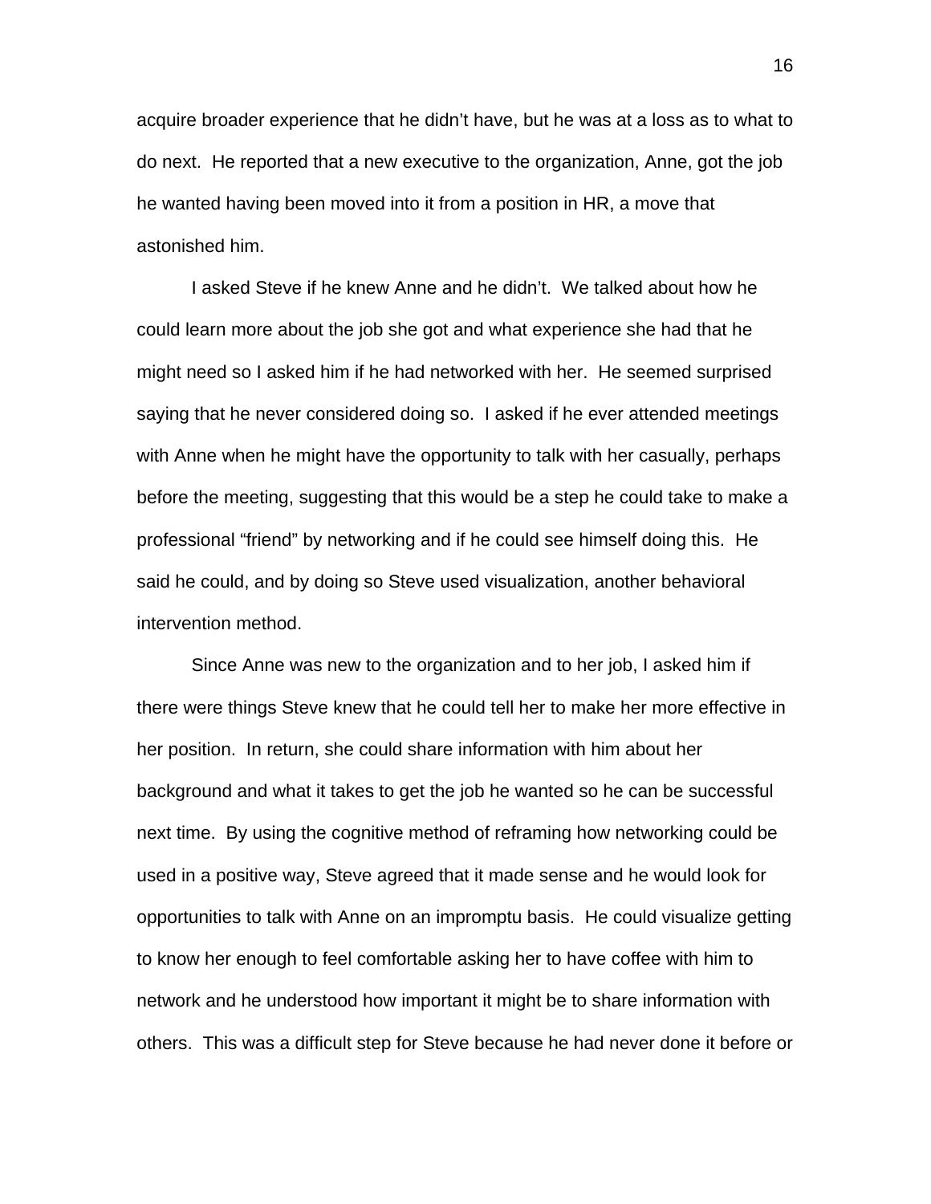acquire broader experience that he didn't have, but he was at a loss as to what to do next. He reported that a new executive to the organization, Anne, got the job he wanted having been moved into it from a position in HR, a move that astonished him.

I asked Steve if he knew Anne and he didn't. We talked about how he could learn more about the job she got and what experience she had that he might need so I asked him if he had networked with her. He seemed surprised saying that he never considered doing so. I asked if he ever attended meetings with Anne when he might have the opportunity to talk with her casually, perhaps before the meeting, suggesting that this would be a step he could take to make a professional "friend" by networking and if he could see himself doing this. He said he could, and by doing so Steve used visualization, another behavioral intervention method.

Since Anne was new to the organization and to her job, I asked him if there were things Steve knew that he could tell her to make her more effective in her position. In return, she could share information with him about her background and what it takes to get the job he wanted so he can be successful next time. By using the cognitive method of reframing how networking could be used in a positive way, Steve agreed that it made sense and he would look for opportunities to talk with Anne on an impromptu basis. He could visualize getting to know her enough to feel comfortable asking her to have coffee with him to network and he understood how important it might be to share information with others. This was a difficult step for Steve because he had never done it before or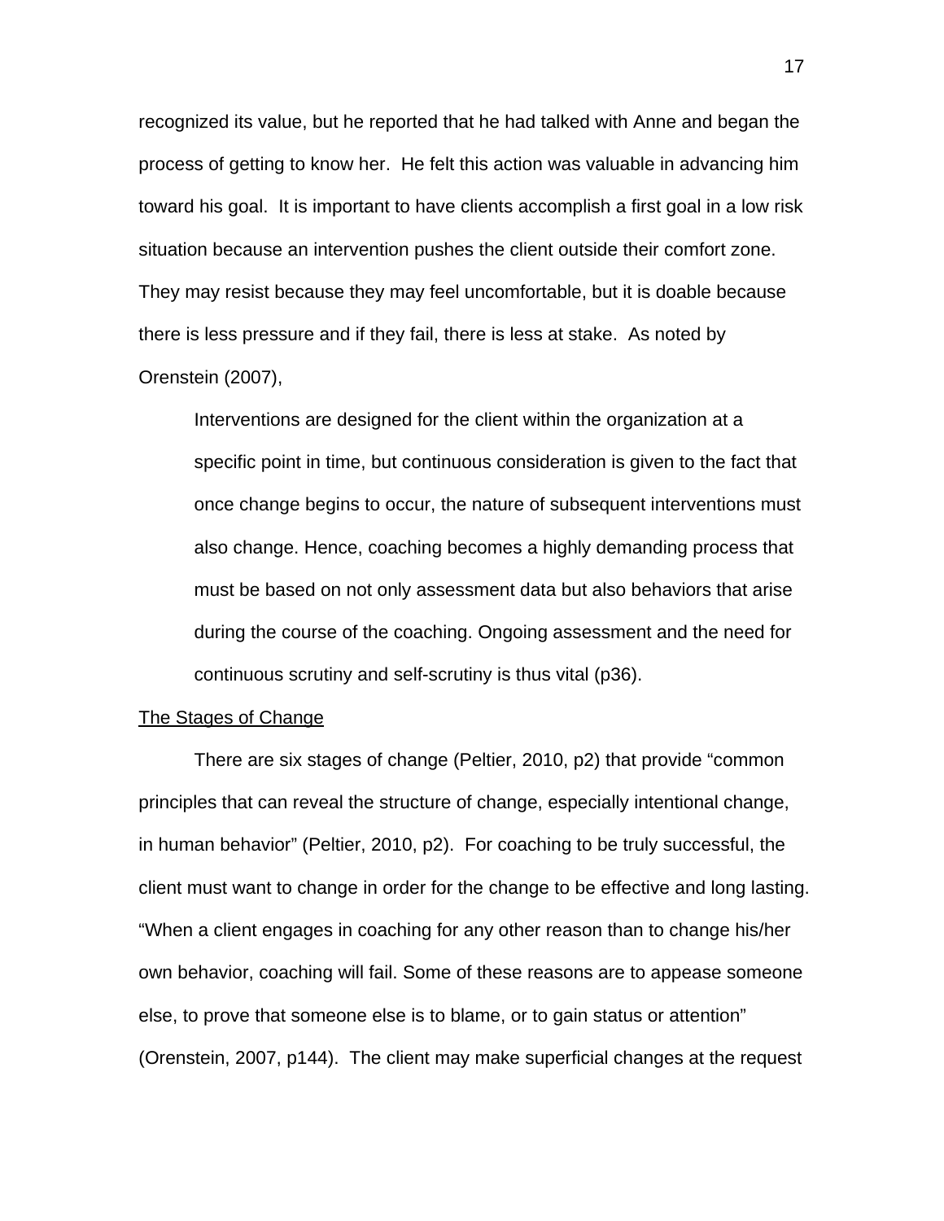recognized its value, but he reported that he had talked with Anne and began the process of getting to know her. He felt this action was valuable in advancing him toward his goal. It is important to have clients accomplish a first goal in a low risk situation because an intervention pushes the client outside their comfort zone. They may resist because they may feel uncomfortable, but it is doable because there is less pressure and if they fail, there is less at stake. As noted by Orenstein (2007),

> Interventions are designed for the client within the organization at a specific point in time, but continuous consideration is given to the fact that once change begins to occur, the nature of subsequent interventions must also change. Hence, coaching becomes a highly demanding process that must be based on not only assessment data but also behaviors that arise during the course of the coaching. Ongoing assessment and the need for continuous scrutiny and self-scrutiny is thus vital (p36).

<u>The Stages of Change</u>

There are six stages of change (Peltier, 2010, p2) that provide "common principles that can reveal the structure of change, especially intentional change, in human behavior" (Peltier, 2010, p2). For coaching to be truly successful, the client must want to change in order for the change to be effective and long lasting. "When a client engages in coaching for any other reason than to change his/her own behavior, coaching will fail. Some of these reasons are to appease someone else, to prove that someone else is to blame, or to gain status or attention" (Orenstein, 2007, p144). The client may make superficial changes at the request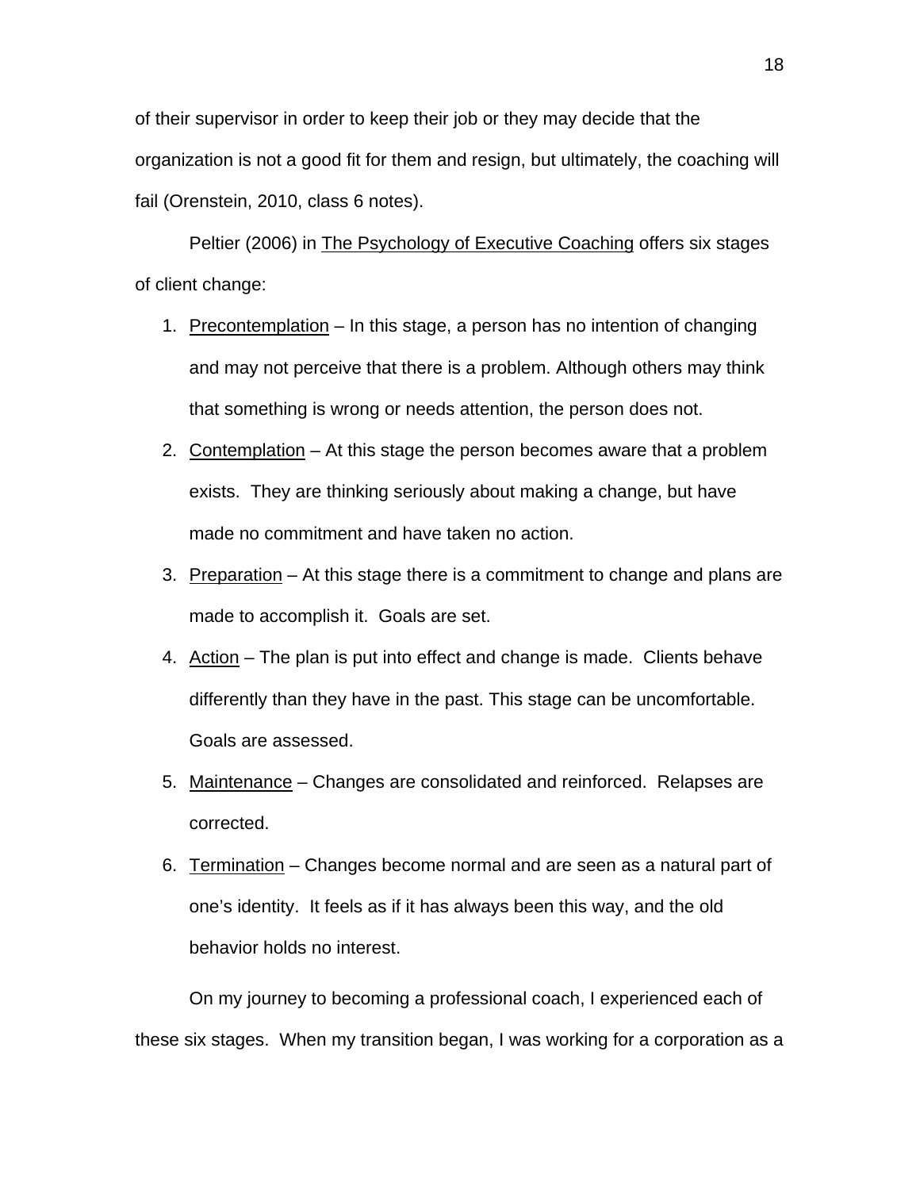of their supervisor in order to keep their job or they may decide that the organization is not a good fit for them and resign, but ultimately, the coaching will fail (Orenstein, 2010, class 6 notes).

Peltier (2006) in <u>The Psychology of Executive Coaching</u> offers six stages of client change:

1. <u>Precontemplation</u> – In this stage, a person has no intention of changing and may not perceive that there is a problem. Although others may think that something is wrong or needs attention, the person does not.
2. <u>Contemplation</u> – At this stage the person becomes aware that a problem exists. They are thinking seriously about making a change, but have made no commitment and have taken no action.
3. <u>Preparation</u> – At this stage there is a commitment to change and plans are made to accomplish it. Goals are set.
4. <u>Action</u> – The plan is put into effect and change is made. Clients behave differently than they have in the past. This stage can be uncomfortable. Goals are assessed.
5. <u>Maintenance</u> – Changes are consolidated and reinforced. Relapses are corrected.
6. <u>Termination</u> – Changes become normal and are seen as a natural part of one's identity. It feels as if it has always been this way, and the old behavior holds no interest.

On my journey to becoming a professional coach, I experienced each of these six stages. When my transition began, I was working for a corporation as a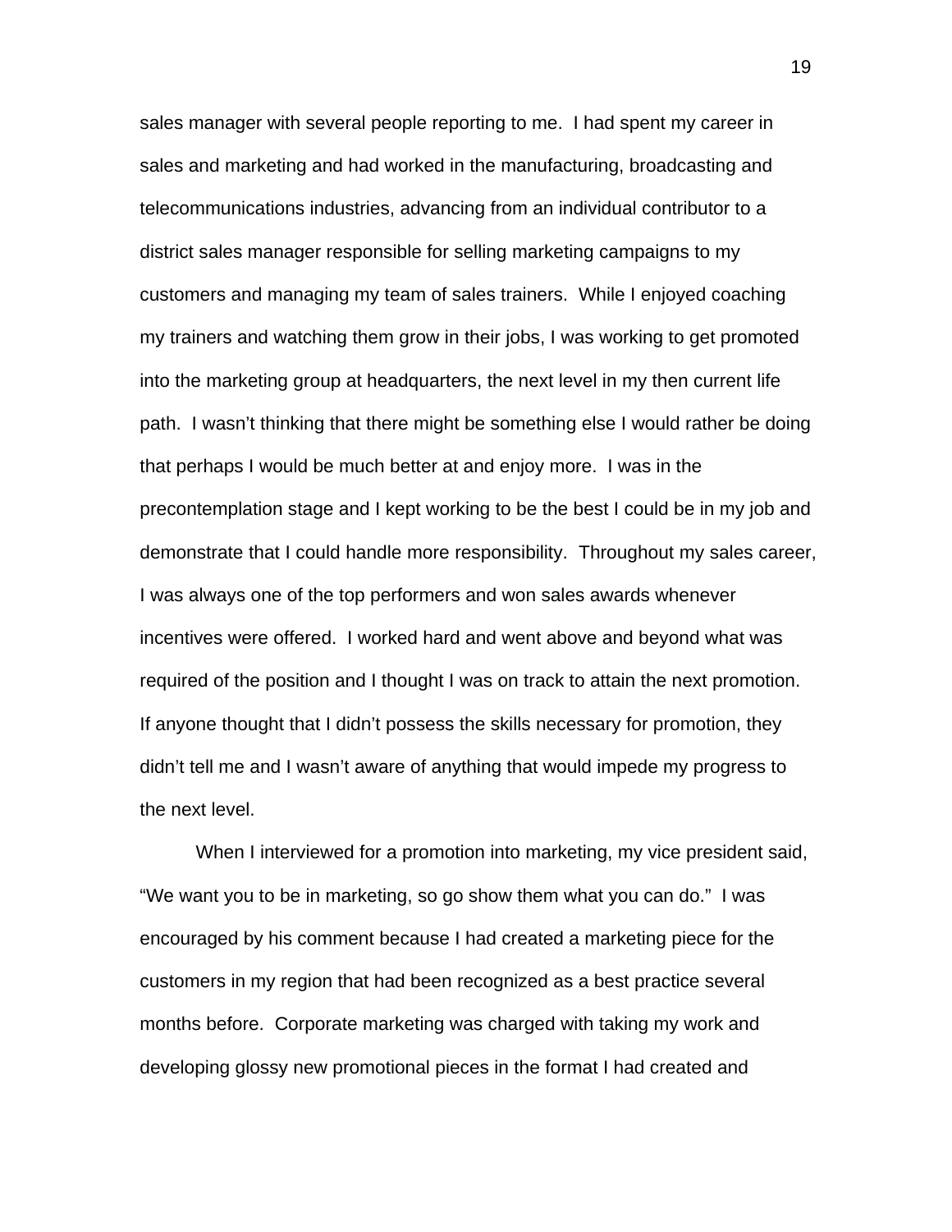sales manager with several people reporting to me. I had spent my career in sales and marketing and had worked in the manufacturing, broadcasting and telecommunications industries, advancing from an individual contributor to a district sales manager responsible for selling marketing campaigns to my customers and managing my team of sales trainers. While I enjoyed coaching my trainers and watching them grow in their jobs, I was working to get promoted into the marketing group at headquarters, the next level in my then current life path. I wasn't thinking that there might be something else I would rather be doing that perhaps I would be much better at and enjoy more. I was in the precontemplation stage and I kept working to be the best I could be in my job and demonstrate that I could handle more responsibility. Throughout my sales career, I was always one of the top performers and won sales awards whenever incentives were offered. I worked hard and went above and beyond what was required of the position and I thought I was on track to attain the next promotion. If anyone thought that I didn't possess the skills necessary for promotion, they didn't tell me and I wasn't aware of anything that would impede my progress to the next level.

When I interviewed for a promotion into marketing, my vice president said, "We want you to be in marketing, so go show them what you can do." I was encouraged by his comment because I had created a marketing piece for the customers in my region that had been recognized as a best practice several months before. Corporate marketing was charged with taking my work and developing glossy new promotional pieces in the format I had created and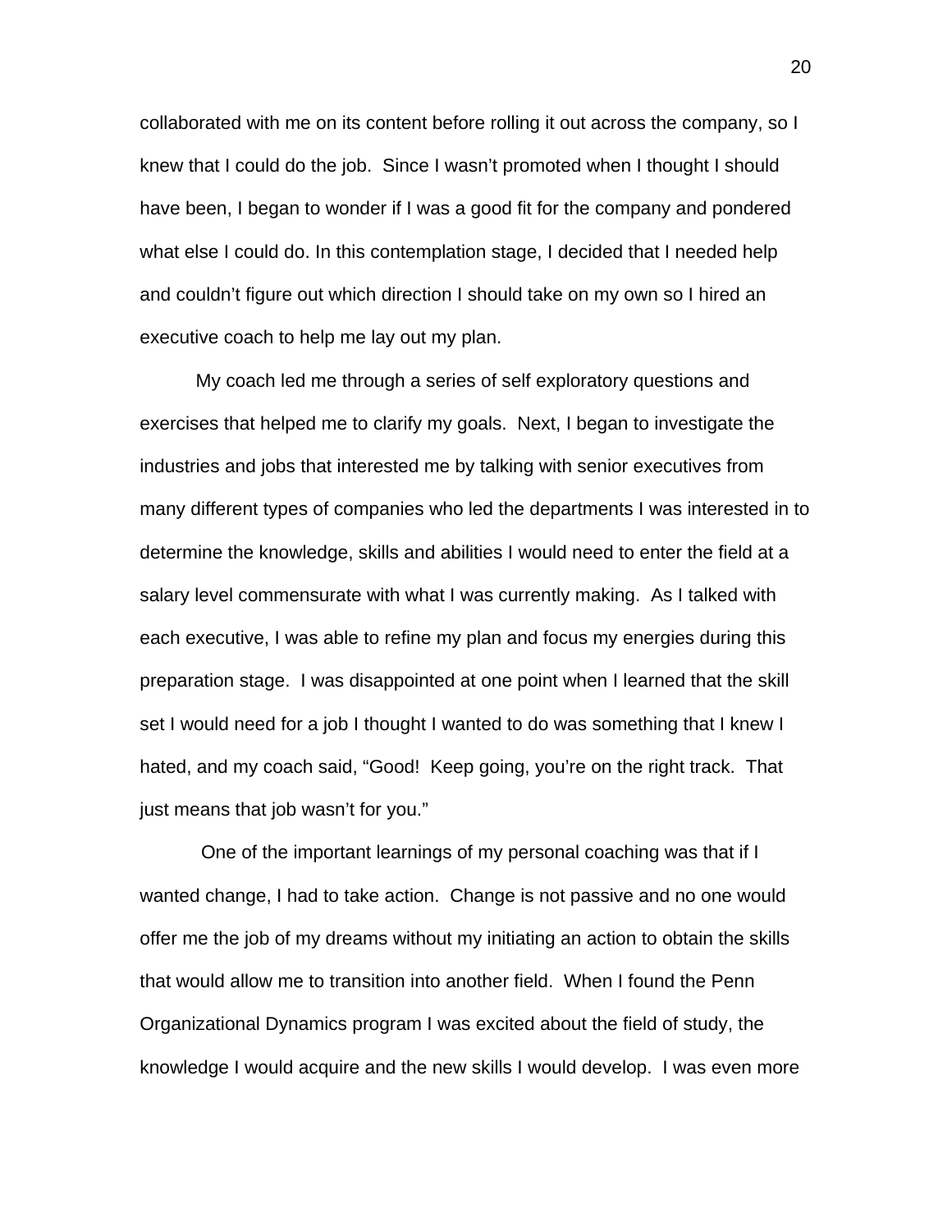collaborated with me on its content before rolling it out across the company, so I knew that I could do the job.  Since I wasn't promoted when I thought I should have been, I began to wonder if I was a good fit for the company and pondered what else I could do. In this contemplation stage, I decided that I needed help and couldn't figure out which direction I should take on my own so I hired an executive coach to help me lay out my plan.

My coach led me through a series of self exploratory questions and exercises that helped me to clarify my goals.  Next, I began to investigate the industries and jobs that interested me by talking with senior executives from many different types of companies who led the departments I was interested in to determine the knowledge, skills and abilities I would need to enter the field at a salary level commensurate with what I was currently making.  As I talked with each executive, I was able to refine my plan and focus my energies during this preparation stage.  I was disappointed at one point when I learned that the skill set I would need for a job I thought I wanted to do was something that I knew I hated, and my coach said, "Good!  Keep going, you're on the right track.  That just means that job wasn't for you."

One of the important learnings of my personal coaching was that if I wanted change, I had to take action.  Change is not passive and no one would offer me the job of my dreams without my initiating an action to obtain the skills that would allow me to transition into another field.  When I found the Penn Organizational Dynamics program I was excited about the field of study, the knowledge I would acquire and the new skills I would develop.  I was even more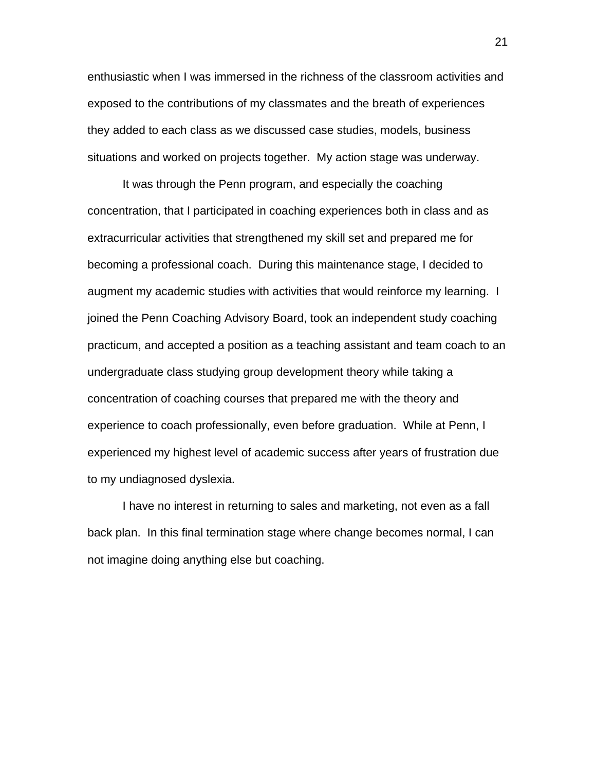enthusiastic when I was immersed in the richness of the classroom activities and exposed to the contributions of my classmates and the breath of experiences they added to each class as we discussed case studies, models, business situations and worked on projects together.  My action stage was underway.

It was through the Penn program, and especially the coaching concentration, that I participated in coaching experiences both in class and as extracurricular activities that strengthened my skill set and prepared me for becoming a professional coach.  During this maintenance stage, I decided to augment my academic studies with activities that would reinforce my learning.  I joined the Penn Coaching Advisory Board, took an independent study coaching practicum, and accepted a position as a teaching assistant and team coach to an undergraduate class studying group development theory while taking a concentration of coaching courses that prepared me with the theory and experience to coach professionally, even before graduation.  While at Penn, I experienced my highest level of academic success after years of frustration due to my undiagnosed dyslexia.

I have no interest in returning to sales and marketing, not even as a fall back plan.  In this final termination stage where change becomes normal, I can not imagine doing anything else but coaching.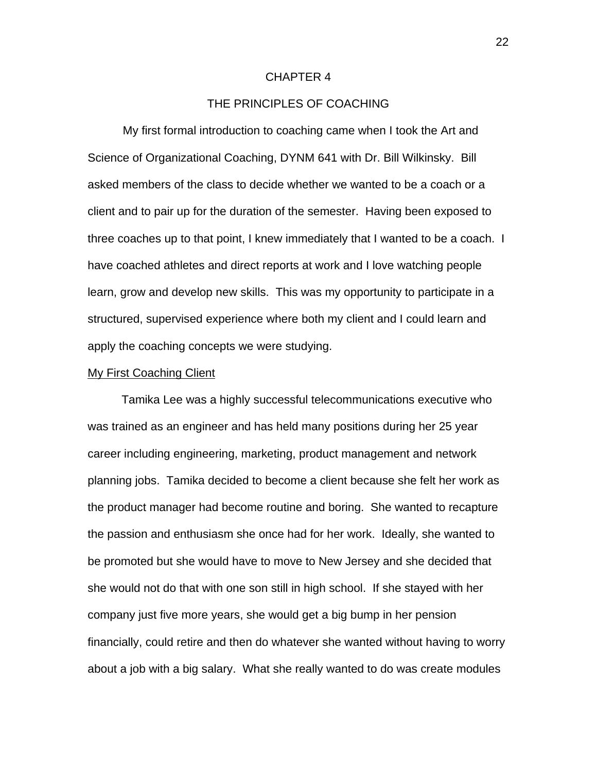# CHAPTER 4

# THE PRINCIPLES OF COACHING

My first formal introduction to coaching came when I took the Art and Science of Organizational Coaching, DYNM 641 with Dr. Bill Wilkinsky. Bill asked members of the class to decide whether we wanted to be a coach or a client and to pair up for the duration of the semester. Having been exposed to three coaches up to that point, I knew immediately that I wanted to be a coach. I have coached athletes and direct reports at work and I love watching people learn, grow and develop new skills. This was my opportunity to participate in a structured, supervised experience where both my client and I could learn and apply the coaching concepts we were studying.

## My First Coaching Client

Tamika Lee was a highly successful telecommunications executive who was trained as an engineer and has held many positions during her 25 year career including engineering, marketing, product management and network planning jobs. Tamika decided to become a client because she felt her work as the product manager had become routine and boring. She wanted to recapture the passion and enthusiasm she once had for her work. Ideally, she wanted to be promoted but she would have to move to New Jersey and she decided that she would not do that with one son still in high school. If she stayed with her company just five more years, she would get a big bump in her pension financially, could retire and then do whatever she wanted without having to worry about a job with a big salary. What she really wanted to do was create modules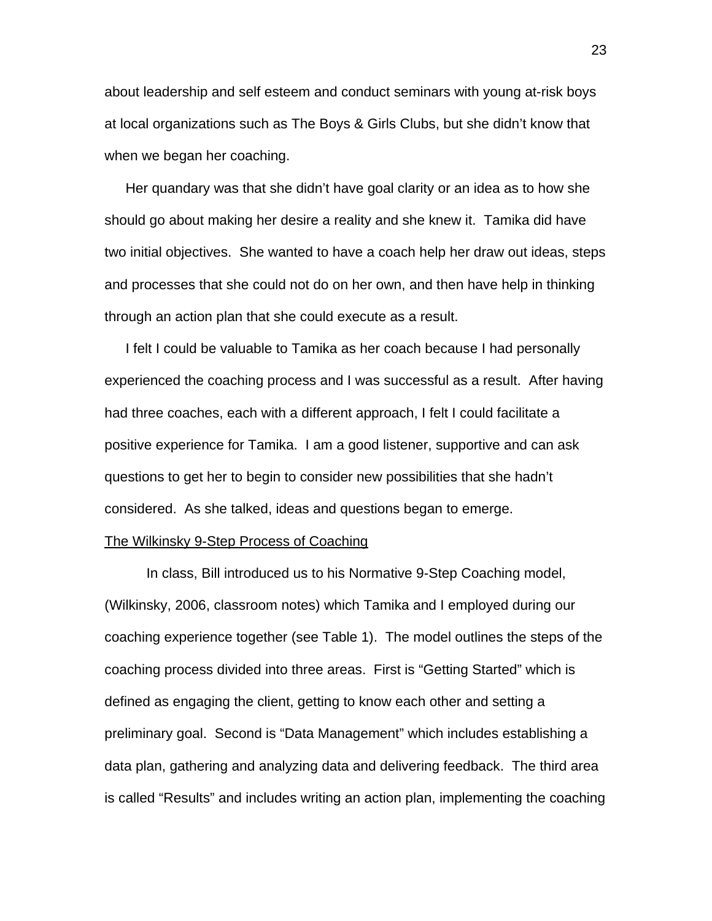about leadership and self esteem and conduct seminars with young at-risk boys at local organizations such as The Boys & Girls Clubs, but she didn't know that when we began her coaching.

Her quandary was that she didn't have goal clarity or an idea as to how she should go about making her desire a reality and she knew it. Tamika did have two initial objectives. She wanted to have a coach help her draw out ideas, steps and processes that she could not do on her own, and then have help in thinking through an action plan that she could execute as a result.

I felt I could be valuable to Tamika as her coach because I had personally experienced the coaching process and I was successful as a result. After having had three coaches, each with a different approach, I felt I could facilitate a positive experience for Tamika. I am a good listener, supportive and can ask questions to get her to begin to consider new possibilities that she hadn't considered. As she talked, ideas and questions began to emerge.

<u>The Wilkinsky 9-Step Process of Coaching</u>

In class, Bill introduced us to his Normative 9-Step Coaching model, (Wilkinsky, 2006, classroom notes) which Tamika and I employed during our coaching experience together (see Table 1). The model outlines the steps of the coaching process divided into three areas. First is "Getting Started" which is defined as engaging the client, getting to know each other and setting a preliminary goal. Second is "Data Management" which includes establishing a data plan, gathering and analyzing data and delivering feedback. The third area is called "Results" and includes writing an action plan, implementing the coaching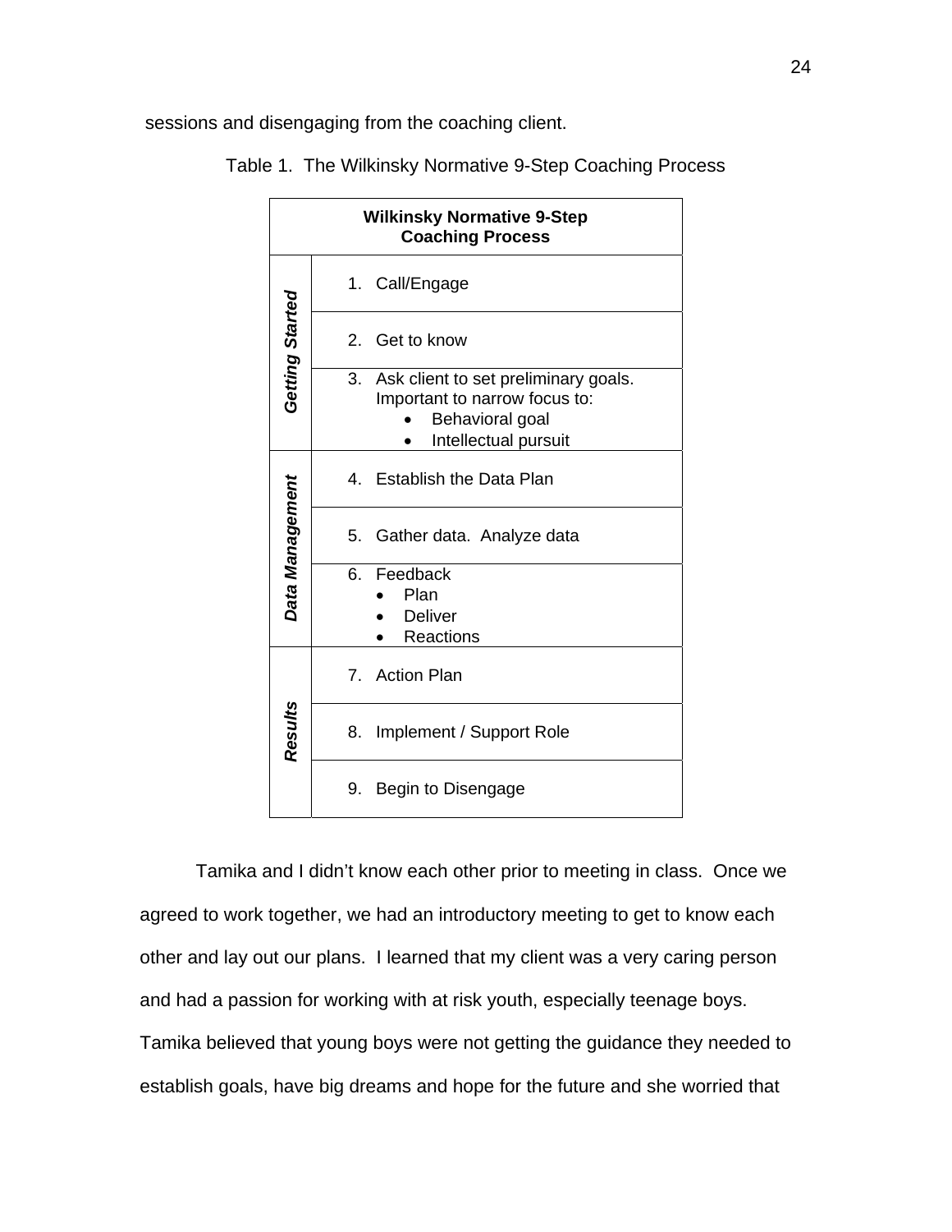sessions and disengaging from the coaching client.

Table 1. The Wilkinsky Normative 9-Step Coaching Process

| **Wilkinsky Normative 9-Step Coaching Process** | |
|---|---|
| ***Getting Started*** | 1. Call/Engage |
| | 2. Get to know |
| | 3. Ask client to set preliminary goals. Important to narrow focus to: • Behavioral goal • Intellectual pursuit |
| ***Data Management*** | 4. Establish the Data Plan |
| | 5. Gather data. Analyze data |
| | 6. Feedback • Plan • Deliver • Reactions |
| ***Results*** | 7. Action Plan |
| | 8. Implement / Support Role |
| | 9. Begin to Disengage |

Tamika and I didn't know each other prior to meeting in class. Once we agreed to work together, we had an introductory meeting to get to know each other and lay out our plans. I learned that my client was a very caring person and had a passion for working with at risk youth, especially teenage boys. Tamika believed that young boys were not getting the guidance they needed to establish goals, have big dreams and hope for the future and she worried that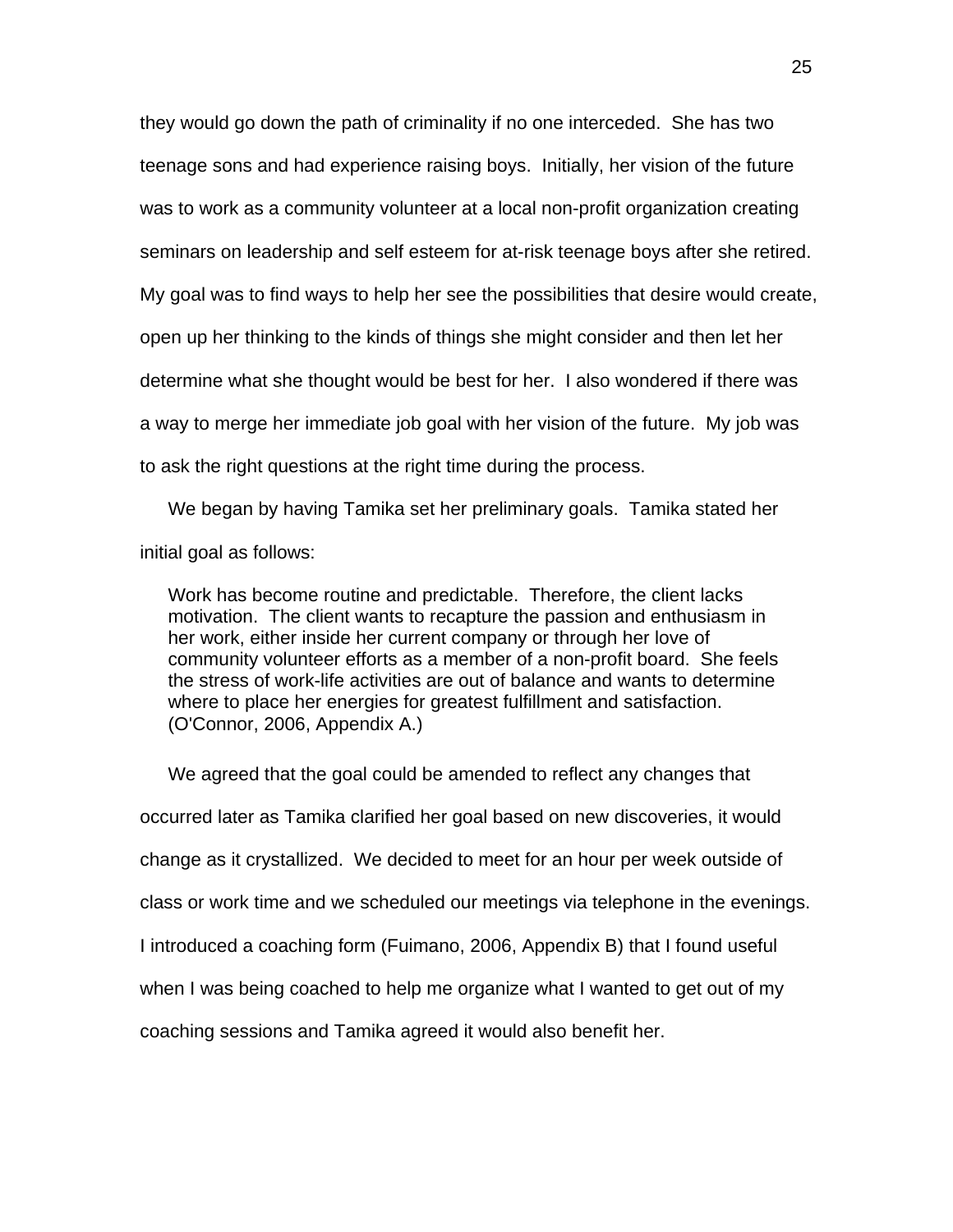they would go down the path of criminality if no one interceded. She has two teenage sons and had experience raising boys. Initially, her vision of the future was to work as a community volunteer at a local non-profit organization creating seminars on leadership and self esteem for at-risk teenage boys after she retired. My goal was to find ways to help her see the possibilities that desire would create, open up her thinking to the kinds of things she might consider and then let her determine what she thought would be best for her. I also wondered if there was a way to merge her immediate job goal with her vision of the future. My job was to ask the right questions at the right time during the process.

We began by having Tamika set her preliminary goals. Tamika stated her initial goal as follows:

> Work has become routine and predictable. Therefore, the client lacks motivation. The client wants to recapture the passion and enthusiasm in her work, either inside her current company or through her love of community volunteer efforts as a member of a non-profit board. She feels the stress of work-life activities are out of balance and wants to determine where to place her energies for greatest fulfillment and satisfaction. (O'Connor, 2006, Appendix A.)

We agreed that the goal could be amended to reflect any changes that occurred later as Tamika clarified her goal based on new discoveries, it would change as it crystallized. We decided to meet for an hour per week outside of class or work time and we scheduled our meetings via telephone in the evenings. I introduced a coaching form (Fuimano, 2006, Appendix B) that I found useful when I was being coached to help me organize what I wanted to get out of my coaching sessions and Tamika agreed it would also benefit her.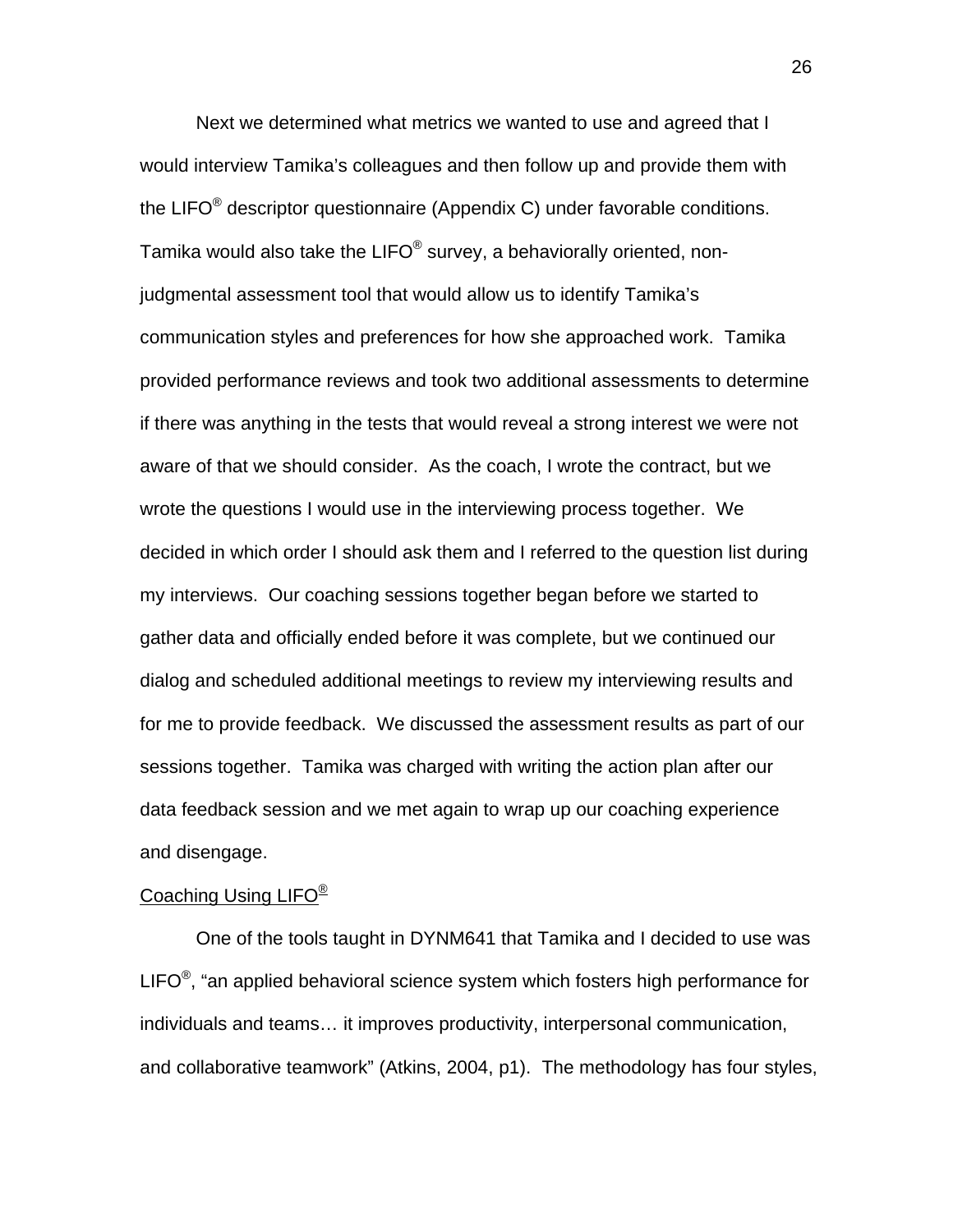Next we determined what metrics we wanted to use and agreed that I would interview Tamika's colleagues and then follow up and provide them with the LIFO® descriptor questionnaire (Appendix C) under favorable conditions. Tamika would also take the LIFO® survey, a behaviorally oriented, non-judgmental assessment tool that would allow us to identify Tamika's communication styles and preferences for how she approached work. Tamika provided performance reviews and took two additional assessments to determine if there was anything in the tests that would reveal a strong interest we were not aware of that we should consider. As the coach, I wrote the contract, but we wrote the questions I would use in the interviewing process together. We decided in which order I should ask them and I referred to the question list during my interviews. Our coaching sessions together began before we started to gather data and officially ended before it was complete, but we continued our dialog and scheduled additional meetings to review my interviewing results and for me to provide feedback. We discussed the assessment results as part of our sessions together. Tamika was charged with writing the action plan after our data feedback session and we met again to wrap up our coaching experience and disengage.

### Coaching Using LIFO®

One of the tools taught in DYNM641 that Tamika and I decided to use was LIFO®, "an applied behavioral science system which fosters high performance for individuals and teams… it improves productivity, interpersonal communication, and collaborative teamwork" (Atkins, 2004, p1). The methodology has four styles,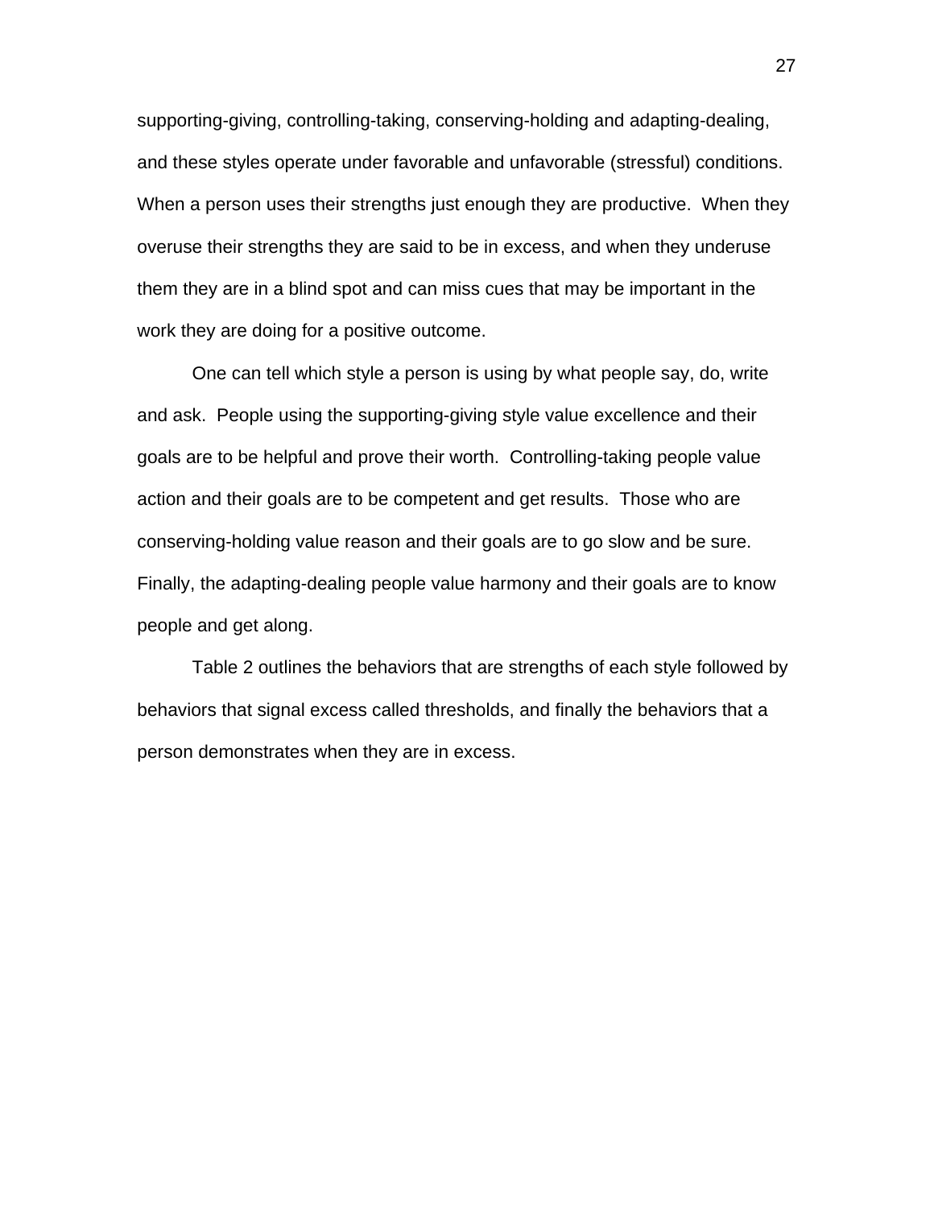supporting-giving, controlling-taking, conserving-holding and adapting-dealing, and these styles operate under favorable and unfavorable (stressful) conditions. When a person uses their strengths just enough they are productive. When they overuse their strengths they are said to be in excess, and when they underuse them they are in a blind spot and can miss cues that may be important in the work they are doing for a positive outcome.

One can tell which style a person is using by what people say, do, write and ask. People using the supporting-giving style value excellence and their goals are to be helpful and prove their worth. Controlling-taking people value action and their goals are to be competent and get results. Those who are conserving-holding value reason and their goals are to go slow and be sure. Finally, the adapting-dealing people value harmony and their goals are to know people and get along.

Table 2 outlines the behaviors that are strengths of each style followed by behaviors that signal excess called thresholds, and finally the behaviors that a person demonstrates when they are in excess.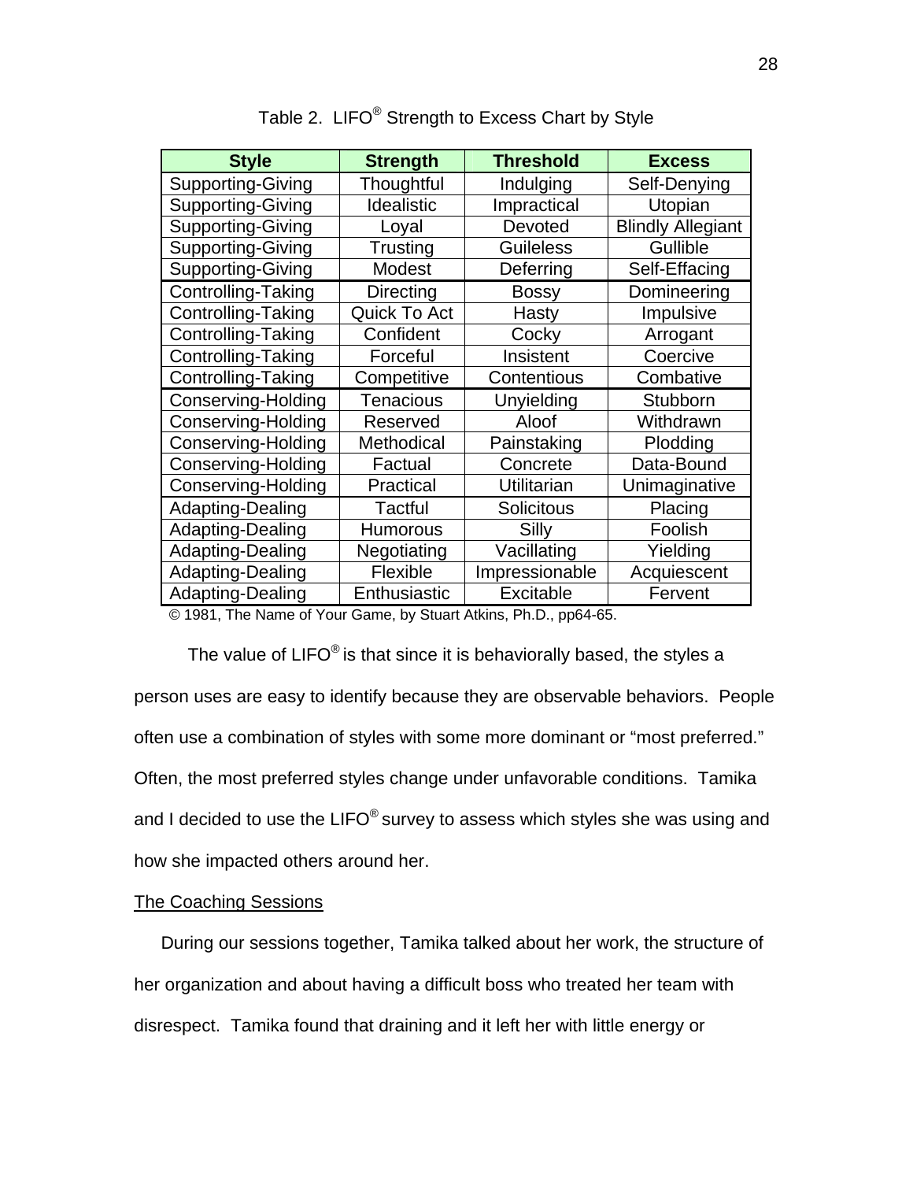Table 2. LIFO® Strength to Excess Chart by Style

| Style | Strength | Threshold | Excess |
|---|---|---|---|
| Supporting-Giving | Thoughtful | Indulging | Self-Denying |
| Supporting-Giving | Idealistic | Impractical | Utopian |
| Supporting-Giving | Loyal | Devoted | Blindly Allegiant |
| Supporting-Giving | Trusting | Guileless | Gullible |
| Supporting-Giving | Modest | Deferring | Self-Effacing |
| Controlling-Taking | Directing | Bossy | Domineering |
| Controlling-Taking | Quick To Act | Hasty | Impulsive |
| Controlling-Taking | Confident | Cocky | Arrogant |
| Controlling-Taking | Forceful | Insistent | Coercive |
| Controlling-Taking | Competitive | Contentious | Combative |
| Conserving-Holding | Tenacious | Unyielding | Stubborn |
| Conserving-Holding | Reserved | Aloof | Withdrawn |
| Conserving-Holding | Methodical | Painstaking | Plodding |
| Conserving-Holding | Factual | Concrete | Data-Bound |
| Conserving-Holding | Practical | Utilitarian | Unimaginative |
| Adapting-Dealing | Tactful | Solicitous | Placing |
| Adapting-Dealing | Humorous | Silly | Foolish |
| Adapting-Dealing | Negotiating | Vacillating | Yielding |
| Adapting-Dealing | Flexible | Impressionable | Acquiescent |
| Adapting-Dealing | Enthusiastic | Excitable | Fervent |

© 1981, The Name of Your Game, by Stuart Atkins, Ph.D., pp64-65.

The value of LIFO® is that since it is behaviorally based, the styles a person uses are easy to identify because they are observable behaviors. People often use a combination of styles with some more dominant or "most preferred." Often, the most preferred styles change under unfavorable conditions. Tamika and I decided to use the LIFO® survey to assess which styles she was using and how she impacted others around her.

## The Coaching Sessions

During our sessions together, Tamika talked about her work, the structure of her organization and about having a difficult boss who treated her team with disrespect. Tamika found that draining and it left her with little energy or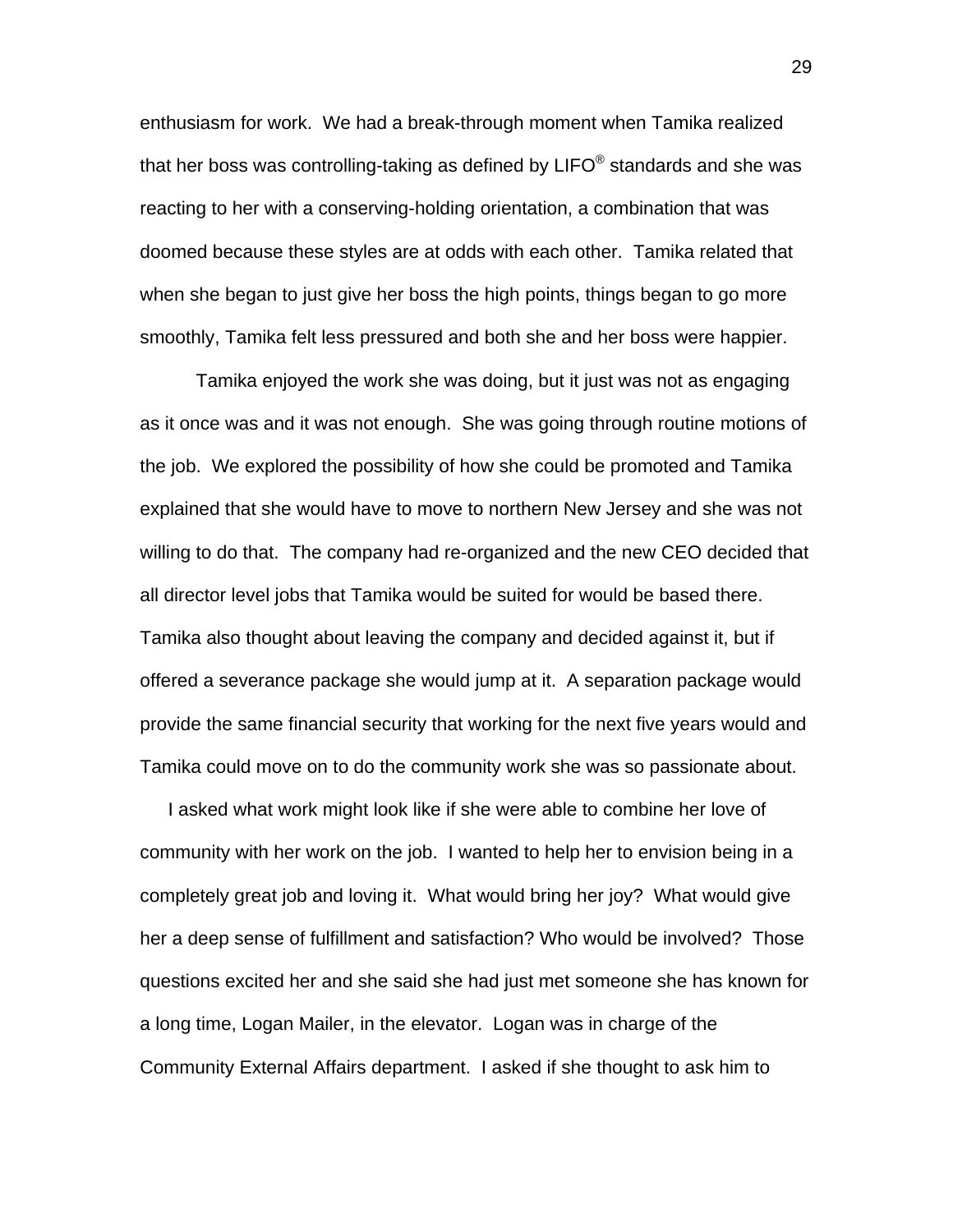enthusiasm for work. We had a break-through moment when Tamika realized that her boss was controlling-taking as defined by LIFO® standards and she was reacting to her with a conserving-holding orientation, a combination that was doomed because these styles are at odds with each other. Tamika related that when she began to just give her boss the high points, things began to go more smoothly, Tamika felt less pressured and both she and her boss were happier.

Tamika enjoyed the work she was doing, but it just was not as engaging as it once was and it was not enough. She was going through routine motions of the job. We explored the possibility of how she could be promoted and Tamika explained that she would have to move to northern New Jersey and she was not willing to do that. The company had re-organized and the new CEO decided that all director level jobs that Tamika would be suited for would be based there. Tamika also thought about leaving the company and decided against it, but if offered a severance package she would jump at it. A separation package would provide the same financial security that working for the next five years would and Tamika could move on to do the community work she was so passionate about.

I asked what work might look like if she were able to combine her love of community with her work on the job. I wanted to help her to envision being in a completely great job and loving it. What would bring her joy? What would give her a deep sense of fulfillment and satisfaction? Who would be involved? Those questions excited her and she said she had just met someone she has known for a long time, Logan Mailer, in the elevator. Logan was in charge of the Community External Affairs department. I asked if she thought to ask him to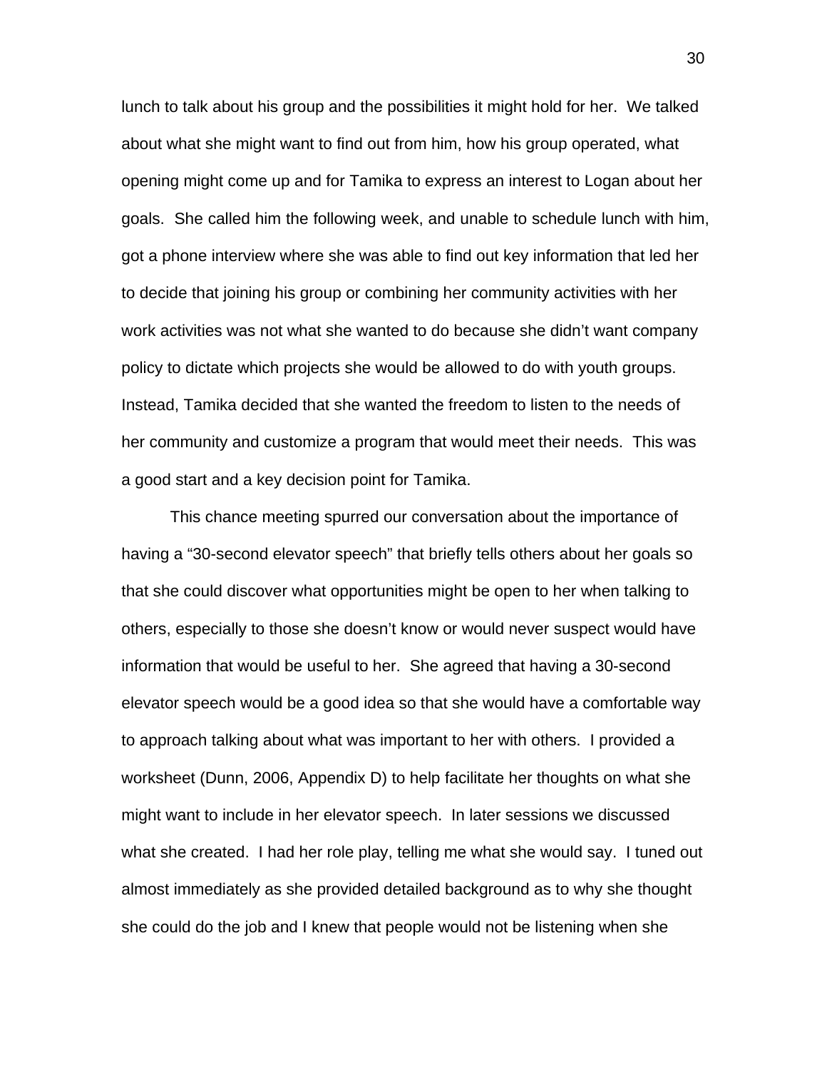lunch to talk about his group and the possibilities it might hold for her. We talked about what she might want to find out from him, how his group operated, what opening might come up and for Tamika to express an interest to Logan about her goals. She called him the following week, and unable to schedule lunch with him, got a phone interview where she was able to find out key information that led her to decide that joining his group or combining her community activities with her work activities was not what she wanted to do because she didn't want company policy to dictate which projects she would be allowed to do with youth groups. Instead, Tamika decided that she wanted the freedom to listen to the needs of her community and customize a program that would meet their needs. This was a good start and a key decision point for Tamika.

This chance meeting spurred our conversation about the importance of having a "30-second elevator speech" that briefly tells others about her goals so that she could discover what opportunities might be open to her when talking to others, especially to those she doesn't know or would never suspect would have information that would be useful to her. She agreed that having a 30-second elevator speech would be a good idea so that she would have a comfortable way to approach talking about what was important to her with others. I provided a worksheet (Dunn, 2006, Appendix D) to help facilitate her thoughts on what she might want to include in her elevator speech. In later sessions we discussed what she created. I had her role play, telling me what she would say. I tuned out almost immediately as she provided detailed background as to why she thought she could do the job and I knew that people would not be listening when she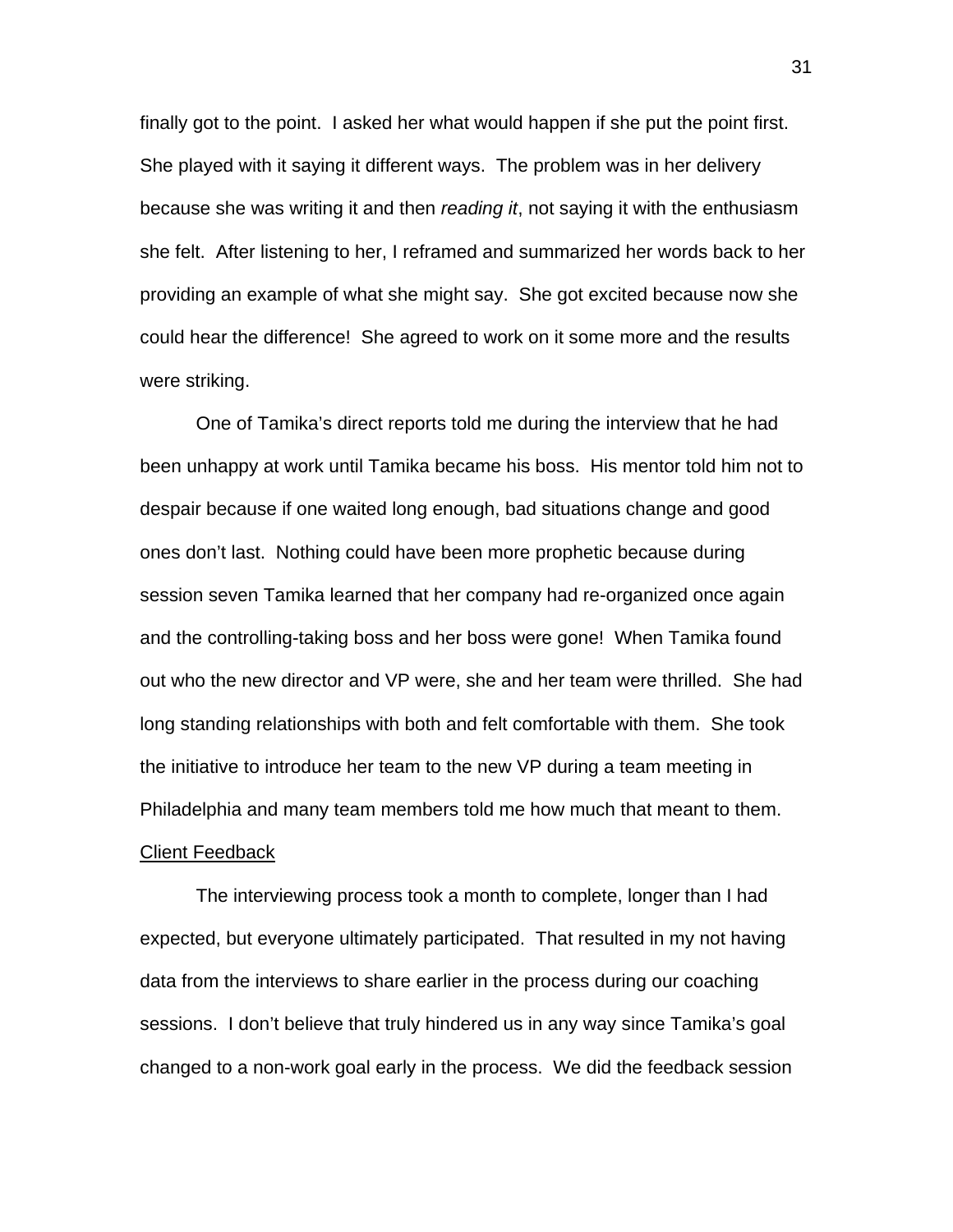finally got to the point. I asked her what would happen if she put the point first. She played with it saying it different ways. The problem was in her delivery because she was writing it and then *reading it*, not saying it with the enthusiasm she felt. After listening to her, I reframed and summarized her words back to her providing an example of what she might say. She got excited because now she could hear the difference! She agreed to work on it some more and the results were striking.

One of Tamika's direct reports told me during the interview that he had been unhappy at work until Tamika became his boss. His mentor told him not to despair because if one waited long enough, bad situations change and good ones don't last. Nothing could have been more prophetic because during session seven Tamika learned that her company had re-organized once again and the controlling-taking boss and her boss were gone! When Tamika found out who the new director and VP were, she and her team were thrilled. She had long standing relationships with both and felt comfortable with them. She took the initiative to introduce her team to the new VP during a team meeting in Philadelphia and many team members told me how much that meant to them.

<u>Client Feedback</u>

The interviewing process took a month to complete, longer than I had expected, but everyone ultimately participated. That resulted in my not having data from the interviews to share earlier in the process during our coaching sessions. I don't believe that truly hindered us in any way since Tamika's goal changed to a non-work goal early in the process. We did the feedback session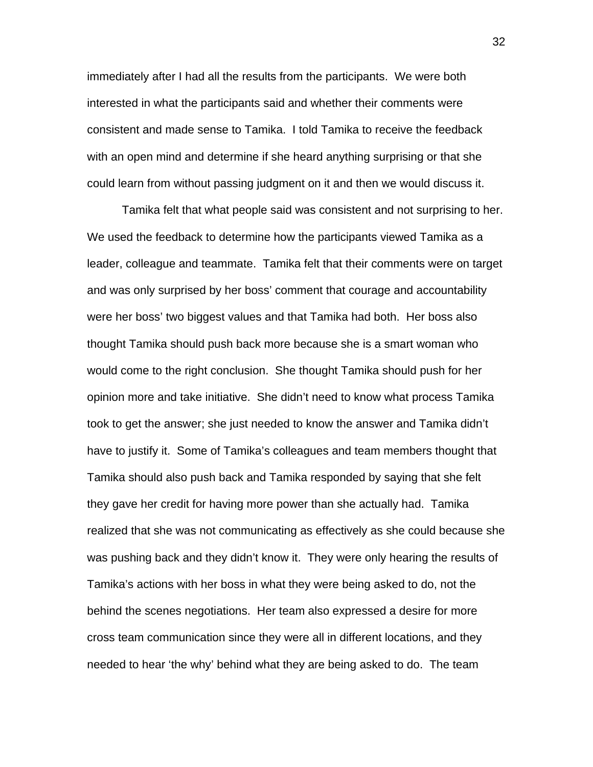immediately after I had all the results from the participants. We were both interested in what the participants said and whether their comments were consistent and made sense to Tamika. I told Tamika to receive the feedback with an open mind and determine if she heard anything surprising or that she could learn from without passing judgment on it and then we would discuss it.

Tamika felt that what people said was consistent and not surprising to her. We used the feedback to determine how the participants viewed Tamika as a leader, colleague and teammate. Tamika felt that their comments were on target and was only surprised by her boss' comment that courage and accountability were her boss' two biggest values and that Tamika had both. Her boss also thought Tamika should push back more because she is a smart woman who would come to the right conclusion. She thought Tamika should push for her opinion more and take initiative. She didn't need to know what process Tamika took to get the answer; she just needed to know the answer and Tamika didn't have to justify it. Some of Tamika's colleagues and team members thought that Tamika should also push back and Tamika responded by saying that she felt they gave her credit for having more power than she actually had. Tamika realized that she was not communicating as effectively as she could because she was pushing back and they didn't know it. They were only hearing the results of Tamika's actions with her boss in what they were being asked to do, not the behind the scenes negotiations. Her team also expressed a desire for more cross team communication since they were all in different locations, and they needed to hear 'the why' behind what they are being asked to do. The team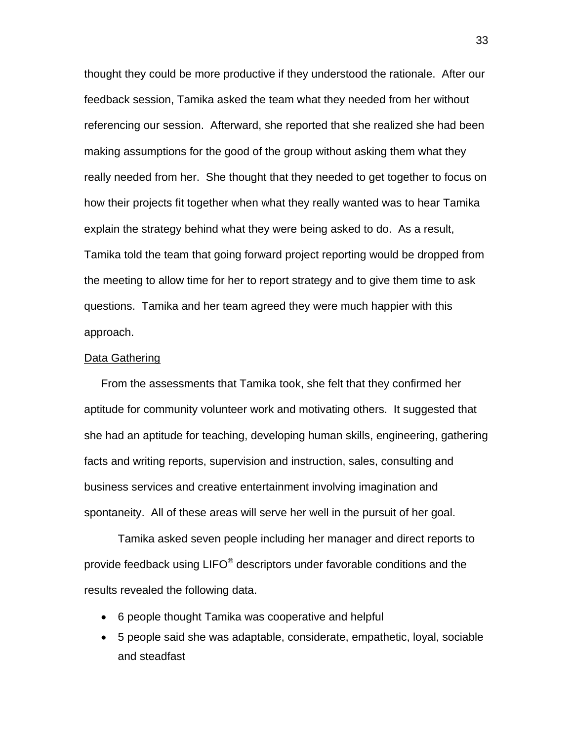thought they could be more productive if they understood the rationale. After our feedback session, Tamika asked the team what they needed from her without referencing our session. Afterward, she reported that she realized she had been making assumptions for the good of the group without asking them what they really needed from her. She thought that they needed to get together to focus on how their projects fit together when what they really wanted was to hear Tamika explain the strategy behind what they were being asked to do. As a result, Tamika told the team that going forward project reporting would be dropped from the meeting to allow time for her to report strategy and to give them time to ask questions. Tamika and her team agreed they were much happier with this approach.

<u>Data Gathering</u>

From the assessments that Tamika took, she felt that they confirmed her aptitude for community volunteer work and motivating others. It suggested that she had an aptitude for teaching, developing human skills, engineering, gathering facts and writing reports, supervision and instruction, sales, consulting and business services and creative entertainment involving imagination and spontaneity. All of these areas will serve her well in the pursuit of her goal.

Tamika asked seven people including her manager and direct reports to provide feedback using LIFO® descriptors under favorable conditions and the results revealed the following data.

- 6 people thought Tamika was cooperative and helpful
- 5 people said she was adaptable, considerate, empathetic, loyal, sociable and steadfast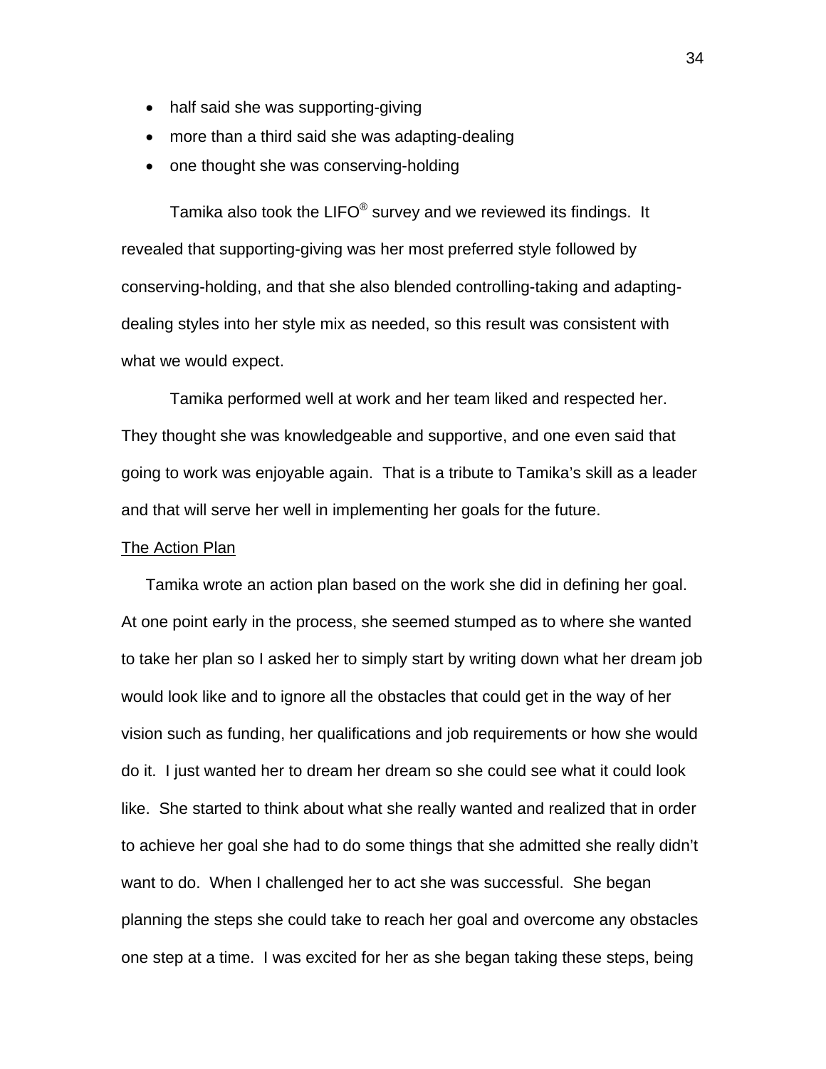- half said she was supporting-giving
- more than a third said she was adapting-dealing
- one thought she was conserving-holding

Tamika also took the LIFO® survey and we reviewed its findings. It revealed that supporting-giving was her most preferred style followed by conserving-holding, and that she also blended controlling-taking and adapting-dealing styles into her style mix as needed, so this result was consistent with what we would expect.

Tamika performed well at work and her team liked and respected her. They thought she was knowledgeable and supportive, and one even said that going to work was enjoyable again. That is a tribute to Tamika's skill as a leader and that will serve her well in implementing her goals for the future.

The Action Plan

Tamika wrote an action plan based on the work she did in defining her goal. At one point early in the process, she seemed stumped as to where she wanted to take her plan so I asked her to simply start by writing down what her dream job would look like and to ignore all the obstacles that could get in the way of her vision such as funding, her qualifications and job requirements or how she would do it. I just wanted her to dream her dream so she could see what it could look like. She started to think about what she really wanted and realized that in order to achieve her goal she had to do some things that she admitted she really didn't want to do. When I challenged her to act she was successful. She began planning the steps she could take to reach her goal and overcome any obstacles one step at a time. I was excited for her as she began taking these steps, being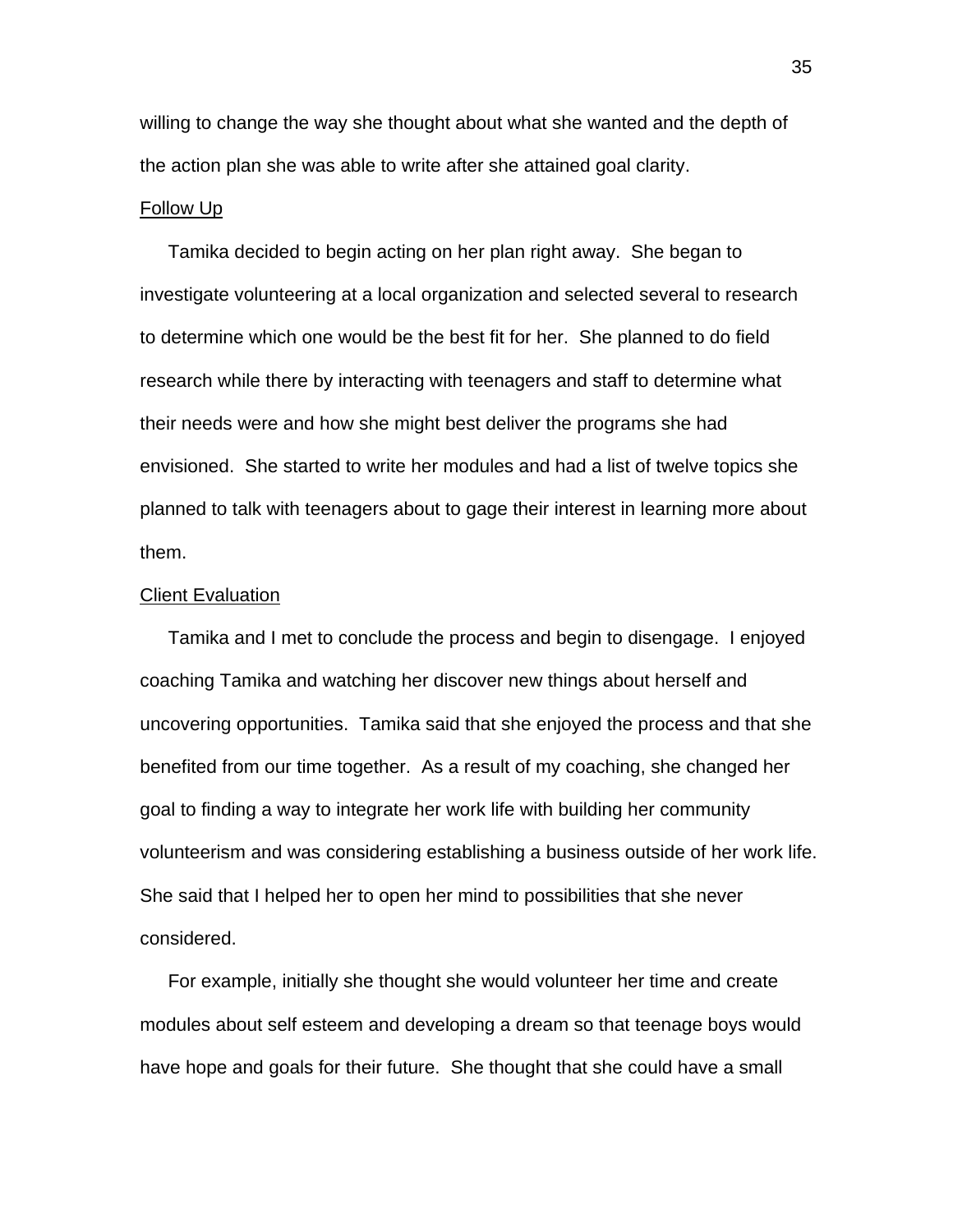willing to change the way she thought about what she wanted and the depth of the action plan she was able to write after she attained goal clarity.

Follow Up

Tamika decided to begin acting on her plan right away. She began to investigate volunteering at a local organization and selected several to research to determine which one would be the best fit for her. She planned to do field research while there by interacting with teenagers and staff to determine what their needs were and how she might best deliver the programs she had envisioned. She started to write her modules and had a list of twelve topics she planned to talk with teenagers about to gage their interest in learning more about them.

Client Evaluation

Tamika and I met to conclude the process and begin to disengage. I enjoyed coaching Tamika and watching her discover new things about herself and uncovering opportunities. Tamika said that she enjoyed the process and that she benefited from our time together. As a result of my coaching, she changed her goal to finding a way to integrate her work life with building her community volunteerism and was considering establishing a business outside of her work life. She said that I helped her to open her mind to possibilities that she never considered.

For example, initially she thought she would volunteer her time and create modules about self esteem and developing a dream so that teenage boys would have hope and goals for their future. She thought that she could have a small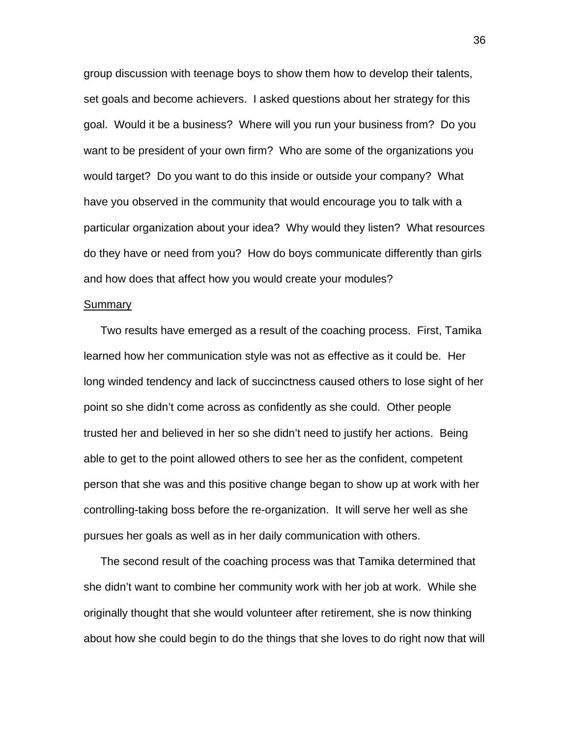group discussion with teenage boys to show them how to develop their talents, set goals and become achievers. I asked questions about her strategy for this goal. Would it be a business? Where will you run your business from? Do you want to be president of your own firm? Who are some of the organizations you would target? Do you want to do this inside or outside your company? What have you observed in the community that would encourage you to talk with a particular organization about your idea? Why would they listen? What resources do they have or need from you? How do boys communicate differently than girls and how does that affect how you would create your modules?

Summary

Two results have emerged as a result of the coaching process. First, Tamika learned how her communication style was not as effective as it could be. Her long winded tendency and lack of succinctness caused others to lose sight of her point so she didn't come across as confidently as she could. Other people trusted her and believed in her so she didn't need to justify her actions. Being able to get to the point allowed others to see her as the confident, competent person that she was and this positive change began to show up at work with her controlling-taking boss before the re-organization. It will serve her well as she pursues her goals as well as in her daily communication with others.

The second result of the coaching process was that Tamika determined that she didn't want to combine her community work with her job at work. While she originally thought that she would volunteer after retirement, she is now thinking about how she could begin to do the things that she loves to do right now that will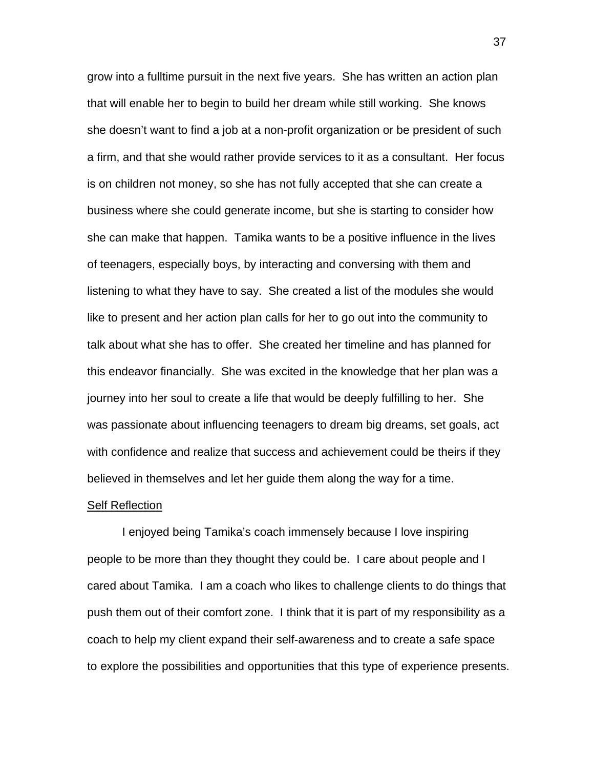grow into a fulltime pursuit in the next five years. She has written an action plan that will enable her to begin to build her dream while still working. She knows she doesn't want to find a job at a non-profit organization or be president of such a firm, and that she would rather provide services to it as a consultant. Her focus is on children not money, so she has not fully accepted that she can create a business where she could generate income, but she is starting to consider how she can make that happen. Tamika wants to be a positive influence in the lives of teenagers, especially boys, by interacting and conversing with them and listening to what they have to say. She created a list of the modules she would like to present and her action plan calls for her to go out into the community to talk about what she has to offer. She created her timeline and has planned for this endeavor financially. She was excited in the knowledge that her plan was a journey into her soul to create a life that would be deeply fulfilling to her. She was passionate about influencing teenagers to dream big dreams, set goals, act with confidence and realize that success and achievement could be theirs if they believed in themselves and let her guide them along the way for a time.

Self Reflection

I enjoyed being Tamika's coach immensely because I love inspiring people to be more than they thought they could be. I care about people and I cared about Tamika. I am a coach who likes to challenge clients to do things that push them out of their comfort zone. I think that it is part of my responsibility as a coach to help my client expand their self-awareness and to create a safe space to explore the possibilities and opportunities that this type of experience presents.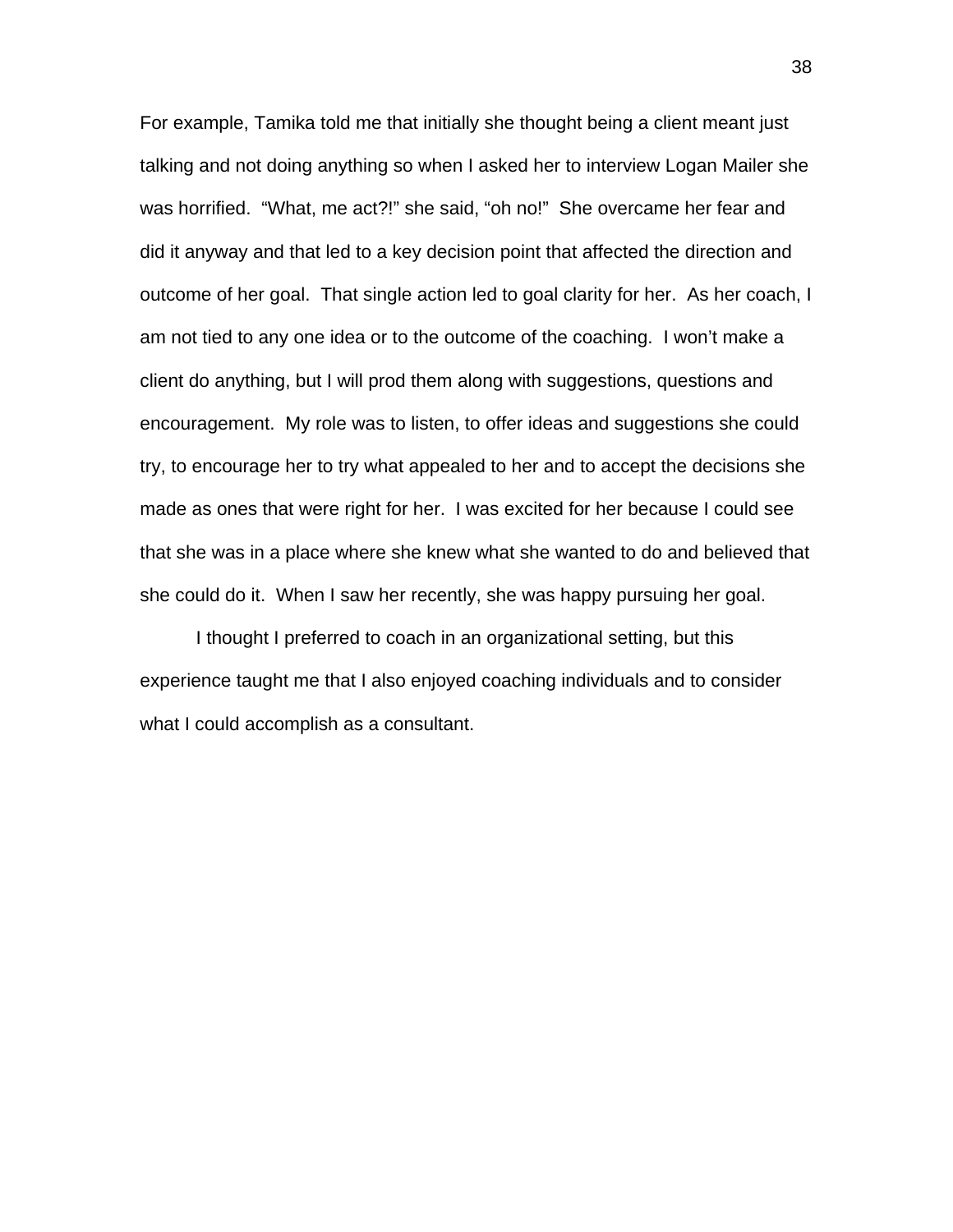For example, Tamika told me that initially she thought being a client meant just talking and not doing anything so when I asked her to interview Logan Mailer she was horrified. "What, me act?!" she said, "oh no!" She overcame her fear and did it anyway and that led to a key decision point that affected the direction and outcome of her goal. That single action led to goal clarity for her. As her coach, I am not tied to any one idea or to the outcome of the coaching. I won't make a client do anything, but I will prod them along with suggestions, questions and encouragement. My role was to listen, to offer ideas and suggestions she could try, to encourage her to try what appealed to her and to accept the decisions she made as ones that were right for her. I was excited for her because I could see that she was in a place where she knew what she wanted to do and believed that she could do it. When I saw her recently, she was happy pursuing her goal.

I thought I preferred to coach in an organizational setting, but this experience taught me that I also enjoyed coaching individuals and to consider what I could accomplish as a consultant.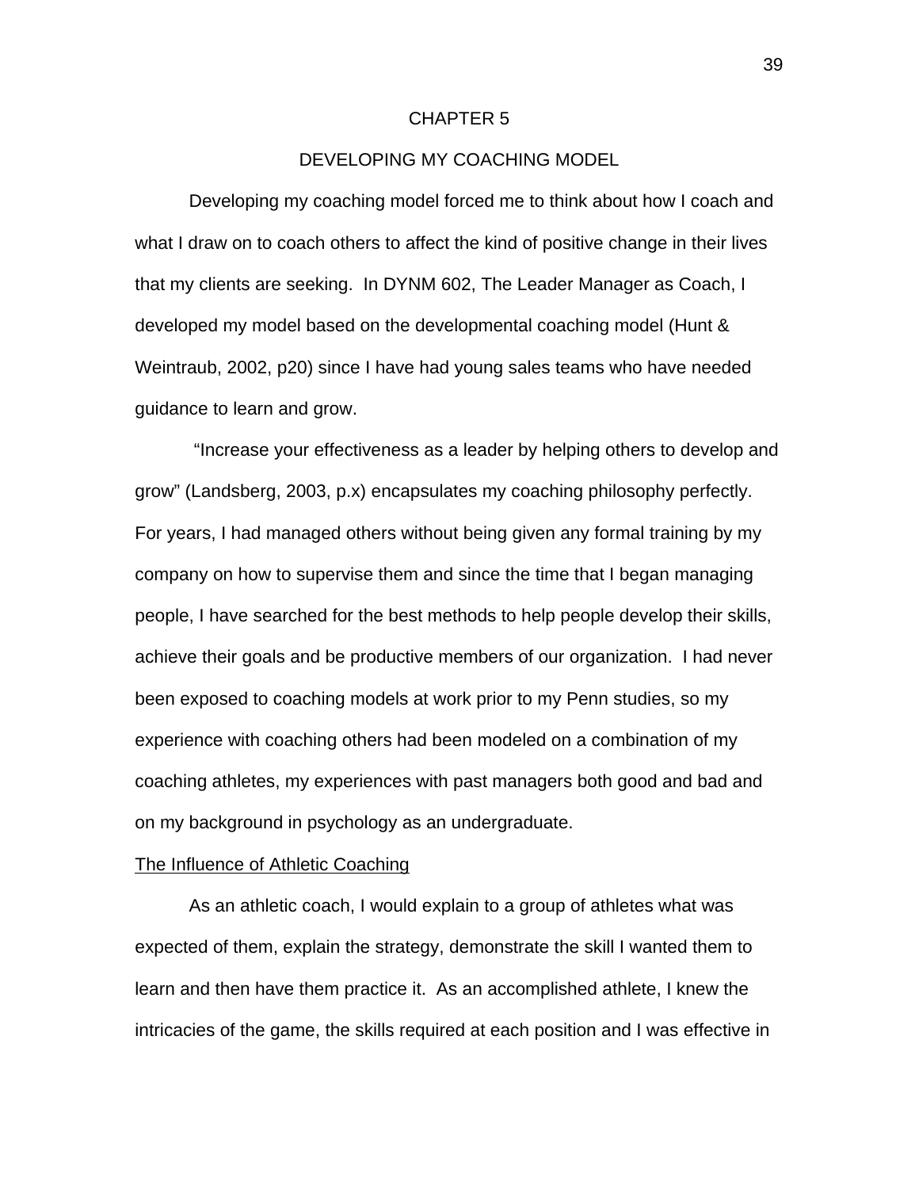# CHAPTER 5

## DEVELOPING MY COACHING MODEL

Developing my coaching model forced me to think about how I coach and what I draw on to coach others to affect the kind of positive change in their lives that my clients are seeking. In DYNM 602, The Leader Manager as Coach, I developed my model based on the developmental coaching model (Hunt & Weintraub, 2002, p20) since I have had young sales teams who have needed guidance to learn and grow.

"Increase your effectiveness as a leader by helping others to develop and grow" (Landsberg, 2003, p.x) encapsulates my coaching philosophy perfectly. For years, I had managed others without being given any formal training by my company on how to supervise them and since the time that I began managing people, I have searched for the best methods to help people develop their skills, achieve their goals and be productive members of our organization. I had never been exposed to coaching models at work prior to my Penn studies, so my experience with coaching others had been modeled on a combination of my coaching athletes, my experiences with past managers both good and bad and on my background in psychology as an undergraduate.

### The Influence of Athletic Coaching

As an athletic coach, I would explain to a group of athletes what was expected of them, explain the strategy, demonstrate the skill I wanted them to learn and then have them practice it. As an accomplished athlete, I knew the intricacies of the game, the skills required at each position and I was effective in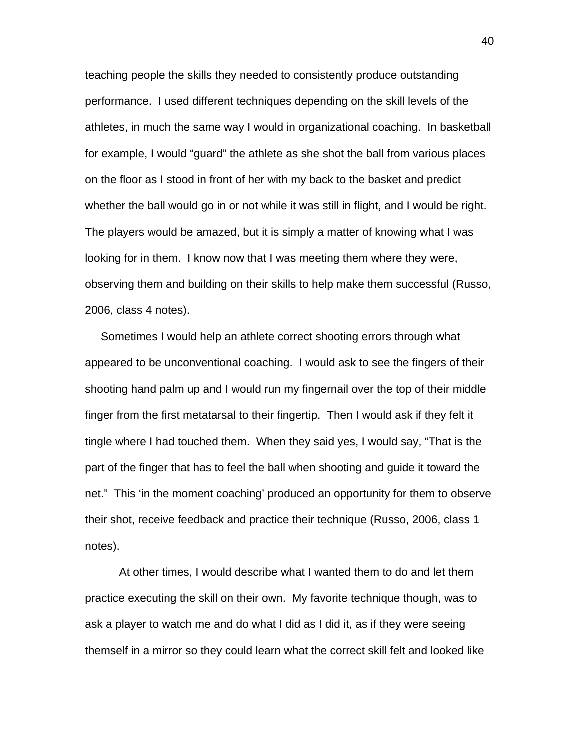teaching people the skills they needed to consistently produce outstanding performance. I used different techniques depending on the skill levels of the athletes, in much the same way I would in organizational coaching. In basketball for example, I would “guard” the athlete as she shot the ball from various places on the floor as I stood in front of her with my back to the basket and predict whether the ball would go in or not while it was still in flight, and I would be right. The players would be amazed, but it is simply a matter of knowing what I was looking for in them. I know now that I was meeting them where they were, observing them and building on their skills to help make them successful (Russo, 2006, class 4 notes).

Sometimes I would help an athlete correct shooting errors through what appeared to be unconventional coaching. I would ask to see the fingers of their shooting hand palm up and I would run my fingernail over the top of their middle finger from the first metatarsal to their fingertip. Then I would ask if they felt it tingle where I had touched them. When they said yes, I would say, “That is the part of the finger that has to feel the ball when shooting and guide it toward the net.” This ‘in the moment coaching’ produced an opportunity for them to observe their shot, receive feedback and practice their technique (Russo, 2006, class 1 notes).

At other times, I would describe what I wanted them to do and let them practice executing the skill on their own. My favorite technique though, was to ask a player to watch me and do what I did as I did it, as if they were seeing themself in a mirror so they could learn what the correct skill felt and looked like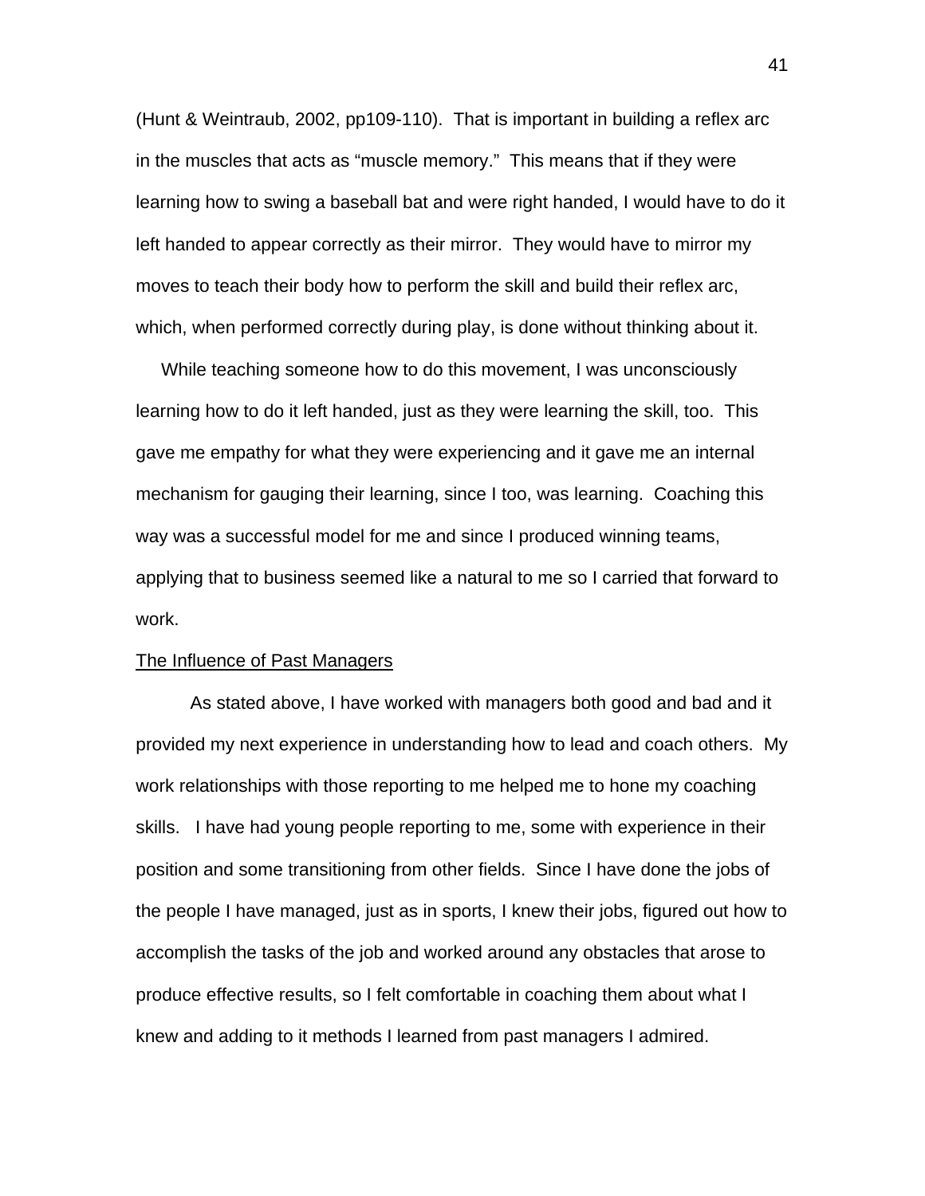(Hunt & Weintraub, 2002, pp109-110). That is important in building a reflex arc in the muscles that acts as "muscle memory." This means that if they were learning how to swing a baseball bat and were right handed, I would have to do it left handed to appear correctly as their mirror. They would have to mirror my moves to teach their body how to perform the skill and build their reflex arc, which, when performed correctly during play, is done without thinking about it.

While teaching someone how to do this movement, I was unconsciously learning how to do it left handed, just as they were learning the skill, too. This gave me empathy for what they were experiencing and it gave me an internal mechanism for gauging their learning, since I too, was learning. Coaching this way was a successful model for me and since I produced winning teams, applying that to business seemed like a natural to me so I carried that forward to work.

<u>The Influence of Past Managers</u>

As stated above, I have worked with managers both good and bad and it provided my next experience in understanding how to lead and coach others. My work relationships with those reporting to me helped me to hone my coaching skills. I have had young people reporting to me, some with experience in their position and some transitioning from other fields. Since I have done the jobs of the people I have managed, just as in sports, I knew their jobs, figured out how to accomplish the tasks of the job and worked around any obstacles that arose to produce effective results, so I felt comfortable in coaching them about what I knew and adding to it methods I learned from past managers I admired.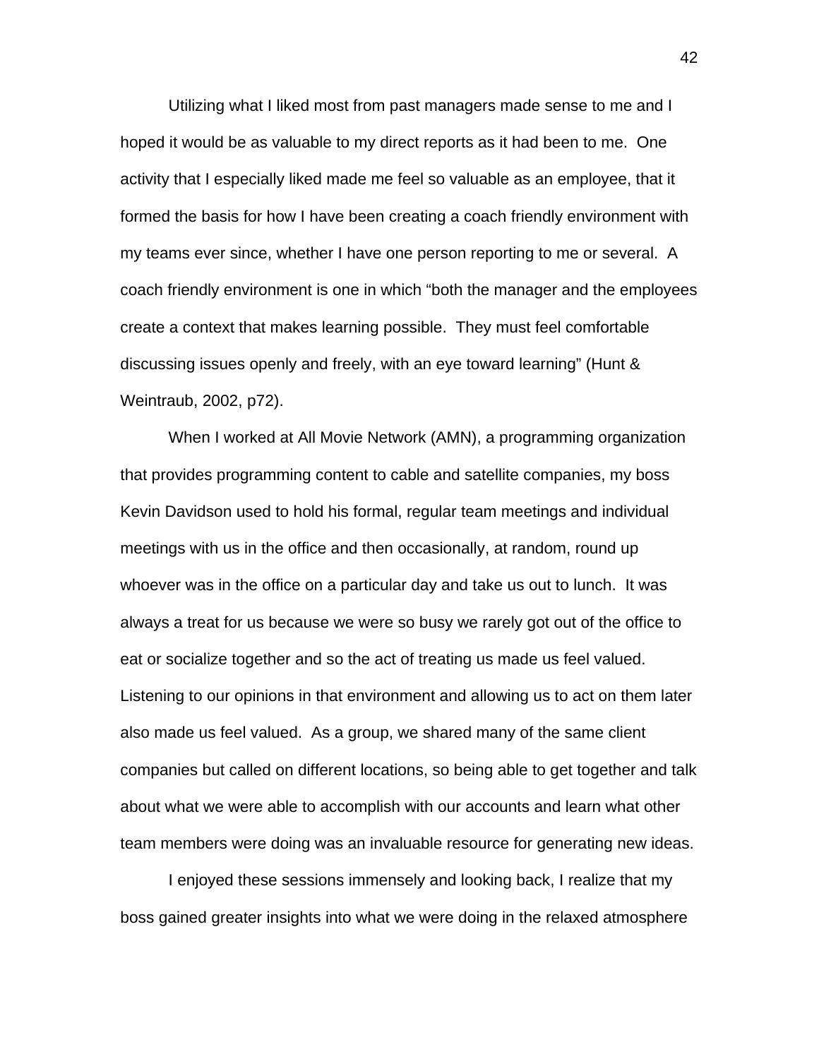Utilizing what I liked most from past managers made sense to me and I hoped it would be as valuable to my direct reports as it had been to me. One activity that I especially liked made me feel so valuable as an employee, that it formed the basis for how I have been creating a coach friendly environment with my teams ever since, whether I have one person reporting to me or several. A coach friendly environment is one in which "both the manager and the employees create a context that makes learning possible. They must feel comfortable discussing issues openly and freely, with an eye toward learning" (Hunt & Weintraub, 2002, p72).

When I worked at All Movie Network (AMN), a programming organization that provides programming content to cable and satellite companies, my boss Kevin Davidson used to hold his formal, regular team meetings and individual meetings with us in the office and then occasionally, at random, round up whoever was in the office on a particular day and take us out to lunch. It was always a treat for us because we were so busy we rarely got out of the office to eat or socialize together and so the act of treating us made us feel valued. Listening to our opinions in that environment and allowing us to act on them later also made us feel valued. As a group, we shared many of the same client companies but called on different locations, so being able to get together and talk about what we were able to accomplish with our accounts and learn what other team members were doing was an invaluable resource for generating new ideas.

I enjoyed these sessions immensely and looking back, I realize that my boss gained greater insights into what we were doing in the relaxed atmosphere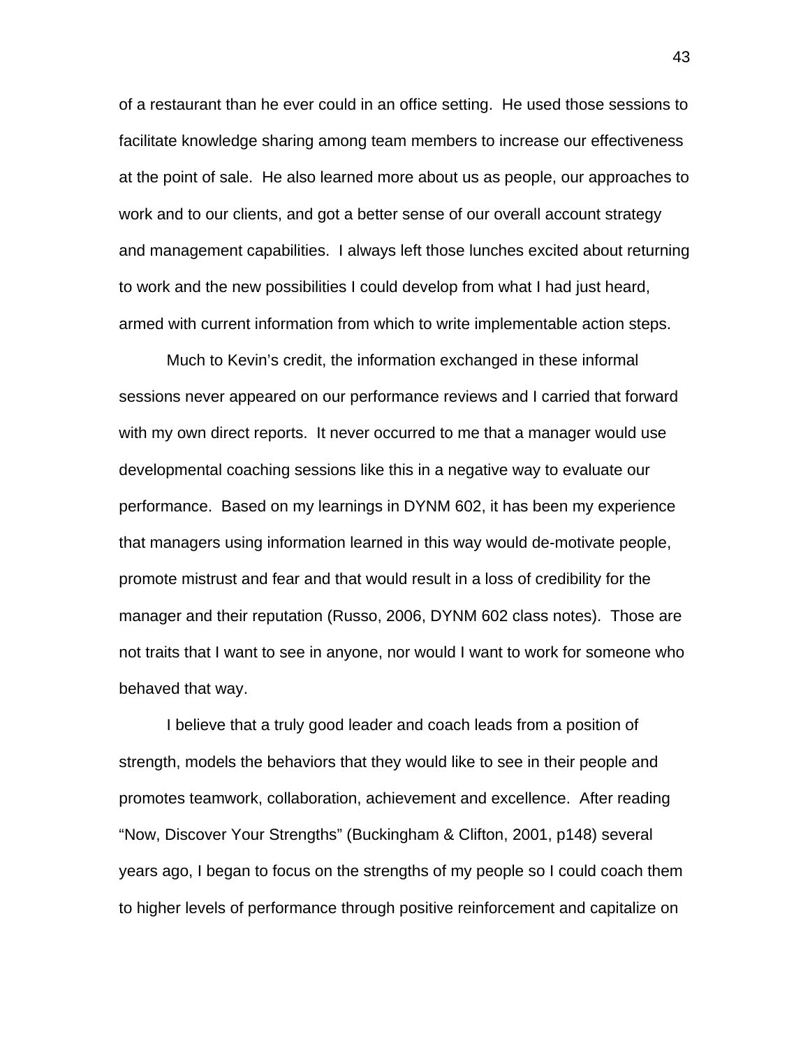of a restaurant than he ever could in an office setting. He used those sessions to facilitate knowledge sharing among team members to increase our effectiveness at the point of sale. He also learned more about us as people, our approaches to work and to our clients, and got a better sense of our overall account strategy and management capabilities. I always left those lunches excited about returning to work and the new possibilities I could develop from what I had just heard, armed with current information from which to write implementable action steps.

Much to Kevin's credit, the information exchanged in these informal sessions never appeared on our performance reviews and I carried that forward with my own direct reports. It never occurred to me that a manager would use developmental coaching sessions like this in a negative way to evaluate our performance. Based on my learnings in DYNM 602, it has been my experience that managers using information learned in this way would de-motivate people, promote mistrust and fear and that would result in a loss of credibility for the manager and their reputation (Russo, 2006, DYNM 602 class notes). Those are not traits that I want to see in anyone, nor would I want to work for someone who behaved that way.

I believe that a truly good leader and coach leads from a position of strength, models the behaviors that they would like to see in their people and promotes teamwork, collaboration, achievement and excellence. After reading "Now, Discover Your Strengths" (Buckingham & Clifton, 2001, p148) several years ago, I began to focus on the strengths of my people so I could coach them to higher levels of performance through positive reinforcement and capitalize on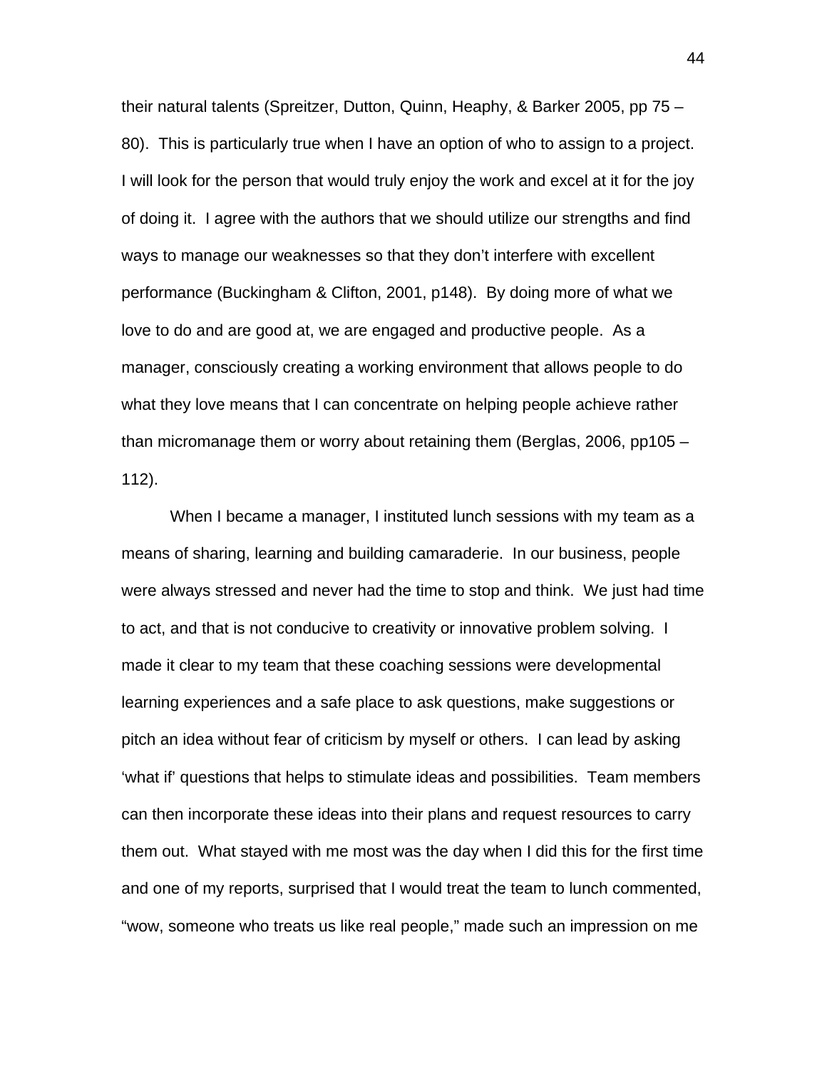their natural talents (Spreitzer, Dutton, Quinn, Heaphy, & Barker 2005, pp 75 – 80). This is particularly true when I have an option of who to assign to a project. I will look for the person that would truly enjoy the work and excel at it for the joy of doing it. I agree with the authors that we should utilize our strengths and find ways to manage our weaknesses so that they don't interfere with excellent performance (Buckingham & Clifton, 2001, p148). By doing more of what we love to do and are good at, we are engaged and productive people. As a manager, consciously creating a working environment that allows people to do what they love means that I can concentrate on helping people achieve rather than micromanage them or worry about retaining them (Berglas, 2006, pp105 – 112).

When I became a manager, I instituted lunch sessions with my team as a means of sharing, learning and building camaraderie. In our business, people were always stressed and never had the time to stop and think. We just had time to act, and that is not conducive to creativity or innovative problem solving. I made it clear to my team that these coaching sessions were developmental learning experiences and a safe place to ask questions, make suggestions or pitch an idea without fear of criticism by myself or others. I can lead by asking 'what if' questions that helps to stimulate ideas and possibilities. Team members can then incorporate these ideas into their plans and request resources to carry them out. What stayed with me most was the day when I did this for the first time and one of my reports, surprised that I would treat the team to lunch commented, "wow, someone who treats us like real people," made such an impression on me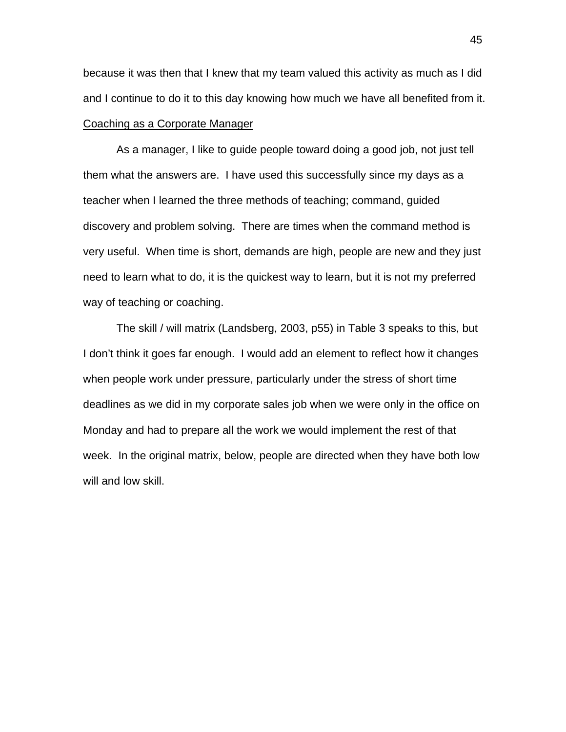because it was then that I knew that my team valued this activity as much as I did and I continue to do it to this day knowing how much we have all benefited from it.

<u>Coaching as a Corporate Manager</u>

As a manager, I like to guide people toward doing a good job, not just tell them what the answers are. I have used this successfully since my days as a teacher when I learned the three methods of teaching; command, guided discovery and problem solving. There are times when the command method is very useful. When time is short, demands are high, people are new and they just need to learn what to do, it is the quickest way to learn, but it is not my preferred way of teaching or coaching.

The skill / will matrix (Landsberg, 2003, p55) in Table 3 speaks to this, but I don't think it goes far enough. I would add an element to reflect how it changes when people work under pressure, particularly under the stress of short time deadlines as we did in my corporate sales job when we were only in the office on Monday and had to prepare all the work we would implement the rest of that week. In the original matrix, below, people are directed when they have both low will and low skill.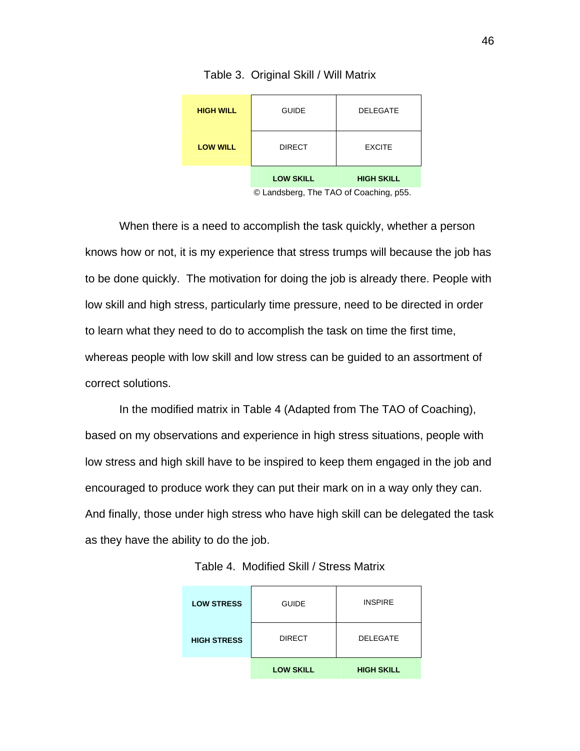Table 3. Original Skill / Will Matrix

| | | |
|---|---|---|
| **HIGH WILL** | GUIDE | DELEGATE |
| **LOW WILL** | DIRECT | EXCITE |
| | **LOW SKILL** | **HIGH SKILL** |

© Landsberg, The TAO of Coaching, p55.

When there is a need to accomplish the task quickly, whether a person knows how or not, it is my experience that stress trumps will because the job has to be done quickly. The motivation for doing the job is already there. People with low skill and high stress, particularly time pressure, need to be directed in order to learn what they need to do to accomplish the task on time the first time, whereas people with low skill and low stress can be guided to an assortment of correct solutions.

In the modified matrix in Table 4 (Adapted from The TAO of Coaching), based on my observations and experience in high stress situations, people with low stress and high skill have to be inspired to keep them engaged in the job and encouraged to produce work they can put their mark on in a way only they can. And finally, those under high stress who have high skill can be delegated the task as they have the ability to do the job.

Table 4. Modified Skill / Stress Matrix

| | | |
|---|---|---|
| **LOW STRESS** | GUIDE | INSPIRE |
| **HIGH STRESS** | DIRECT | DELEGATE |
| | **LOW SKILL** | **HIGH SKILL** |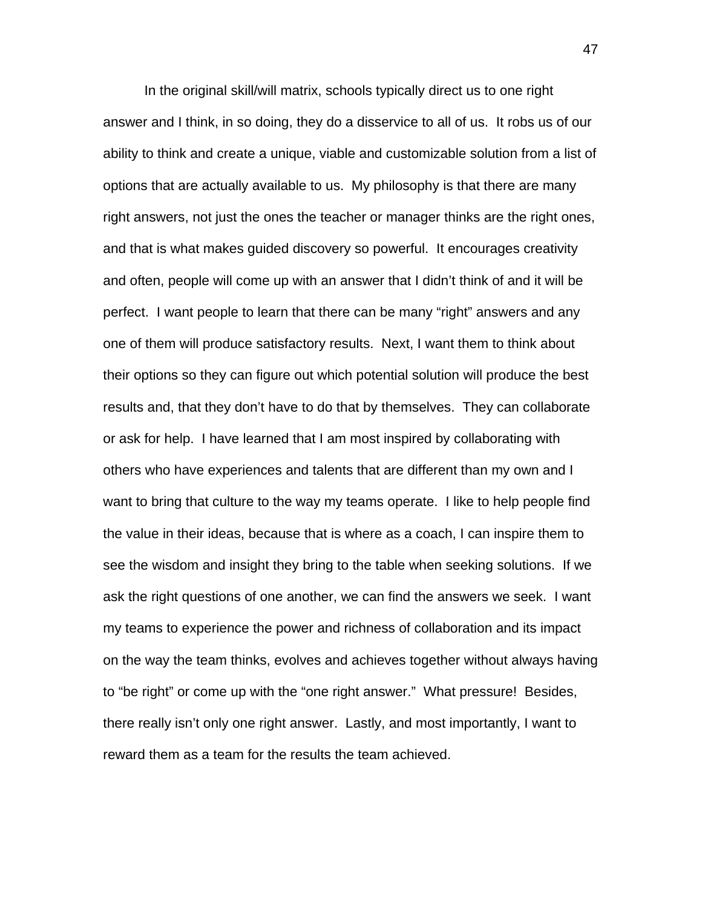In the original skill/will matrix, schools typically direct us to one right answer and I think, in so doing, they do a disservice to all of us. It robs us of our ability to think and create a unique, viable and customizable solution from a list of options that are actually available to us. My philosophy is that there are many right answers, not just the ones the teacher or manager thinks are the right ones, and that is what makes guided discovery so powerful. It encourages creativity and often, people will come up with an answer that I didn't think of and it will be perfect. I want people to learn that there can be many "right" answers and any one of them will produce satisfactory results. Next, I want them to think about their options so they can figure out which potential solution will produce the best results and, that they don't have to do that by themselves. They can collaborate or ask for help. I have learned that I am most inspired by collaborating with others who have experiences and talents that are different than my own and I want to bring that culture to the way my teams operate. I like to help people find the value in their ideas, because that is where as a coach, I can inspire them to see the wisdom and insight they bring to the table when seeking solutions. If we ask the right questions of one another, we can find the answers we seek. I want my teams to experience the power and richness of collaboration and its impact on the way the team thinks, evolves and achieves together without always having to "be right" or come up with the "one right answer." What pressure! Besides, there really isn't only one right answer. Lastly, and most importantly, I want to reward them as a team for the results the team achieved.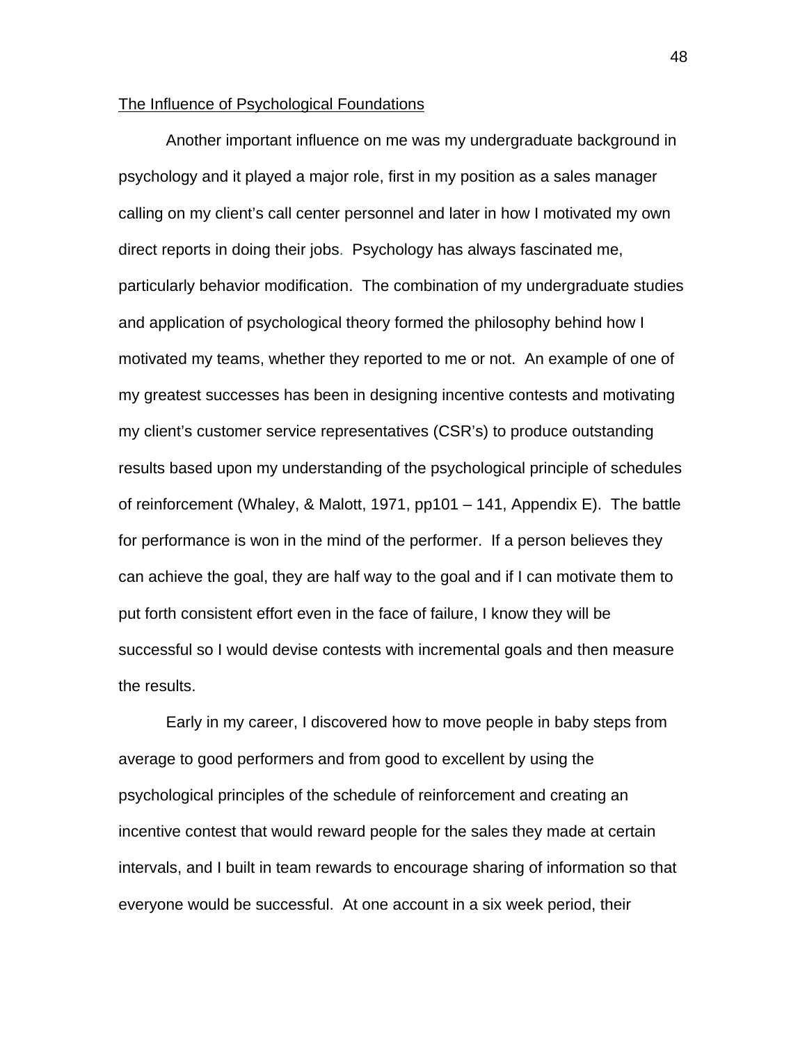## The Influence of Psychological Foundations

Another important influence on me was my undergraduate background in psychology and it played a major role, first in my position as a sales manager calling on my client's call center personnel and later in how I motivated my own direct reports in doing their jobs. Psychology has always fascinated me, particularly behavior modification. The combination of my undergraduate studies and application of psychological theory formed the philosophy behind how I motivated my teams, whether they reported to me or not. An example of one of my greatest successes has been in designing incentive contests and motivating my client's customer service representatives (CSR's) to produce outstanding results based upon my understanding of the psychological principle of schedules of reinforcement (Whaley, & Malott, 1971, pp101 – 141, Appendix E). The battle for performance is won in the mind of the performer. If a person believes they can achieve the goal, they are half way to the goal and if I can motivate them to put forth consistent effort even in the face of failure, I know they will be successful so I would devise contests with incremental goals and then measure the results.

Early in my career, I discovered how to move people in baby steps from average to good performers and from good to excellent by using the psychological principles of the schedule of reinforcement and creating an incentive contest that would reward people for the sales they made at certain intervals, and I built in team rewards to encourage sharing of information so that everyone would be successful. At one account in a six week period, their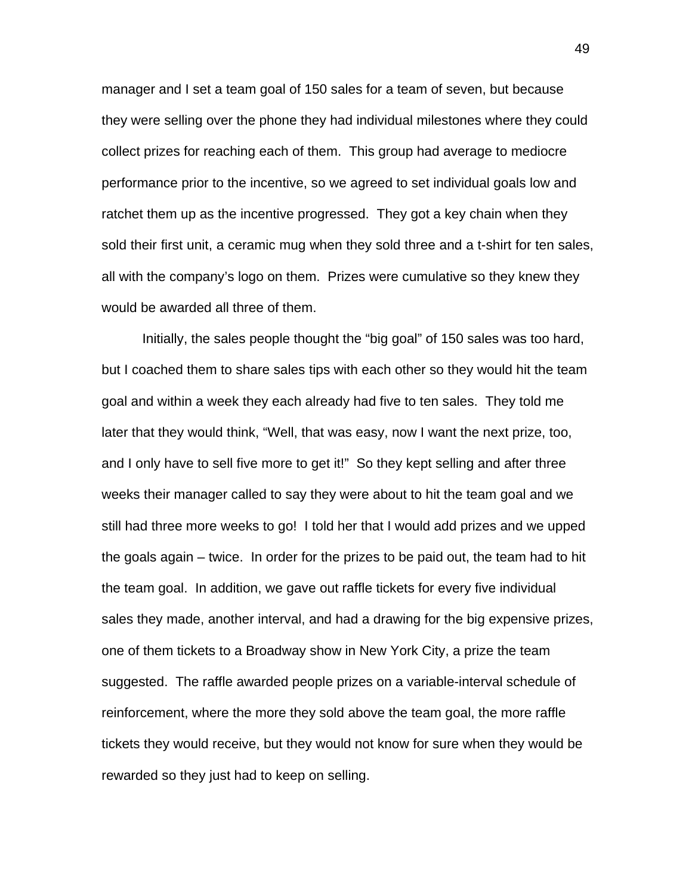manager and I set a team goal of 150 sales for a team of seven, but because they were selling over the phone they had individual milestones where they could collect prizes for reaching each of them. This group had average to mediocre performance prior to the incentive, so we agreed to set individual goals low and ratchet them up as the incentive progressed. They got a key chain when they sold their first unit, a ceramic mug when they sold three and a t-shirt for ten sales, all with the company's logo on them. Prizes were cumulative so they knew they would be awarded all three of them.

Initially, the sales people thought the "big goal" of 150 sales was too hard, but I coached them to share sales tips with each other so they would hit the team goal and within a week they each already had five to ten sales. They told me later that they would think, "Well, that was easy, now I want the next prize, too, and I only have to sell five more to get it!" So they kept selling and after three weeks their manager called to say they were about to hit the team goal and we still had three more weeks to go! I told her that I would add prizes and we upped the goals again – twice. In order for the prizes to be paid out, the team had to hit the team goal. In addition, we gave out raffle tickets for every five individual sales they made, another interval, and had a drawing for the big expensive prizes, one of them tickets to a Broadway show in New York City, a prize the team suggested. The raffle awarded people prizes on a variable-interval schedule of reinforcement, where the more they sold above the team goal, the more raffle tickets they would receive, but they would not know for sure when they would be rewarded so they just had to keep on selling.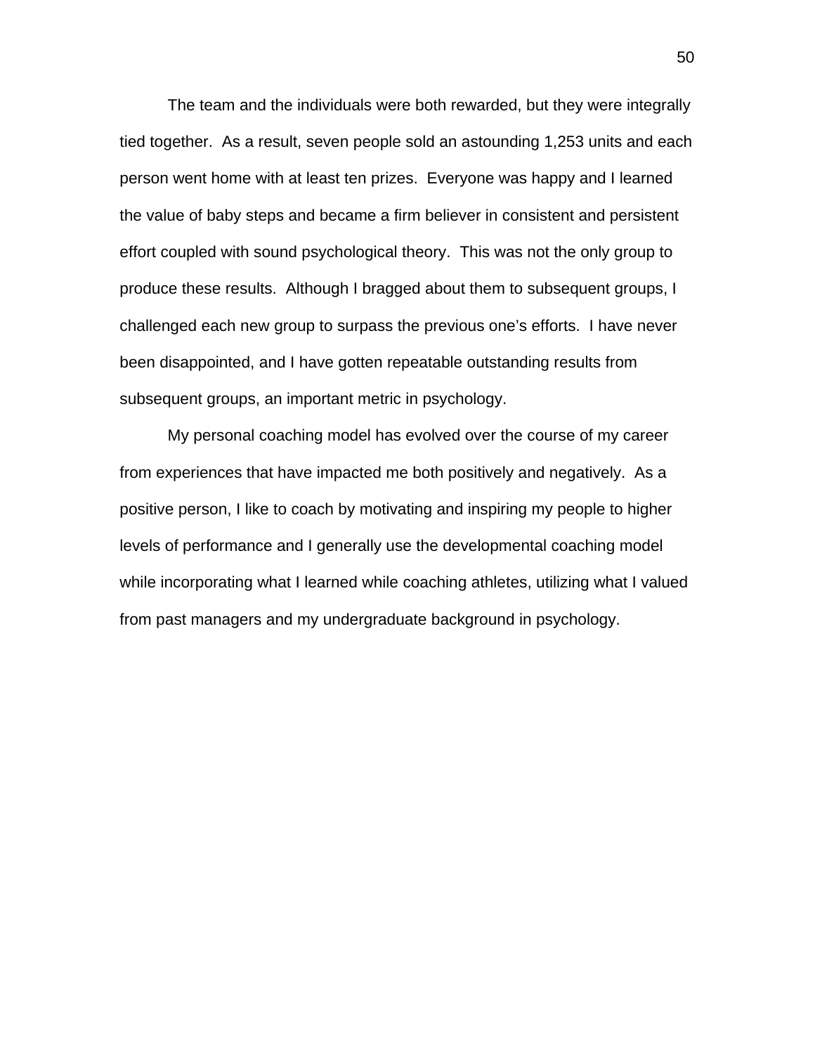The team and the individuals were both rewarded, but they were integrally tied together. As a result, seven people sold an astounding 1,253 units and each person went home with at least ten prizes. Everyone was happy and I learned the value of baby steps and became a firm believer in consistent and persistent effort coupled with sound psychological theory. This was not the only group to produce these results. Although I bragged about them to subsequent groups, I challenged each new group to surpass the previous one's efforts. I have never been disappointed, and I have gotten repeatable outstanding results from subsequent groups, an important metric in psychology.

My personal coaching model has evolved over the course of my career from experiences that have impacted me both positively and negatively. As a positive person, I like to coach by motivating and inspiring my people to higher levels of performance and I generally use the developmental coaching model while incorporating what I learned while coaching athletes, utilizing what I valued from past managers and my undergraduate background in psychology.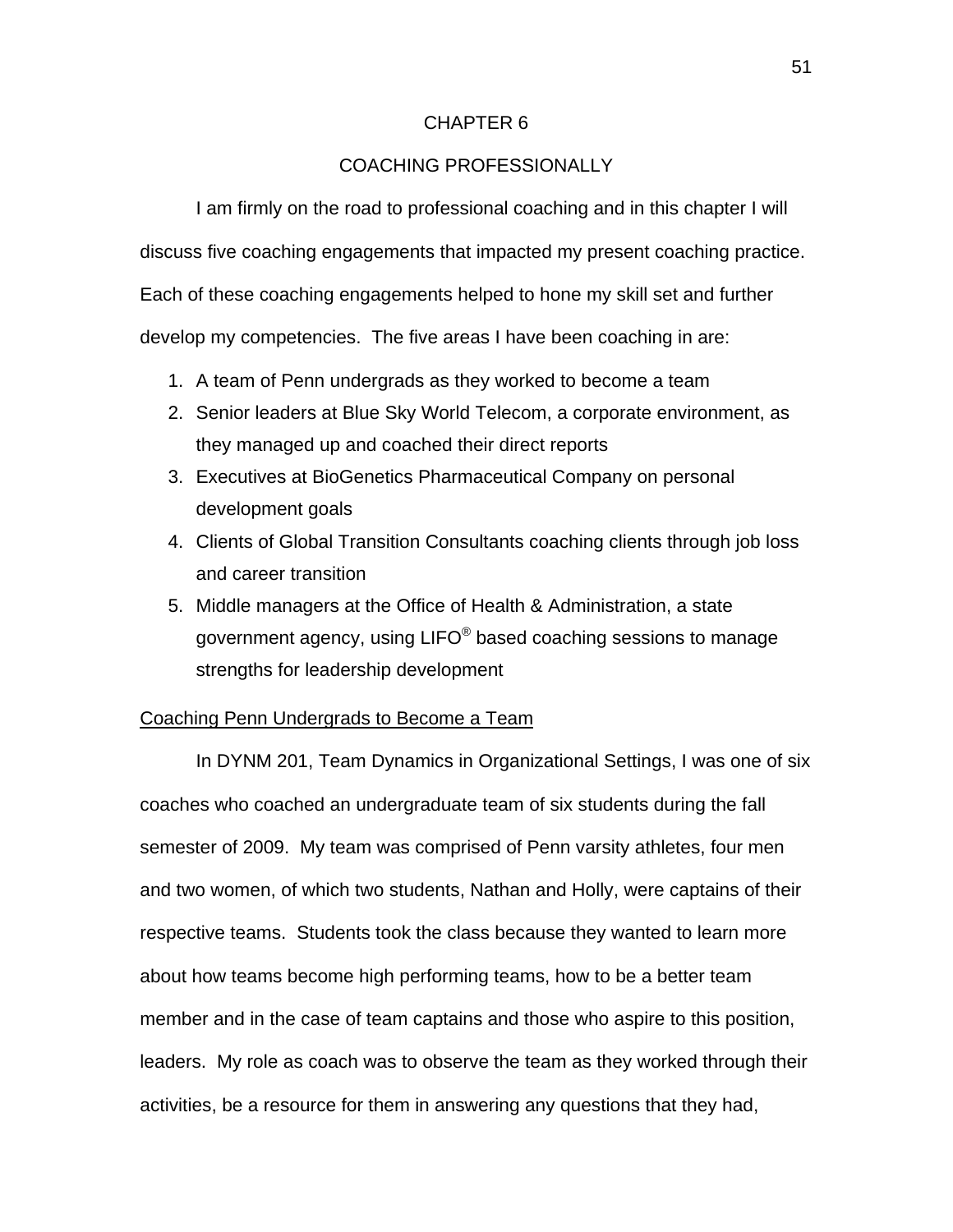# CHAPTER 6

## COACHING PROFESSIONALLY

I am firmly on the road to professional coaching and in this chapter I will discuss five coaching engagements that impacted my present coaching practice. Each of these coaching engagements helped to hone my skill set and further develop my competencies. The five areas I have been coaching in are:

1. A team of Penn undergrads as they worked to become a team
2. Senior leaders at Blue Sky World Telecom, a corporate environment, as they managed up and coached their direct reports
3. Executives at BioGenetics Pharmaceutical Company on personal development goals
4. Clients of Global Transition Consultants coaching clients through job loss and career transition
5. Middle managers at the Office of Health & Administration, a state government agency, using LIFO® based coaching sessions to manage strengths for leadership development

### Coaching Penn Undergrads to Become a Team

In DYNM 201, Team Dynamics in Organizational Settings, I was one of six coaches who coached an undergraduate team of six students during the fall semester of 2009. My team was comprised of Penn varsity athletes, four men and two women, of which two students, Nathan and Holly, were captains of their respective teams. Students took the class because they wanted to learn more about how teams become high performing teams, how to be a better team member and in the case of team captains and those who aspire to this position, leaders. My role as coach was to observe the team as they worked through their activities, be a resource for them in answering any questions that they had,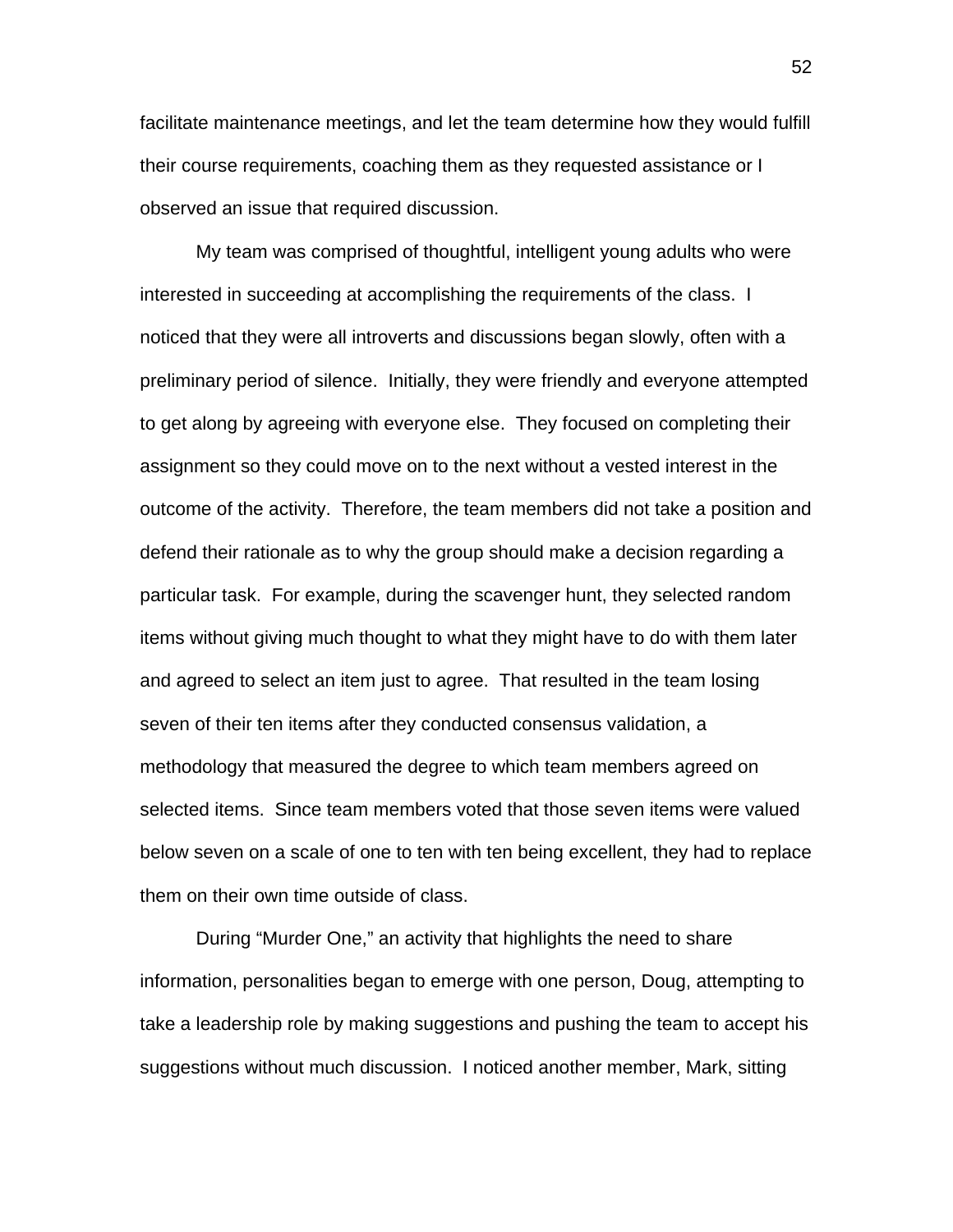facilitate maintenance meetings, and let the team determine how they would fulfill their course requirements, coaching them as they requested assistance or I observed an issue that required discussion.

My team was comprised of thoughtful, intelligent young adults who were interested in succeeding at accomplishing the requirements of the class. I noticed that they were all introverts and discussions began slowly, often with a preliminary period of silence. Initially, they were friendly and everyone attempted to get along by agreeing with everyone else. They focused on completing their assignment so they could move on to the next without a vested interest in the outcome of the activity. Therefore, the team members did not take a position and defend their rationale as to why the group should make a decision regarding a particular task. For example, during the scavenger hunt, they selected random items without giving much thought to what they might have to do with them later and agreed to select an item just to agree. That resulted in the team losing seven of their ten items after they conducted consensus validation, a methodology that measured the degree to which team members agreed on selected items. Since team members voted that those seven items were valued below seven on a scale of one to ten with ten being excellent, they had to replace them on their own time outside of class.

During "Murder One," an activity that highlights the need to share information, personalities began to emerge with one person, Doug, attempting to take a leadership role by making suggestions and pushing the team to accept his suggestions without much discussion. I noticed another member, Mark, sitting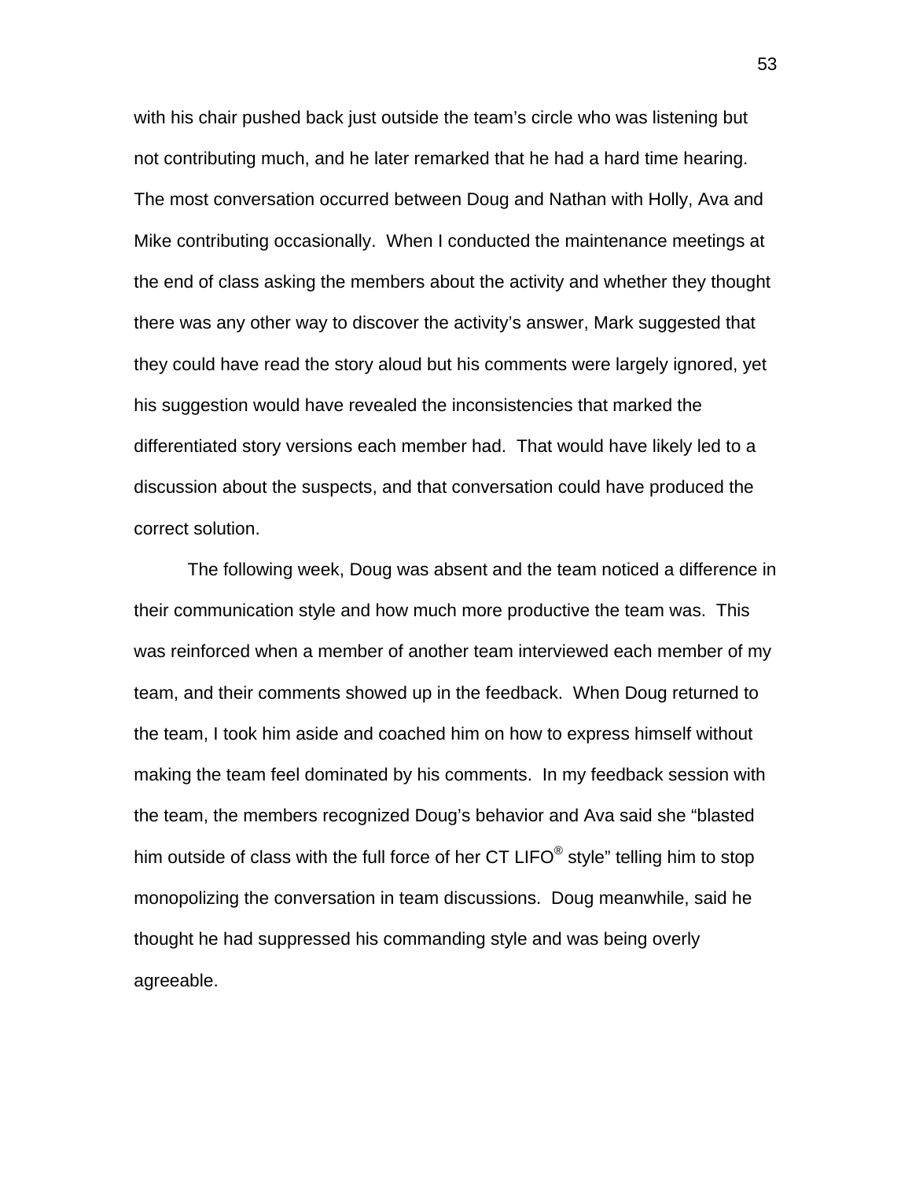with his chair pushed back just outside the team's circle who was listening but not contributing much, and he later remarked that he had a hard time hearing. The most conversation occurred between Doug and Nathan with Holly, Ava and Mike contributing occasionally. When I conducted the maintenance meetings at the end of class asking the members about the activity and whether they thought there was any other way to discover the activity's answer, Mark suggested that they could have read the story aloud but his comments were largely ignored, yet his suggestion would have revealed the inconsistencies that marked the differentiated story versions each member had. That would have likely led to a discussion about the suspects, and that conversation could have produced the correct solution.

The following week, Doug was absent and the team noticed a difference in their communication style and how much more productive the team was. This was reinforced when a member of another team interviewed each member of my team, and their comments showed up in the feedback. When Doug returned to the team, I took him aside and coached him on how to express himself without making the team feel dominated by his comments. In my feedback session with the team, the members recognized Doug's behavior and Ava said she "blasted him outside of class with the full force of her CT LIFO® style" telling him to stop monopolizing the conversation in team discussions. Doug meanwhile, said he thought he had suppressed his commanding style and was being overly agreeable.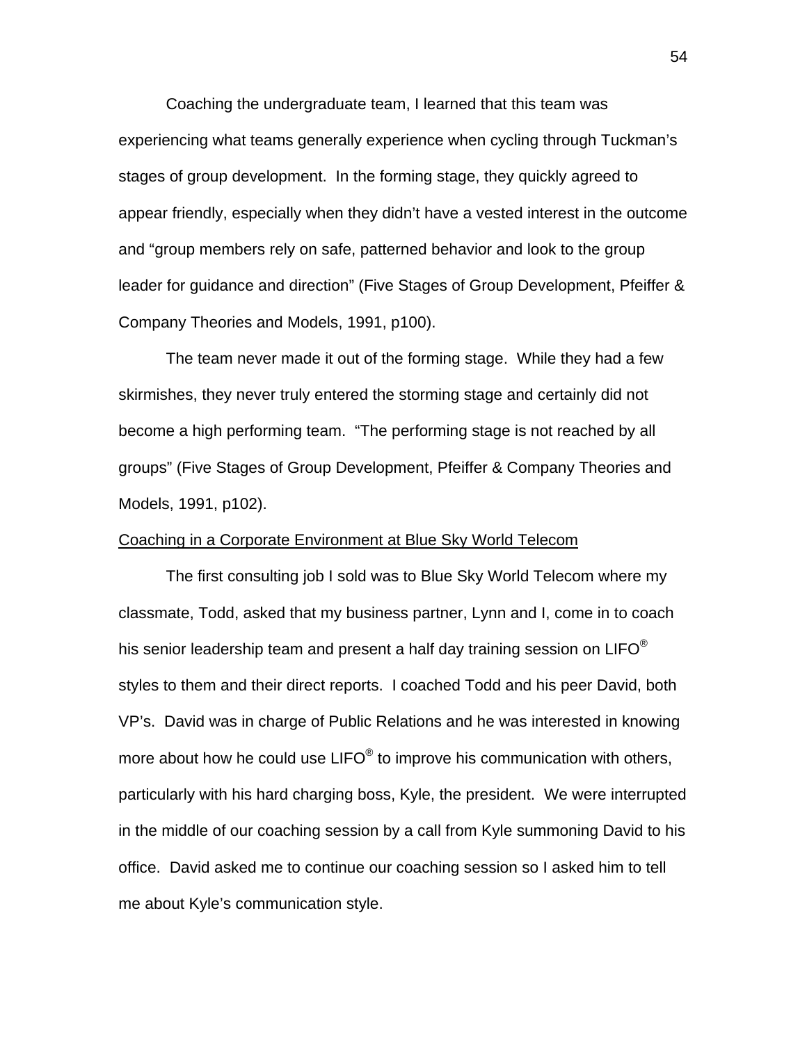Coaching the undergraduate team, I learned that this team was experiencing what teams generally experience when cycling through Tuckman's stages of group development. In the forming stage, they quickly agreed to appear friendly, especially when they didn't have a vested interest in the outcome and "group members rely on safe, patterned behavior and look to the group leader for guidance and direction" (Five Stages of Group Development, Pfeiffer & Company Theories and Models, 1991, p100).

The team never made it out of the forming stage. While they had a few skirmishes, they never truly entered the storming stage and certainly did not become a high performing team. "The performing stage is not reached by all groups" (Five Stages of Group Development, Pfeiffer & Company Theories and Models, 1991, p102).

<u>Coaching in a Corporate Environment at Blue Sky World Telecom</u>

The first consulting job I sold was to Blue Sky World Telecom where my classmate, Todd, asked that my business partner, Lynn and I, come in to coach his senior leadership team and present a half day training session on LIFO® styles to them and their direct reports. I coached Todd and his peer David, both VP's. David was in charge of Public Relations and he was interested in knowing more about how he could use LIFO® to improve his communication with others, particularly with his hard charging boss, Kyle, the president. We were interrupted in the middle of our coaching session by a call from Kyle summoning David to his office. David asked me to continue our coaching session so I asked him to tell me about Kyle's communication style.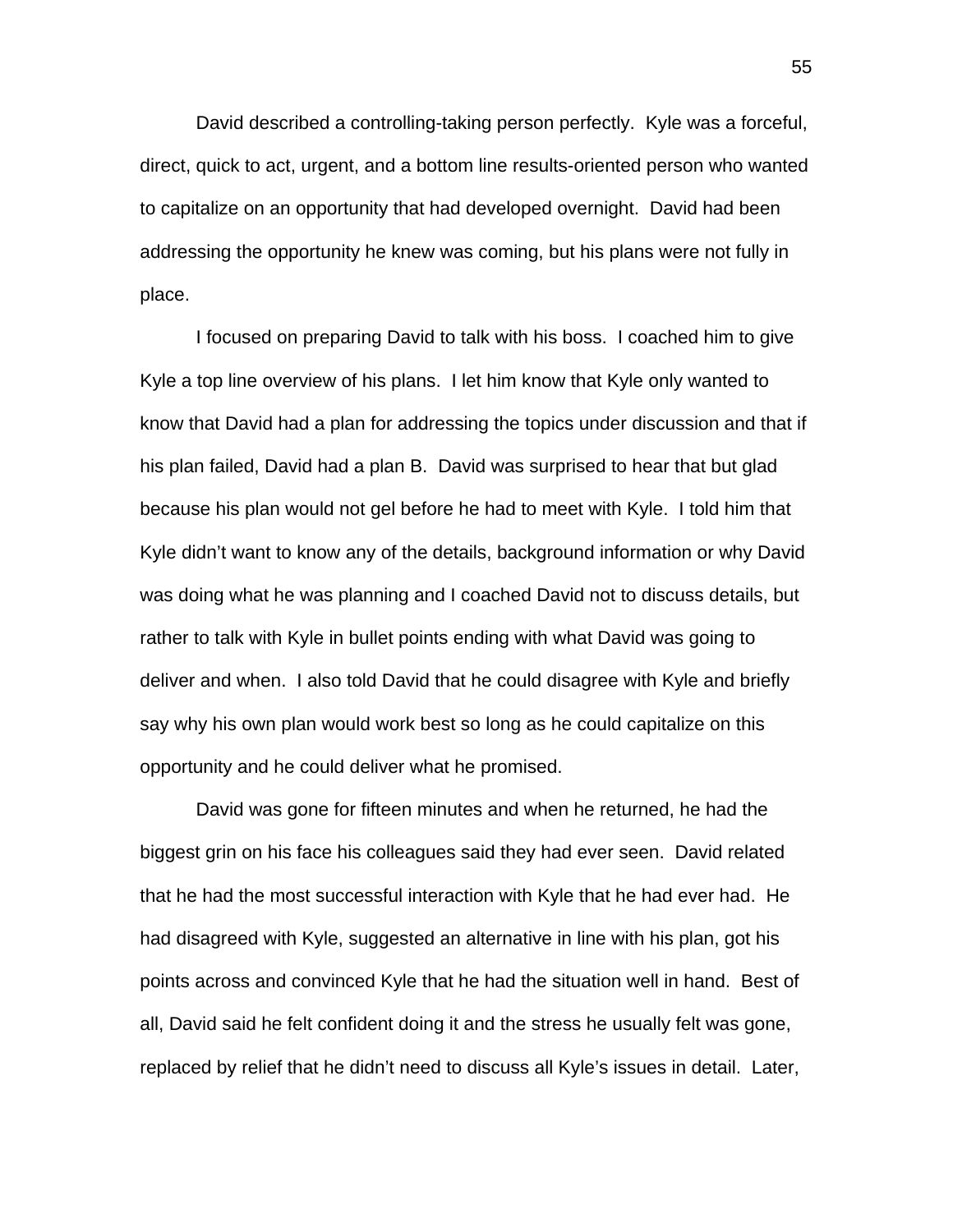David described a controlling-taking person perfectly. Kyle was a forceful, direct, quick to act, urgent, and a bottom line results-oriented person who wanted to capitalize on an opportunity that had developed overnight. David had been addressing the opportunity he knew was coming, but his plans were not fully in place.

I focused on preparing David to talk with his boss. I coached him to give Kyle a top line overview of his plans. I let him know that Kyle only wanted to know that David had a plan for addressing the topics under discussion and that if his plan failed, David had a plan B. David was surprised to hear that but glad because his plan would not gel before he had to meet with Kyle. I told him that Kyle didn't want to know any of the details, background information or why David was doing what he was planning and I coached David not to discuss details, but rather to talk with Kyle in bullet points ending with what David was going to deliver and when. I also told David that he could disagree with Kyle and briefly say why his own plan would work best so long as he could capitalize on this opportunity and he could deliver what he promised.

David was gone for fifteen minutes and when he returned, he had the biggest grin on his face his colleagues said they had ever seen. David related that he had the most successful interaction with Kyle that he had ever had. He had disagreed with Kyle, suggested an alternative in line with his plan, got his points across and convinced Kyle that he had the situation well in hand. Best of all, David said he felt confident doing it and the stress he usually felt was gone, replaced by relief that he didn't need to discuss all Kyle's issues in detail. Later,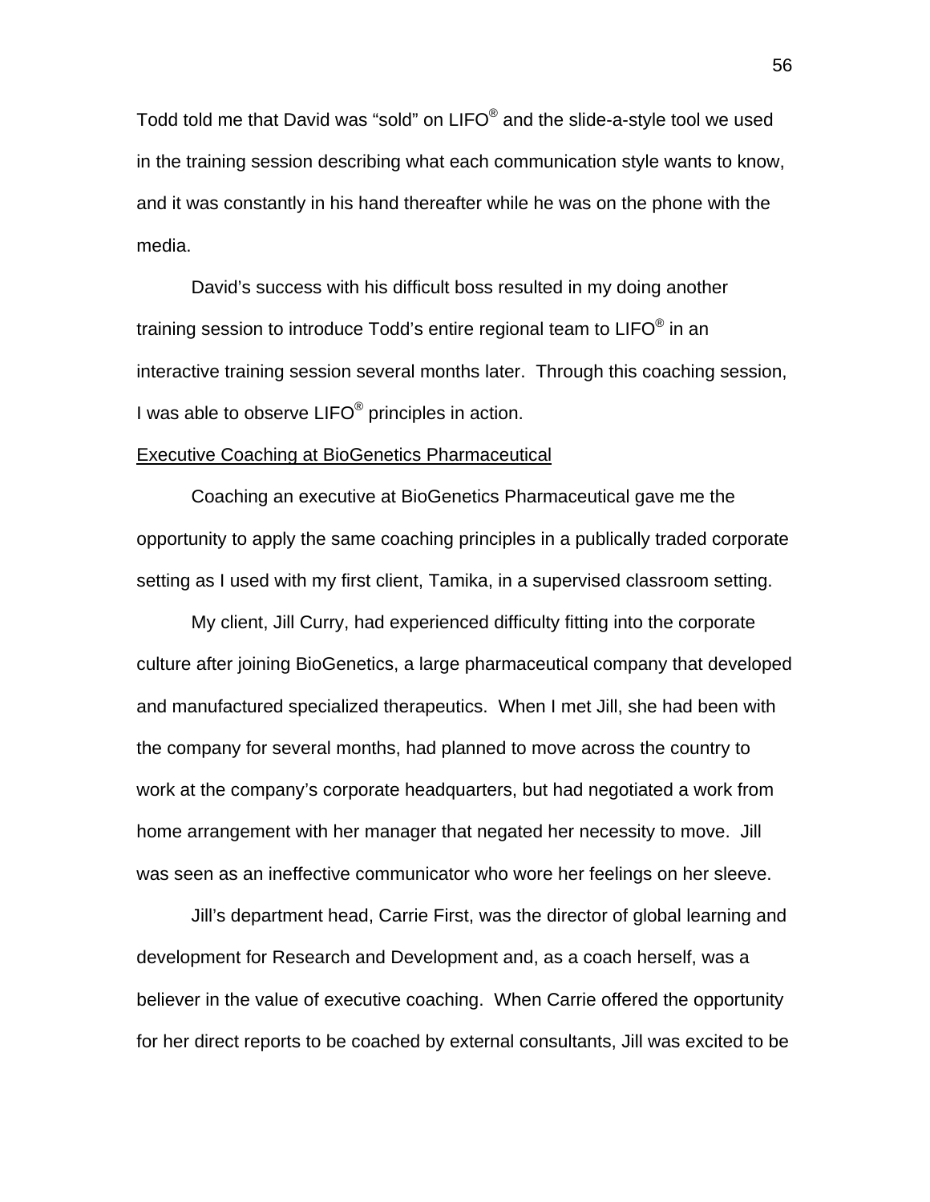Todd told me that David was "sold" on LIFO® and the slide-a-style tool we used in the training session describing what each communication style wants to know, and it was constantly in his hand thereafter while he was on the phone with the media.

David's success with his difficult boss resulted in my doing another training session to introduce Todd's entire regional team to LIFO® in an interactive training session several months later. Through this coaching session, I was able to observe LIFO® principles in action.

<u>Executive Coaching at BioGenetics Pharmaceutical</u>

Coaching an executive at BioGenetics Pharmaceutical gave me the opportunity to apply the same coaching principles in a publically traded corporate setting as I used with my first client, Tamika, in a supervised classroom setting.

My client, Jill Curry, had experienced difficulty fitting into the corporate culture after joining BioGenetics, a large pharmaceutical company that developed and manufactured specialized therapeutics. When I met Jill, she had been with the company for several months, had planned to move across the country to work at the company's corporate headquarters, but had negotiated a work from home arrangement with her manager that negated her necessity to move. Jill was seen as an ineffective communicator who wore her feelings on her sleeve.

Jill's department head, Carrie First, was the director of global learning and development for Research and Development and, as a coach herself, was a believer in the value of executive coaching. When Carrie offered the opportunity for her direct reports to be coached by external consultants, Jill was excited to be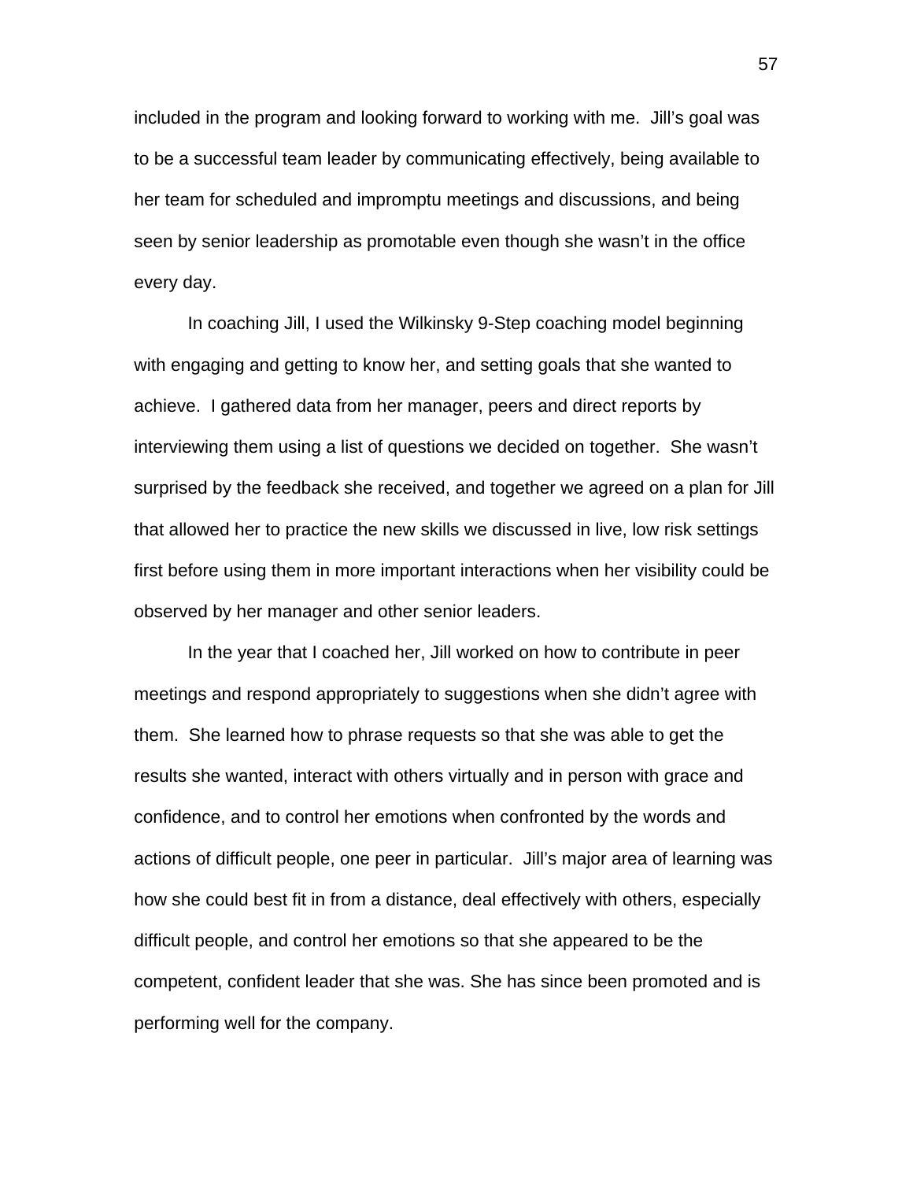included in the program and looking forward to working with me. Jill's goal was to be a successful team leader by communicating effectively, being available to her team for scheduled and impromptu meetings and discussions, and being seen by senior leadership as promotable even though she wasn't in the office every day.

In coaching Jill, I used the Wilkinsky 9-Step coaching model beginning with engaging and getting to know her, and setting goals that she wanted to achieve. I gathered data from her manager, peers and direct reports by interviewing them using a list of questions we decided on together. She wasn't surprised by the feedback she received, and together we agreed on a plan for Jill that allowed her to practice the new skills we discussed in live, low risk settings first before using them in more important interactions when her visibility could be observed by her manager and other senior leaders.

In the year that I coached her, Jill worked on how to contribute in peer meetings and respond appropriately to suggestions when she didn't agree with them. She learned how to phrase requests so that she was able to get the results she wanted, interact with others virtually and in person with grace and confidence, and to control her emotions when confronted by the words and actions of difficult people, one peer in particular. Jill's major area of learning was how she could best fit in from a distance, deal effectively with others, especially difficult people, and control her emotions so that she appeared to be the competent, confident leader that she was. She has since been promoted and is performing well for the company.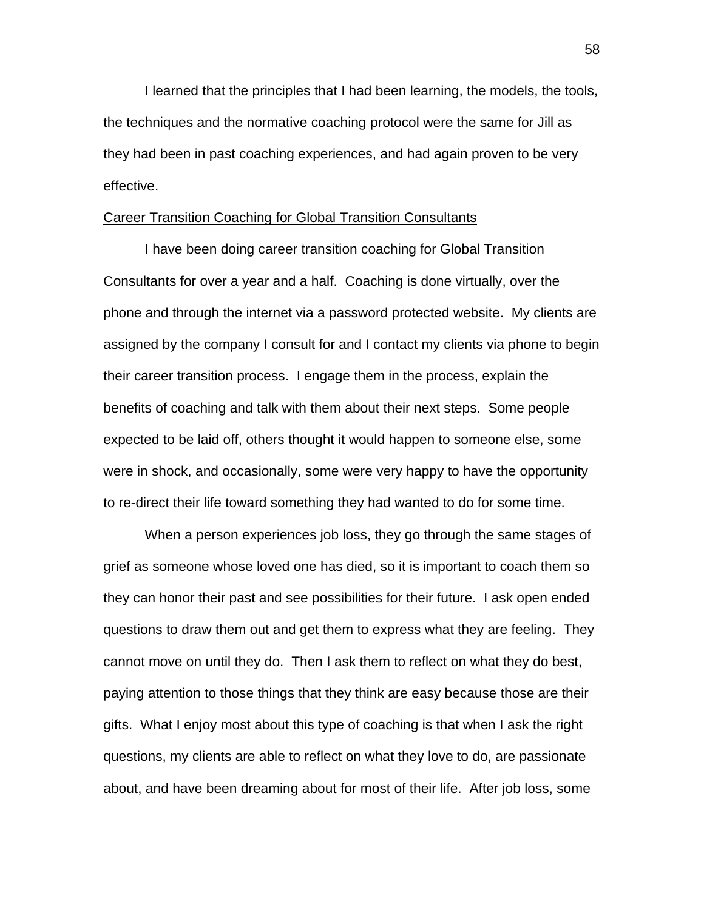I learned that the principles that I had been learning, the models, the tools, the techniques and the normative coaching protocol were the same for Jill as they had been in past coaching experiences, and had again proven to be very effective.

<u>Career Transition Coaching for Global Transition Consultants</u>

I have been doing career transition coaching for Global Transition Consultants for over a year and a half. Coaching is done virtually, over the phone and through the internet via a password protected website. My clients are assigned by the company I consult for and I contact my clients via phone to begin their career transition process. I engage them in the process, explain the benefits of coaching and talk with them about their next steps. Some people expected to be laid off, others thought it would happen to someone else, some were in shock, and occasionally, some were very happy to have the opportunity to re-direct their life toward something they had wanted to do for some time.

When a person experiences job loss, they go through the same stages of grief as someone whose loved one has died, so it is important to coach them so they can honor their past and see possibilities for their future. I ask open ended questions to draw them out and get them to express what they are feeling. They cannot move on until they do. Then I ask them to reflect on what they do best, paying attention to those things that they think are easy because those are their gifts. What I enjoy most about this type of coaching is that when I ask the right questions, my clients are able to reflect on what they love to do, are passionate about, and have been dreaming about for most of their life. After job loss, some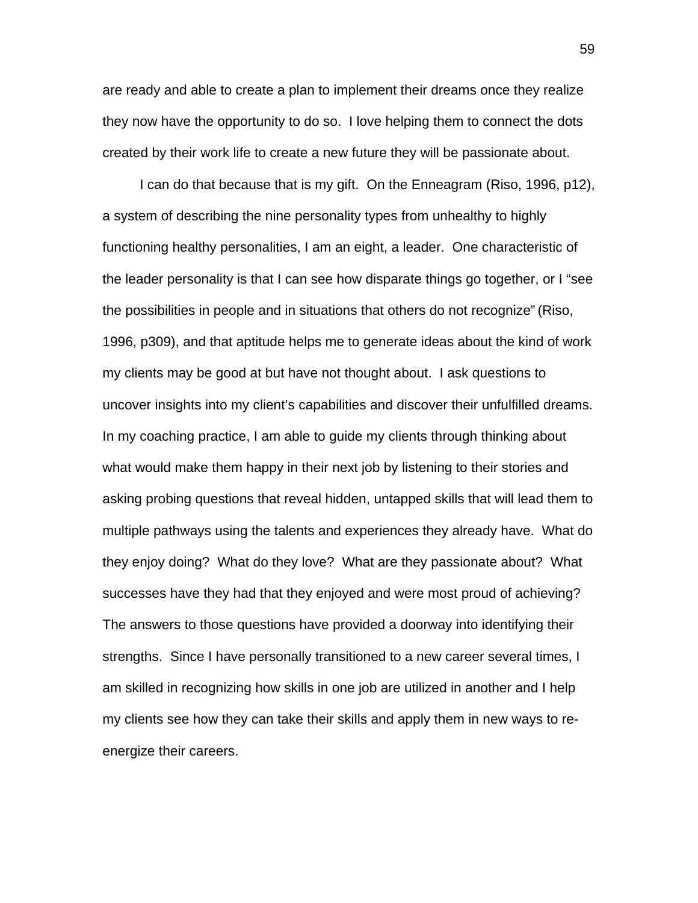are ready and able to create a plan to implement their dreams once they realize they now have the opportunity to do so. I love helping them to connect the dots created by their work life to create a new future they will be passionate about.

I can do that because that is my gift. On the Enneagram (Riso, 1996, p12), a system of describing the nine personality types from unhealthy to highly functioning healthy personalities, I am an eight, a leader. One characteristic of the leader personality is that I can see how disparate things go together, or I "see the possibilities in people and in situations that others do not recognize" (Riso, 1996, p309), and that aptitude helps me to generate ideas about the kind of work my clients may be good at but have not thought about. I ask questions to uncover insights into my client's capabilities and discover their unfulfilled dreams. In my coaching practice, I am able to guide my clients through thinking about what would make them happy in their next job by listening to their stories and asking probing questions that reveal hidden, untapped skills that will lead them to multiple pathways using the talents and experiences they already have. What do they enjoy doing? What do they love? What are they passionate about? What successes have they had that they enjoyed and were most proud of achieving? The answers to those questions have provided a doorway into identifying their strengths. Since I have personally transitioned to a new career several times, I am skilled in recognizing how skills in one job are utilized in another and I help my clients see how they can take their skills and apply them in new ways to re-energize their careers.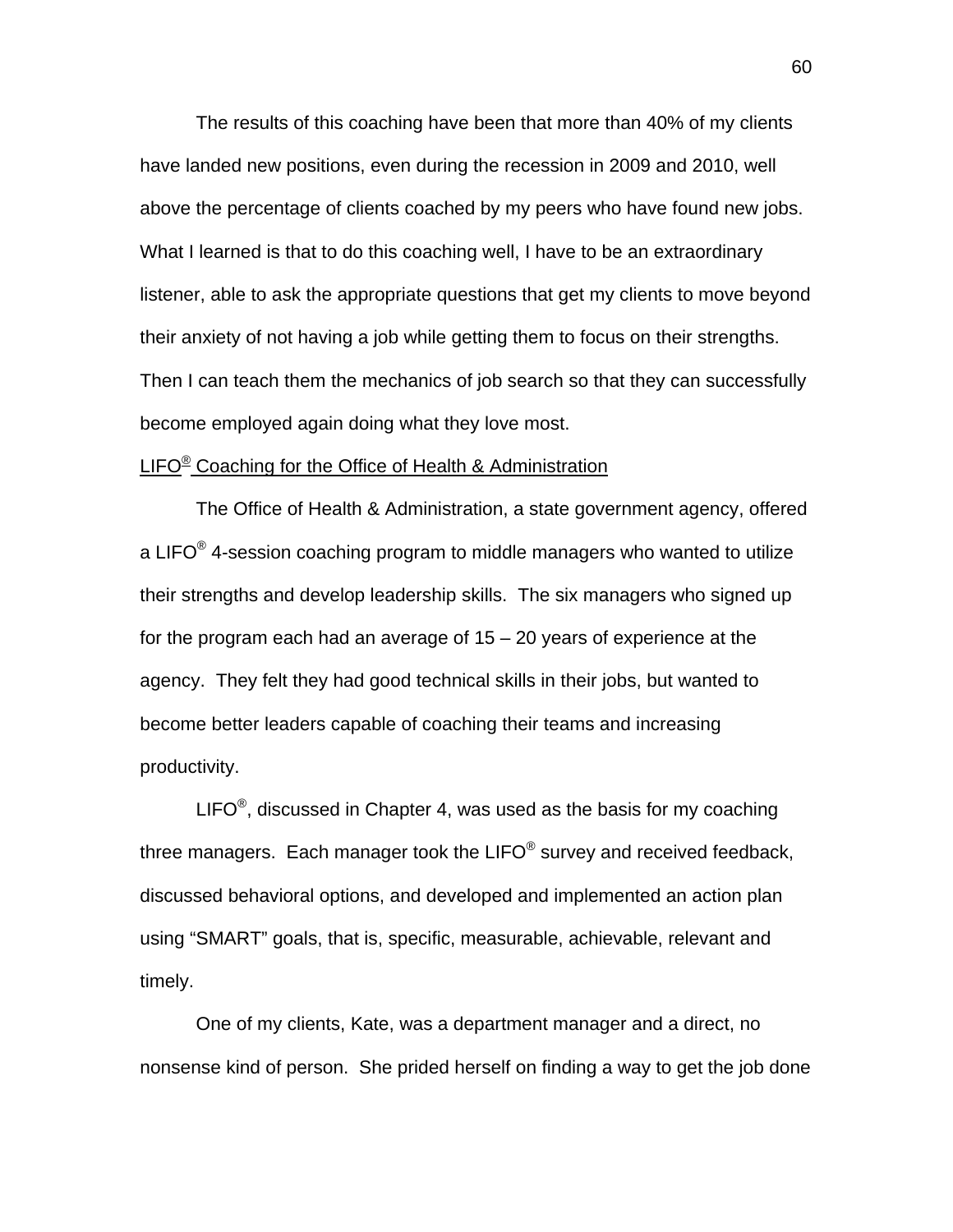The results of this coaching have been that more than 40% of my clients have landed new positions, even during the recession in 2009 and 2010, well above the percentage of clients coached by my peers who have found new jobs. What I learned is that to do this coaching well, I have to be an extraordinary listener, able to ask the appropriate questions that get my clients to move beyond their anxiety of not having a job while getting them to focus on their strengths. Then I can teach them the mechanics of job search so that they can successfully become employed again doing what they love most.

LIFO® Coaching for the Office of Health & Administration

The Office of Health & Administration, a state government agency, offered a LIFO® 4-session coaching program to middle managers who wanted to utilize their strengths and develop leadership skills. The six managers who signed up for the program each had an average of 15 – 20 years of experience at the agency. They felt they had good technical skills in their jobs, but wanted to become better leaders capable of coaching their teams and increasing productivity.

LIFO®, discussed in Chapter 4, was used as the basis for my coaching three managers. Each manager took the LIFO® survey and received feedback, discussed behavioral options, and developed and implemented an action plan using "SMART" goals, that is, specific, measurable, achievable, relevant and timely.

One of my clients, Kate, was a department manager and a direct, no nonsense kind of person. She prided herself on finding a way to get the job done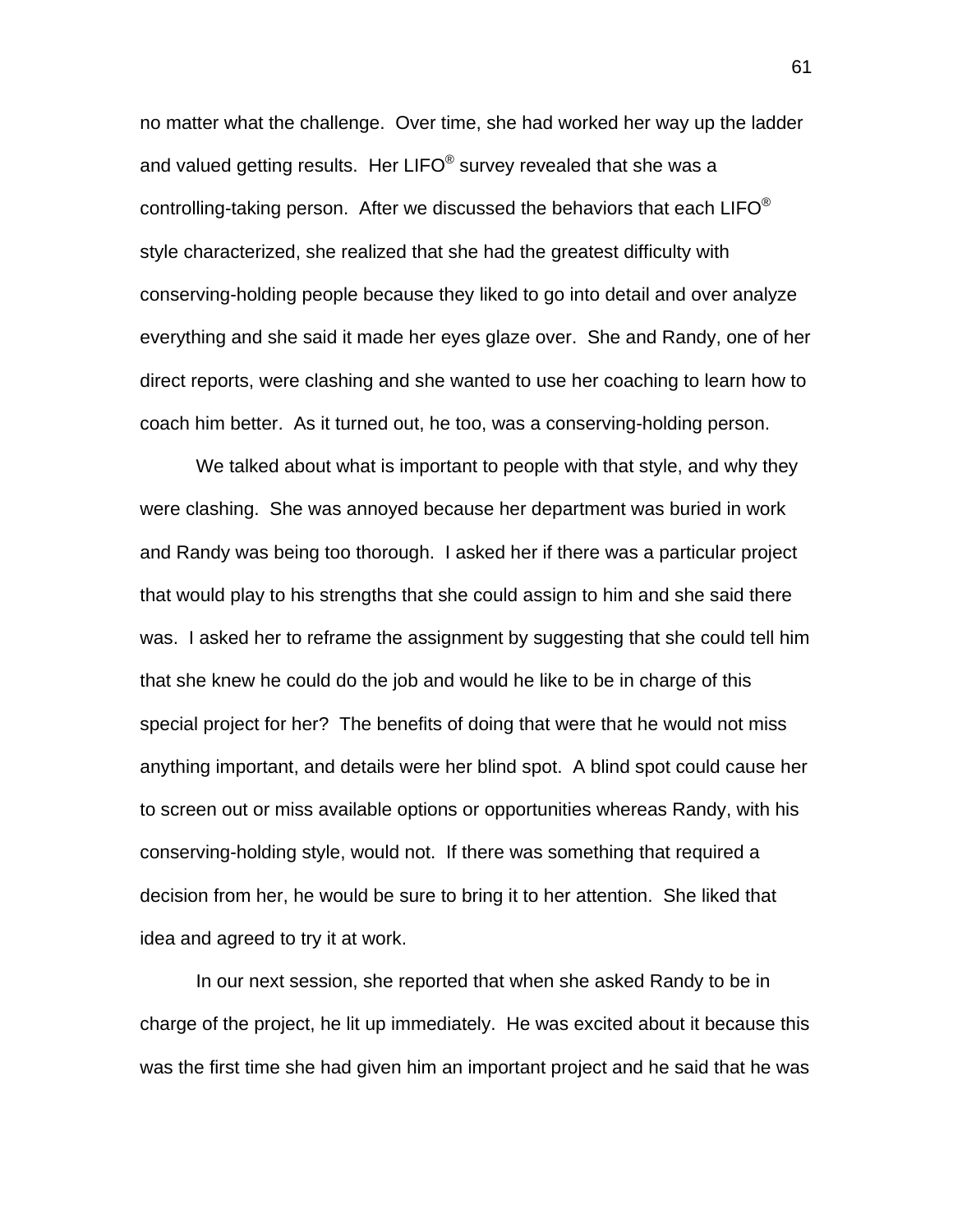no matter what the challenge. Over time, she had worked her way up the ladder and valued getting results. Her LIFO® survey revealed that she was a controlling-taking person. After we discussed the behaviors that each LIFO® style characterized, she realized that she had the greatest difficulty with conserving-holding people because they liked to go into detail and over analyze everything and she said it made her eyes glaze over. She and Randy, one of her direct reports, were clashing and she wanted to use her coaching to learn how to coach him better. As it turned out, he too, was a conserving-holding person.

We talked about what is important to people with that style, and why they were clashing. She was annoyed because her department was buried in work and Randy was being too thorough. I asked her if there was a particular project that would play to his strengths that she could assign to him and she said there was. I asked her to reframe the assignment by suggesting that she could tell him that she knew he could do the job and would he like to be in charge of this special project for her? The benefits of doing that were that he would not miss anything important, and details were her blind spot. A blind spot could cause her to screen out or miss available options or opportunities whereas Randy, with his conserving-holding style, would not. If there was something that required a decision from her, he would be sure to bring it to her attention. She liked that idea and agreed to try it at work.

In our next session, she reported that when she asked Randy to be in charge of the project, he lit up immediately. He was excited about it because this was the first time she had given him an important project and he said that he was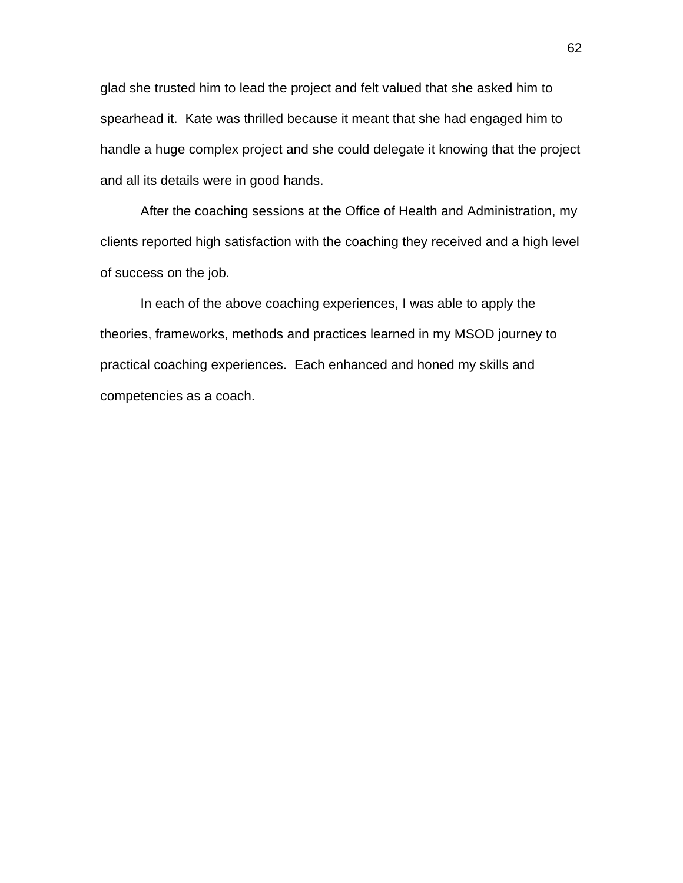glad she trusted him to lead the project and felt valued that she asked him to spearhead it.  Kate was thrilled because it meant that she had engaged him to handle a huge complex project and she could delegate it knowing that the project and all its details were in good hands.

After the coaching sessions at the Office of Health and Administration, my clients reported high satisfaction with the coaching they received and a high level of success on the job.

In each of the above coaching experiences, I was able to apply the theories, frameworks, methods and practices learned in my MSOD journey to practical coaching experiences.  Each enhanced and honed my skills and competencies as a coach.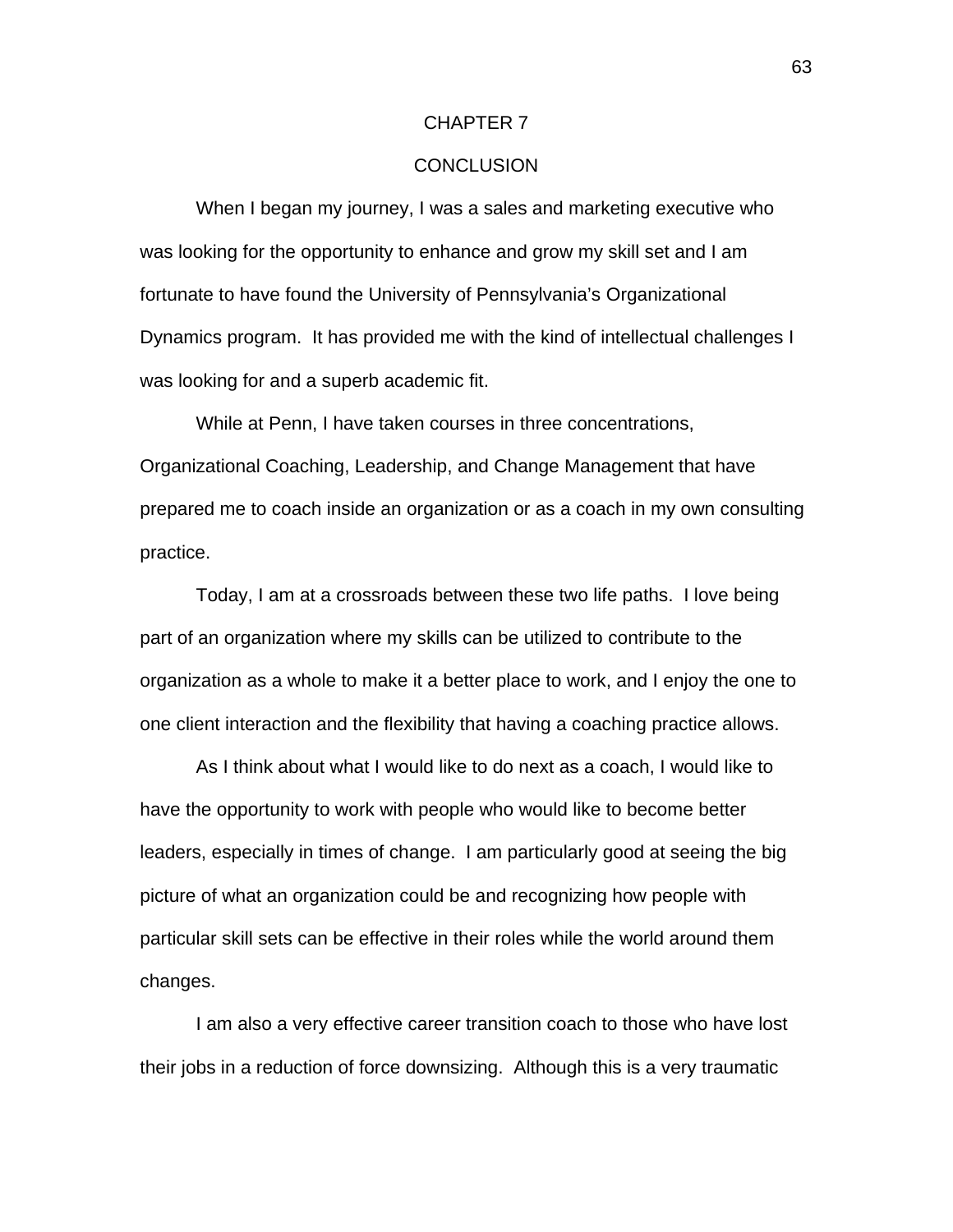# CHAPTER 7

# CONCLUSION

When I began my journey, I was a sales and marketing executive who was looking for the opportunity to enhance and grow my skill set and I am fortunate to have found the University of Pennsylvania's Organizational Dynamics program. It has provided me with the kind of intellectual challenges I was looking for and a superb academic fit.

While at Penn, I have taken courses in three concentrations, Organizational Coaching, Leadership, and Change Management that have prepared me to coach inside an organization or as a coach in my own consulting practice.

Today, I am at a crossroads between these two life paths. I love being part of an organization where my skills can be utilized to contribute to the organization as a whole to make it a better place to work, and I enjoy the one to one client interaction and the flexibility that having a coaching practice allows.

As I think about what I would like to do next as a coach, I would like to have the opportunity to work with people who would like to become better leaders, especially in times of change. I am particularly good at seeing the big picture of what an organization could be and recognizing how people with particular skill sets can be effective in their roles while the world around them changes.

I am also a very effective career transition coach to those who have lost their jobs in a reduction of force downsizing. Although this is a very traumatic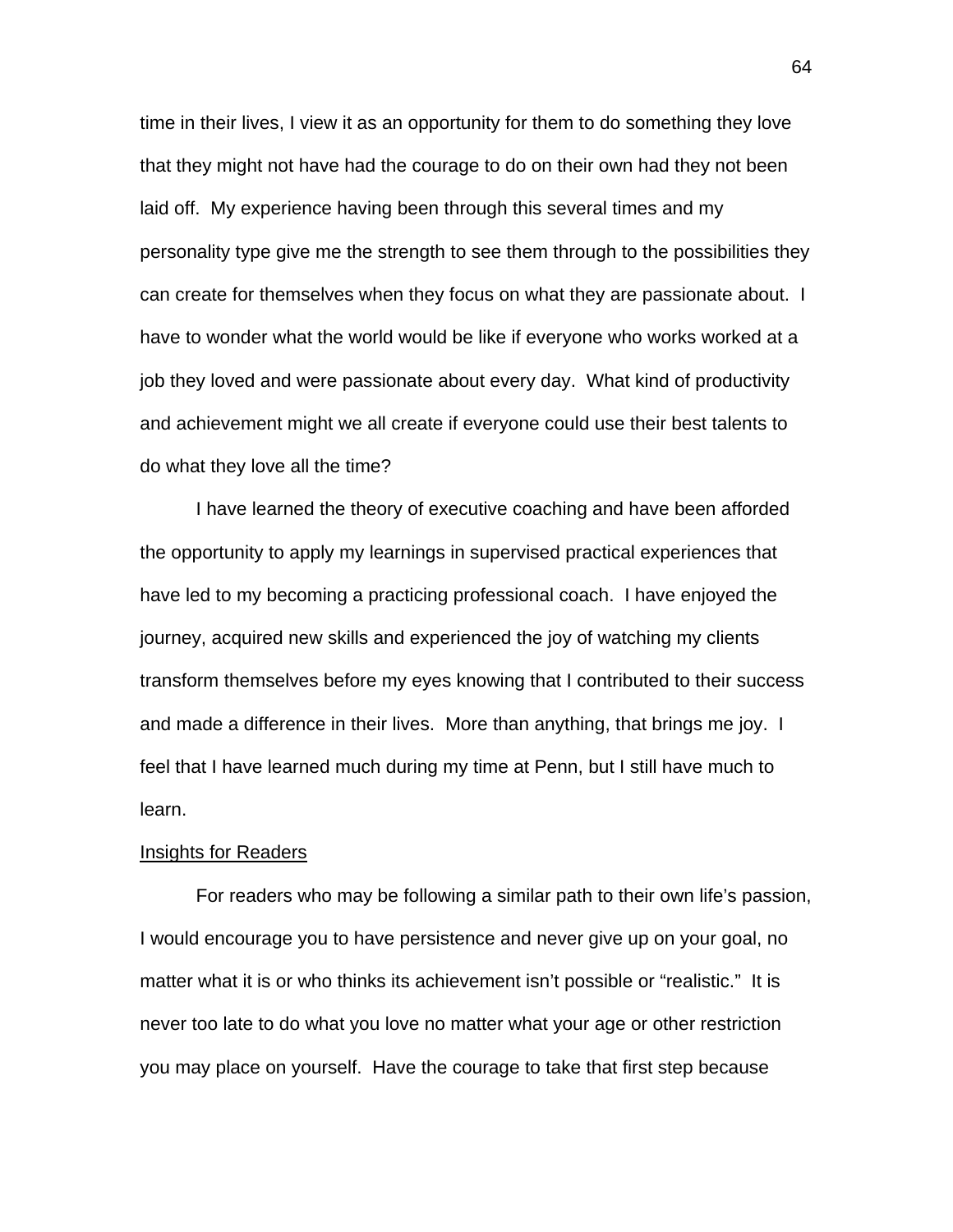time in their lives, I view it as an opportunity for them to do something they love that they might not have had the courage to do on their own had they not been laid off. My experience having been through this several times and my personality type give me the strength to see them through to the possibilities they can create for themselves when they focus on what they are passionate about. I have to wonder what the world would be like if everyone who works worked at a job they loved and were passionate about every day. What kind of productivity and achievement might we all create if everyone could use their best talents to do what they love all the time?

I have learned the theory of executive coaching and have been afforded the opportunity to apply my learnings in supervised practical experiences that have led to my becoming a practicing professional coach. I have enjoyed the journey, acquired new skills and experienced the joy of watching my clients transform themselves before my eyes knowing that I contributed to their success and made a difference in their lives. More than anything, that brings me joy. I feel that I have learned much during my time at Penn, but I still have much to learn.

### Insights for Readers

For readers who may be following a similar path to their own life's passion, I would encourage you to have persistence and never give up on your goal, no matter what it is or who thinks its achievement isn't possible or "realistic." It is never too late to do what you love no matter what your age or other restriction you may place on yourself. Have the courage to take that first step because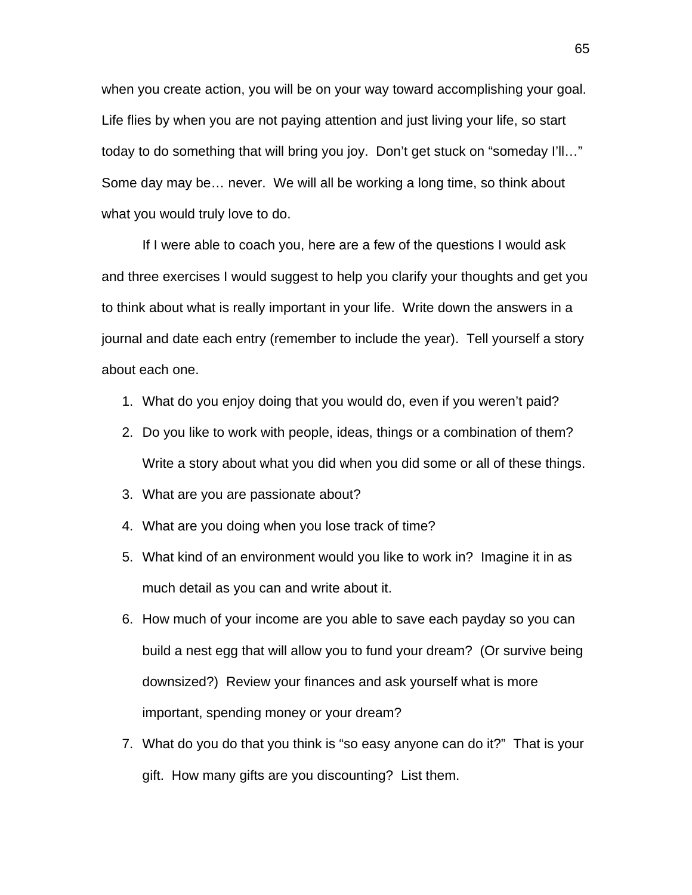when you create action, you will be on your way toward accomplishing your goal. Life flies by when you are not paying attention and just living your life, so start today to do something that will bring you joy. Don't get stuck on "someday I'll…" Some day may be… never. We will all be working a long time, so think about what you would truly love to do.

If I were able to coach you, here are a few of the questions I would ask and three exercises I would suggest to help you clarify your thoughts and get you to think about what is really important in your life. Write down the answers in a journal and date each entry (remember to include the year). Tell yourself a story about each one.

1. What do you enjoy doing that you would do, even if you weren't paid?
2. Do you like to work with people, ideas, things or a combination of them? Write a story about what you did when you did some or all of these things.
3. What are you are passionate about?
4. What are you doing when you lose track of time?
5. What kind of an environment would you like to work in? Imagine it in as much detail as you can and write about it.
6. How much of your income are you able to save each payday so you can build a nest egg that will allow you to fund your dream? (Or survive being downsized?) Review your finances and ask yourself what is more important, spending money or your dream?
7. What do you do that you think is "so easy anyone can do it?" That is your gift. How many gifts are you discounting? List them.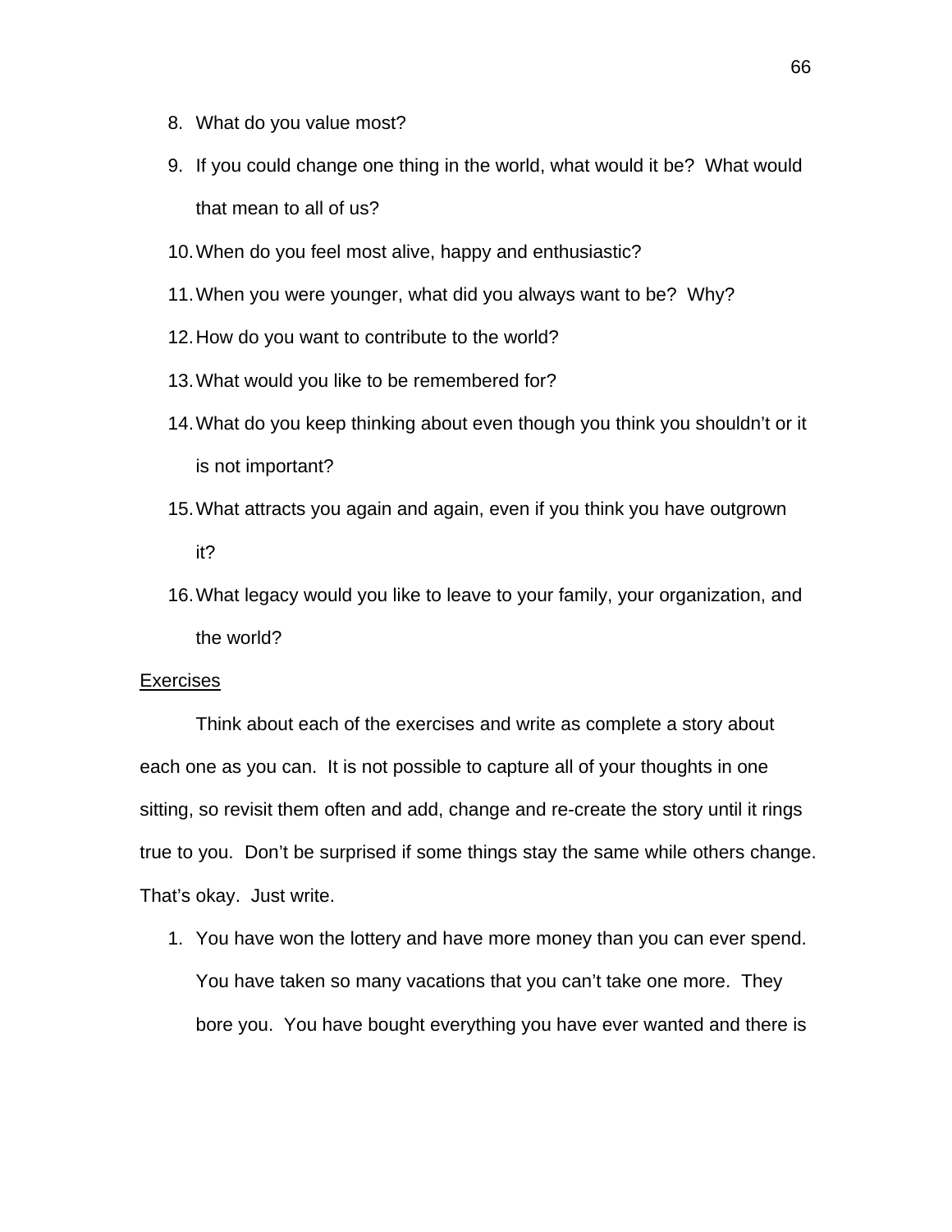8. What do you value most?
9. If you could change one thing in the world, what would it be? What would that mean to all of us?
10. When do you feel most alive, happy and enthusiastic?
11. When you were younger, what did you always want to be? Why?
12. How do you want to contribute to the world?
13. What would you like to be remembered for?
14. What do you keep thinking about even though you think you shouldn't or it is not important?
15. What attracts you again and again, even if you think you have outgrown it?
16. What legacy would you like to leave to your family, your organization, and the world?

<u>Exercises</u>

Think about each of the exercises and write as complete a story about each one as you can. It is not possible to capture all of your thoughts in one sitting, so revisit them often and add, change and re-create the story until it rings true to you. Don't be surprised if some things stay the same while others change. That's okay. Just write.

1. You have won the lottery and have more money than you can ever spend. You have taken so many vacations that you can't take one more. They bore you. You have bought everything you have ever wanted and there is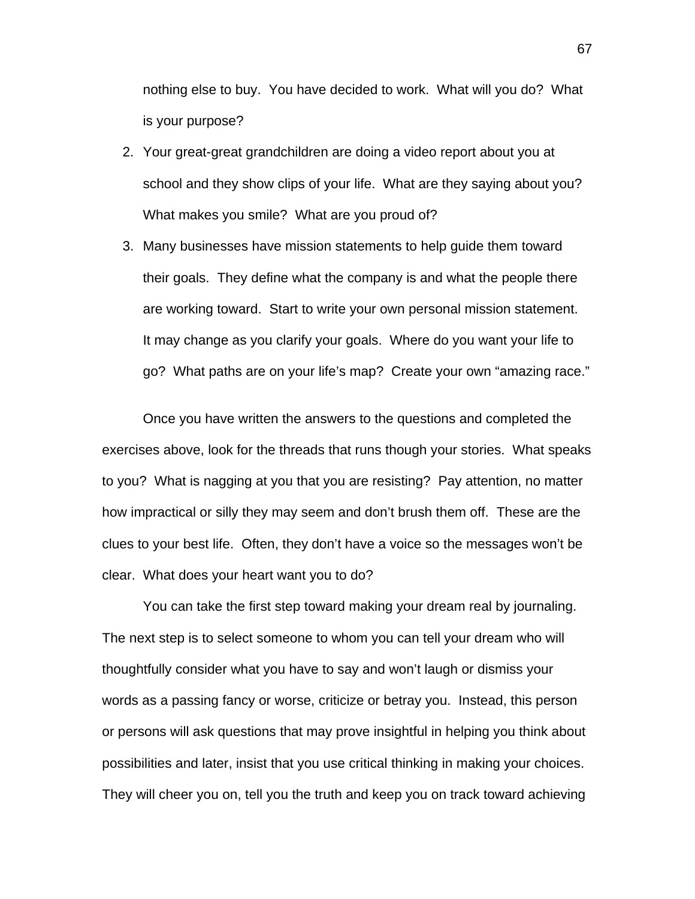nothing else to buy. You have decided to work. What will you do? What is your purpose?

2. Your great-great grandchildren are doing a video report about you at school and they show clips of your life. What are they saying about you? What makes you smile? What are you proud of?
3. Many businesses have mission statements to help guide them toward their goals. They define what the company is and what the people there are working toward. Start to write your own personal mission statement. It may change as you clarify your goals. Where do you want your life to go? What paths are on your life's map? Create your own "amazing race."

Once you have written the answers to the questions and completed the exercises above, look for the threads that runs though your stories. What speaks to you? What is nagging at you that you are resisting? Pay attention, no matter how impractical or silly they may seem and don't brush them off. These are the clues to your best life. Often, they don't have a voice so the messages won't be clear. What does your heart want you to do?

You can take the first step toward making your dream real by journaling. The next step is to select someone to whom you can tell your dream who will thoughtfully consider what you have to say and won't laugh or dismiss your words as a passing fancy or worse, criticize or betray you. Instead, this person or persons will ask questions that may prove insightful in helping you think about possibilities and later, insist that you use critical thinking in making your choices. They will cheer you on, tell you the truth and keep you on track toward achieving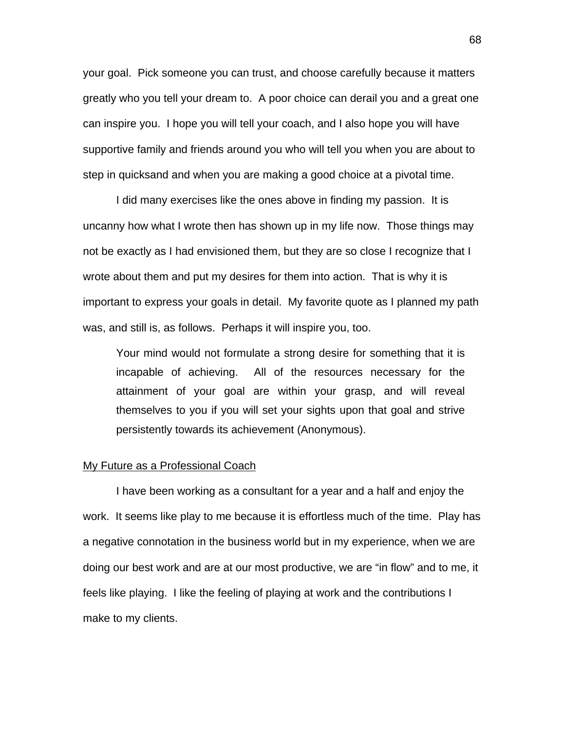your goal. Pick someone you can trust, and choose carefully because it matters greatly who you tell your dream to. A poor choice can derail you and a great one can inspire you. I hope you will tell your coach, and I also hope you will have supportive family and friends around you who will tell you when you are about to step in quicksand and when you are making a good choice at a pivotal time.

I did many exercises like the ones above in finding my passion. It is uncanny how what I wrote then has shown up in my life now. Those things may not be exactly as I had envisioned them, but they are so close I recognize that I wrote about them and put my desires for them into action. That is why it is important to express your goals in detail. My favorite quote as I planned my path was, and still is, as follows. Perhaps it will inspire you, too.

> Your mind would not formulate a strong desire for something that it is incapable of achieving. All of the resources necessary for the attainment of your goal are within your grasp, and will reveal themselves to you if you will set your sights upon that goal and strive persistently towards its achievement (Anonymous).

<u>My Future as a Professional Coach</u>

I have been working as a consultant for a year and a half and enjoy the work. It seems like play to me because it is effortless much of the time. Play has a negative connotation in the business world but in my experience, when we are doing our best work and are at our most productive, we are "in flow" and to me, it feels like playing. I like the feeling of playing at work and the contributions I make to my clients.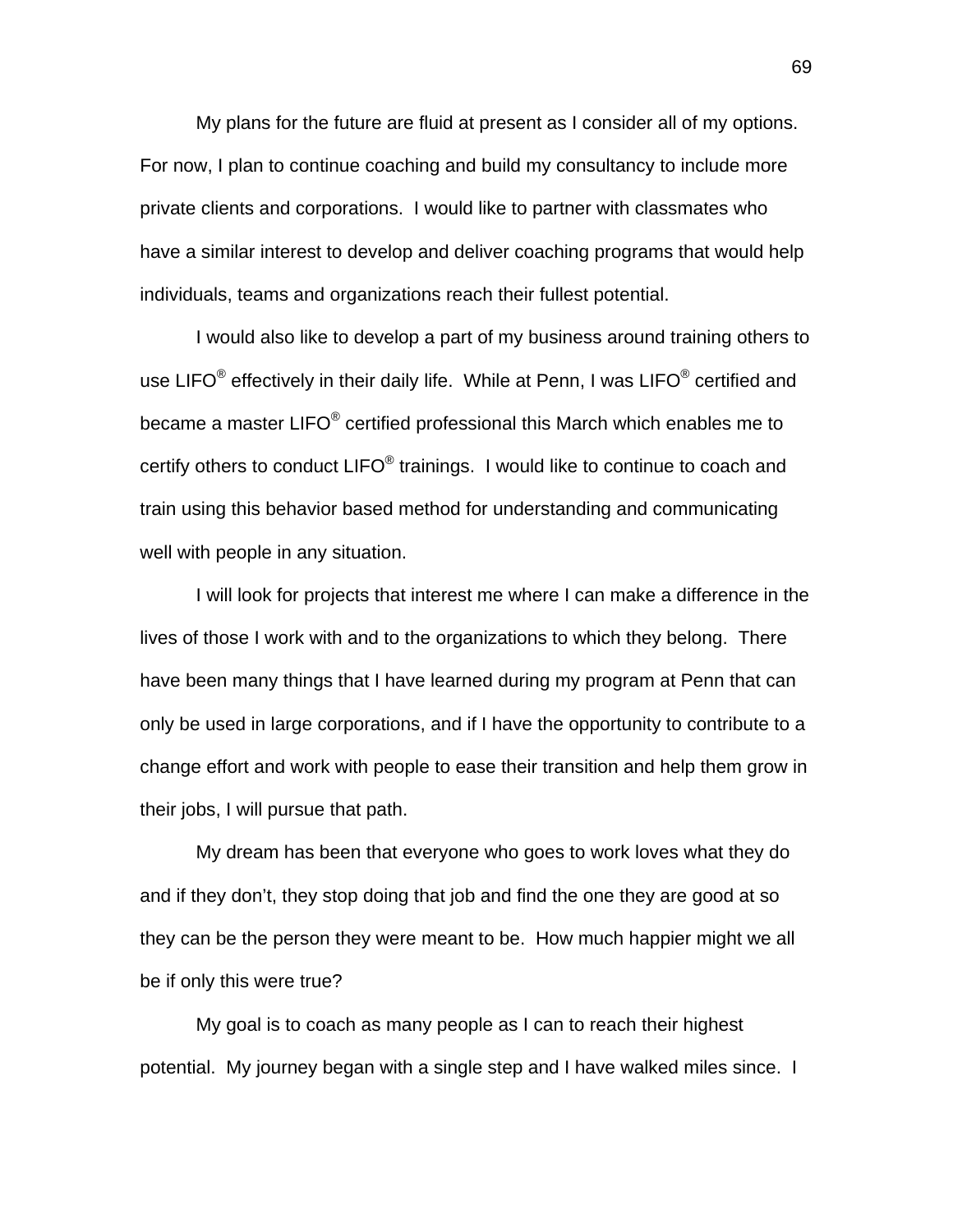My plans for the future are fluid at present as I consider all of my options. For now, I plan to continue coaching and build my consultancy to include more private clients and corporations. I would like to partner with classmates who have a similar interest to develop and deliver coaching programs that would help individuals, teams and organizations reach their fullest potential.

I would also like to develop a part of my business around training others to use LIFO® effectively in their daily life. While at Penn, I was LIFO® certified and became a master LIFO® certified professional this March which enables me to certify others to conduct LIFO® trainings. I would like to continue to coach and train using this behavior based method for understanding and communicating well with people in any situation.

I will look for projects that interest me where I can make a difference in the lives of those I work with and to the organizations to which they belong. There have been many things that I have learned during my program at Penn that can only be used in large corporations, and if I have the opportunity to contribute to a change effort and work with people to ease their transition and help them grow in their jobs, I will pursue that path.

My dream has been that everyone who goes to work loves what they do and if they don't, they stop doing that job and find the one they are good at so they can be the person they were meant to be. How much happier might we all be if only this were true?

My goal is to coach as many people as I can to reach their highest potential. My journey began with a single step and I have walked miles since. I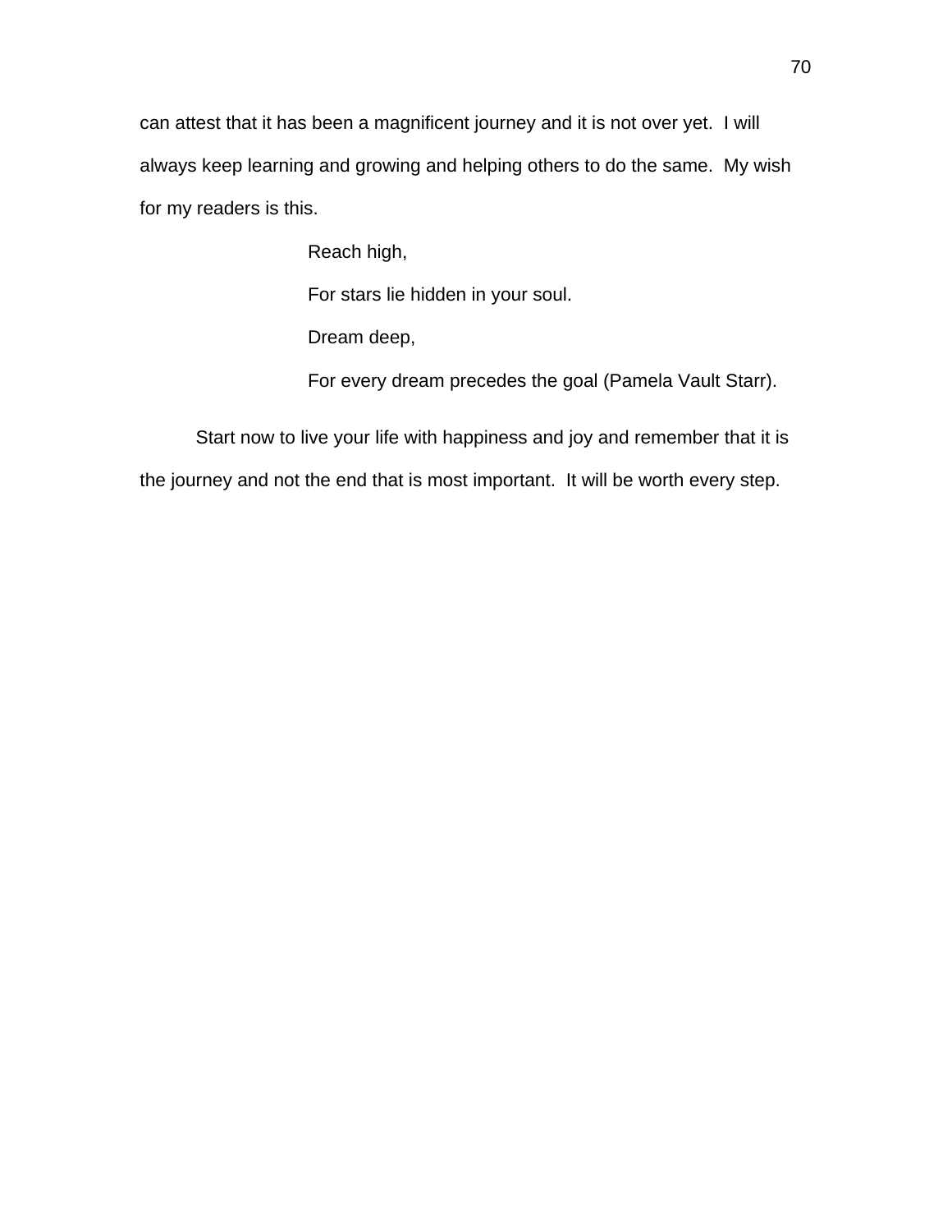can attest that it has been a magnificent journey and it is not over yet. I will always keep learning and growing and helping others to do the same. My wish for my readers is this.

> Reach high,
>
> For stars lie hidden in your soul.
>
> Dream deep,
>
> For every dream precedes the goal (Pamela Vault Starr).

Start now to live your life with happiness and joy and remember that it is the journey and not the end that is most important. It will be worth every step.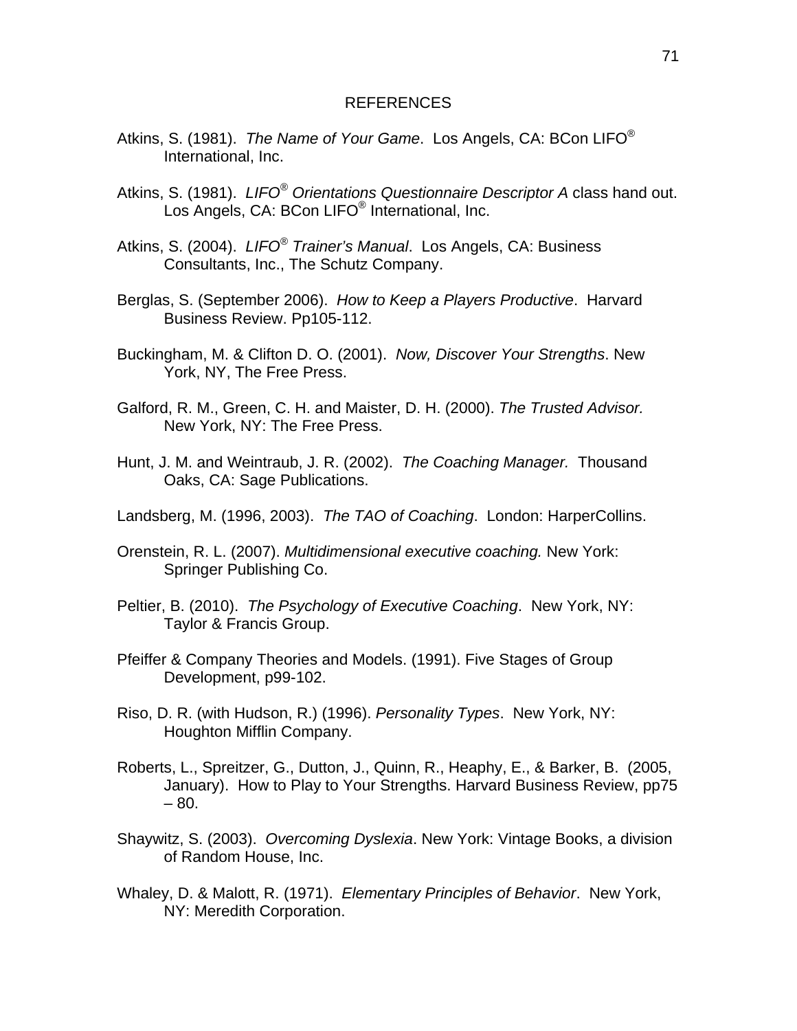# REFERENCES

Atkins, S. (1981). *The Name of Your Game*. Los Angels, CA: BCon LIFO® International, Inc.

Atkins, S. (1981). *LIFO® Orientations Questionnaire Descriptor A* class hand out. Los Angels, CA: BCon LIFO® International, Inc.

Atkins, S. (2004). *LIFO® Trainer's Manual*. Los Angels, CA: Business Consultants, Inc., The Schutz Company.

Berglas, S. (September 2006). *How to Keep a Players Productive*. Harvard Business Review. Pp105-112.

Buckingham, M. & Clifton D. O. (2001). *Now, Discover Your Strengths*. New York, NY, The Free Press.

Galford, R. M., Green, C. H. and Maister, D. H. (2000). *The Trusted Advisor.* New York, NY: The Free Press.

Hunt, J. M. and Weintraub, J. R. (2002). *The Coaching Manager.* Thousand Oaks, CA: Sage Publications.

Landsberg, M. (1996, 2003). *The TAO of Coaching*. London: HarperCollins.

Orenstein, R. L. (2007). *Multidimensional executive coaching.* New York: Springer Publishing Co.

Peltier, B. (2010). *The Psychology of Executive Coaching*. New York, NY: Taylor & Francis Group.

Pfeiffer & Company Theories and Models. (1991). Five Stages of Group Development, p99-102.

Riso, D. R. (with Hudson, R.) (1996). *Personality Types*. New York, NY: Houghton Mifflin Company.

Roberts, L., Spreitzer, G., Dutton, J., Quinn, R., Heaphy, E., & Barker, B. (2005, January). How to Play to Your Strengths. Harvard Business Review, pp75 – 80.

Shaywitz, S. (2003). *Overcoming Dyslexia*. New York: Vintage Books, a division of Random House, Inc.

Whaley, D. & Malott, R. (1971). *Elementary Principles of Behavior*. New York, NY: Meredith Corporation.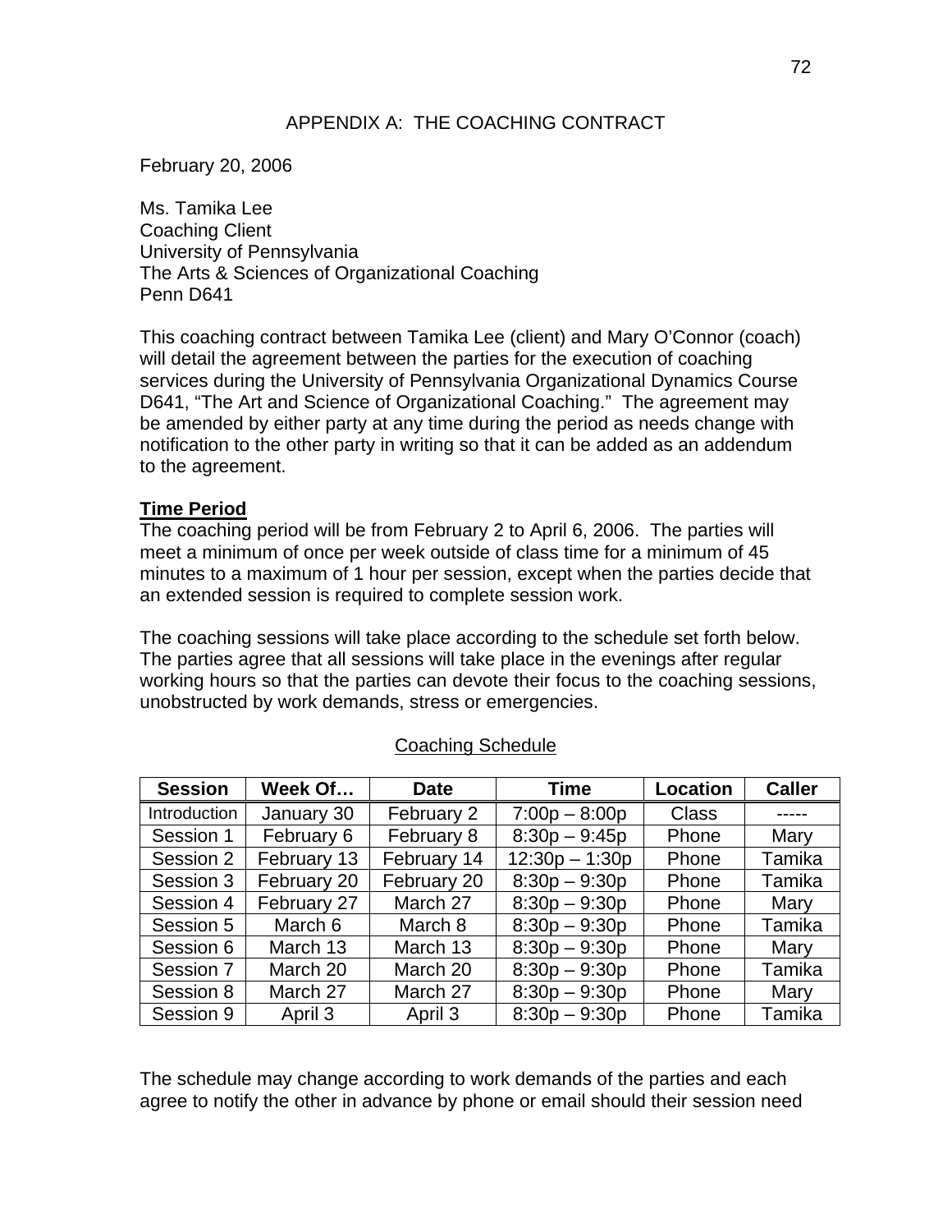## APPENDIX A: THE COACHING CONTRACT

February 20, 2006

Ms. Tamika Lee
Coaching Client
University of Pennsylvania
The Arts & Sciences of Organizational Coaching
Penn D641

This coaching contract between Tamika Lee (client) and Mary O'Connor (coach) will detail the agreement between the parties for the execution of coaching services during the University of Pennsylvania Organizational Dynamics Course D641, "The Art and Science of Organizational Coaching." The agreement may be amended by either party at any time during the period as needs change with notification to the other party in writing so that it can be added as an addendum to the agreement.

**Time Period**

The coaching period will be from February 2 to April 6, 2006. The parties will meet a minimum of once per week outside of class time for a minimum of 45 minutes to a maximum of 1 hour per session, except when the parties decide that an extended session is required to complete session work.

The coaching sessions will take place according to the schedule set forth below. The parties agree that all sessions will take place in the evenings after regular working hours so that the parties can devote their focus to the coaching sessions, unobstructed by work demands, stress or emergencies.

Coaching Schedule

| Session | Week Of… | Date | Time | Location | Caller |
|---|---|---|---|---|---|
| Introduction | January 30 | February 2 | 7:00p – 8:00p | Class | ----- |
| Session 1 | February 6 | February 8 | 8:30p – 9:45p | Phone | Mary |
| Session 2 | February 13 | February 14 | 12:30p – 1:30p | Phone | Tamika |
| Session 3 | February 20 | February 20 | 8:30p – 9:30p | Phone | Tamika |
| Session 4 | February 27 | March 27 | 8:30p – 9:30p | Phone | Mary |
| Session 5 | March 6 | March 8 | 8:30p – 9:30p | Phone | Tamika |
| Session 6 | March 13 | March 13 | 8:30p – 9:30p | Phone | Mary |
| Session 7 | March 20 | March 20 | 8:30p – 9:30p | Phone | Tamika |
| Session 8 | March 27 | March 27 | 8:30p – 9:30p | Phone | Mary |
| Session 9 | April 3 | April 3 | 8:30p – 9:30p | Phone | Tamika |

The schedule may change according to work demands of the parties and each agree to notify the other in advance by phone or email should their session need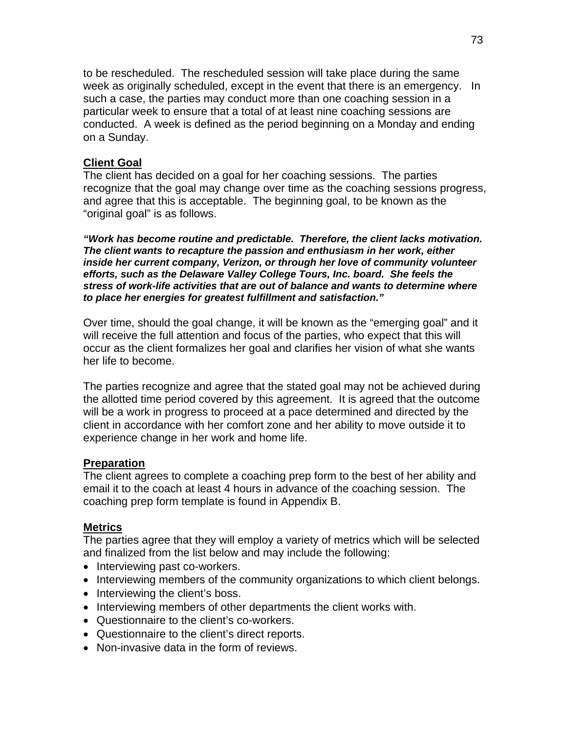to be rescheduled. The rescheduled session will take place during the same week as originally scheduled, except in the event that there is an emergency. In such a case, the parties may conduct more than one coaching session in a particular week to ensure that a total of at least nine coaching sessions are conducted. A week is defined as the period beginning on a Monday and ending on a Sunday.

**<u>Client Goal</u>**

The client has decided on a goal for her coaching sessions. The parties recognize that the goal may change over time as the coaching sessions progress, and agree that this is acceptable. The beginning goal, to be known as the "original goal" is as follows.

***"Work has become routine and predictable. Therefore, the client lacks motivation. The client wants to recapture the passion and enthusiasm in her work, either inside her current company, Verizon, or through her love of community volunteer efforts, such as the Delaware Valley College Tours, Inc. board. She feels the stress of work-life activities that are out of balance and wants to determine where to place her energies for greatest fulfillment and satisfaction."***

Over time, should the goal change, it will be known as the "emerging goal" and it will receive the full attention and focus of the parties, who expect that this will occur as the client formalizes her goal and clarifies her vision of what she wants her life to become.

The parties recognize and agree that the stated goal may not be achieved during the allotted time period covered by this agreement. It is agreed that the outcome will be a work in progress to proceed at a pace determined and directed by the client in accordance with her comfort zone and her ability to move outside it to experience change in her work and home life.

**<u>Preparation</u>**

The client agrees to complete a coaching prep form to the best of her ability and email it to the coach at least 4 hours in advance of the coaching session. The coaching prep form template is found in Appendix B.

**<u>Metrics</u>**

The parties agree that they will employ a variety of metrics which will be selected and finalized from the list below and may include the following:

- Interviewing past co-workers.
- Interviewing members of the community organizations to which client belongs.
- Interviewing the client's boss.
- Interviewing members of other departments the client works with.
- Questionnaire to the client's co-workers.
- Questionnaire to the client's direct reports.
- Non-invasive data in the form of reviews.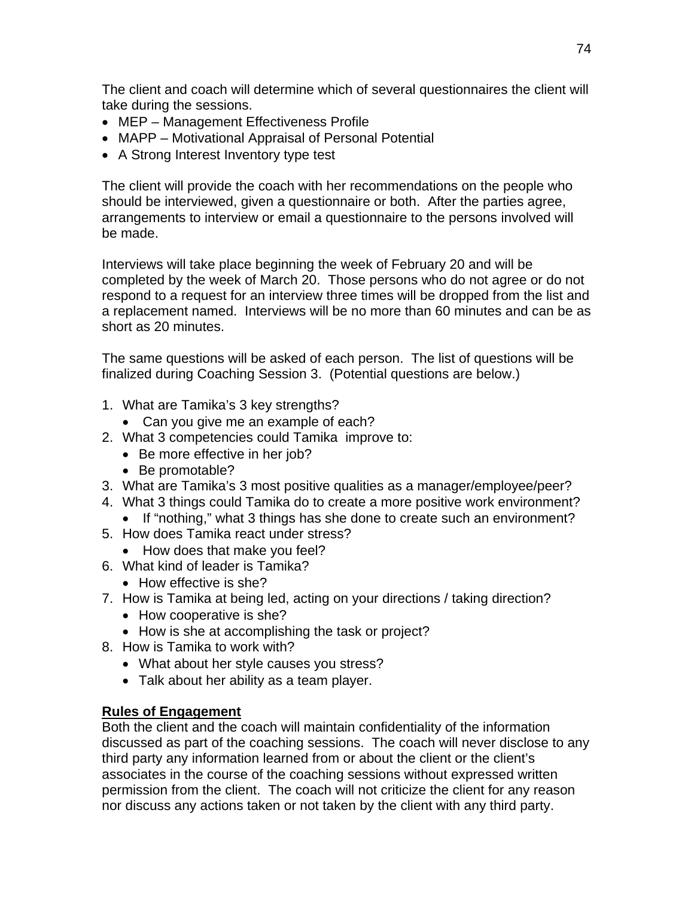The client and coach will determine which of several questionnaires the client will take during the sessions.

- MEP – Management Effectiveness Profile
- MAPP – Motivational Appraisal of Personal Potential
- A Strong Interest Inventory type test

The client will provide the coach with her recommendations on the people who should be interviewed, given a questionnaire or both. After the parties agree, arrangements to interview or email a questionnaire to the persons involved will be made.

Interviews will take place beginning the week of February 20 and will be completed by the week of March 20. Those persons who do not agree or do not respond to a request for an interview three times will be dropped from the list and a replacement named. Interviews will be no more than 60 minutes and can be as short as 20 minutes.

The same questions will be asked of each person. The list of questions will be finalized during Coaching Session 3. (Potential questions are below.)

1. What are Tamika's 3 key strengths?
   - Can you give me an example of each?
2. What 3 competencies could Tamika improve to:
   - Be more effective in her job?
   - Be promotable?
3. What are Tamika's 3 most positive qualities as a manager/employee/peer?
4. What 3 things could Tamika do to create a more positive work environment?
   - If "nothing," what 3 things has she done to create such an environment?
5. How does Tamika react under stress?
   - How does that make you feel?
6. What kind of leader is Tamika?
   - How effective is she?
7. How is Tamika at being led, acting on your directions / taking direction?
   - How cooperative is she?
   - How is she at accomplishing the task or project?
8. How is Tamika to work with?
   - What about her style causes you stress?
   - Talk about her ability as a team player.

**Rules of Engagement**

Both the client and the coach will maintain confidentiality of the information discussed as part of the coaching sessions. The coach will never disclose to any third party any information learned from or about the client or the client's associates in the course of the coaching sessions without expressed written permission from the client. The coach will not criticize the client for any reason nor discuss any actions taken or not taken by the client with any third party.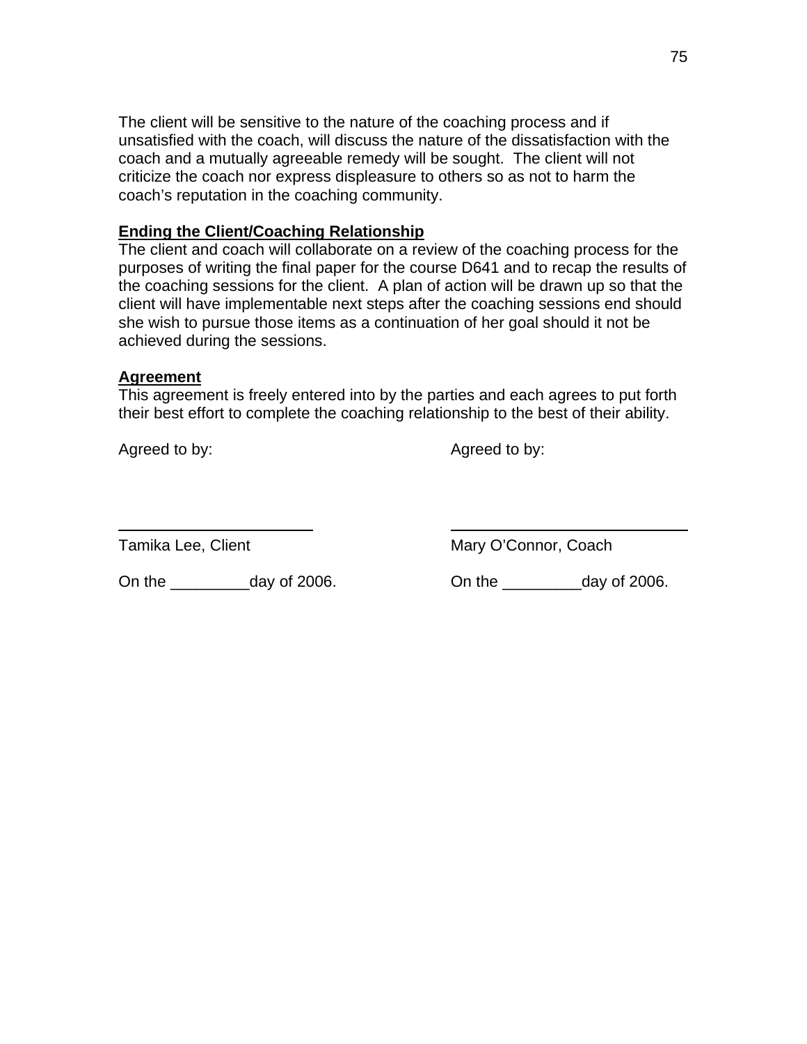The client will be sensitive to the nature of the coaching process and if unsatisfied with the coach, will discuss the nature of the dissatisfaction with the coach and a mutually agreeable remedy will be sought. The client will not criticize the coach nor express displeasure to others so as not to harm the coach's reputation in the coaching community.

**Ending the Client/Coaching Relationship**

The client and coach will collaborate on a review of the coaching process for the purposes of writing the final paper for the course D641 and to recap the results of the coaching sessions for the client. A plan of action will be drawn up so that the client will have implementable next steps after the coaching sessions end should she wish to pursue those items as a continuation of her goal should it not be achieved during the sessions.

**Agreement**

This agreement is freely entered into by the parties and each agrees to put forth their best effort to complete the coaching relationship to the best of their ability.

Agreed to by:

______________________

Tamika Lee, Client

On the _________day of 2006.

Agreed to by:

__________________________

Mary O'Connor, Coach

On the _________day of 2006.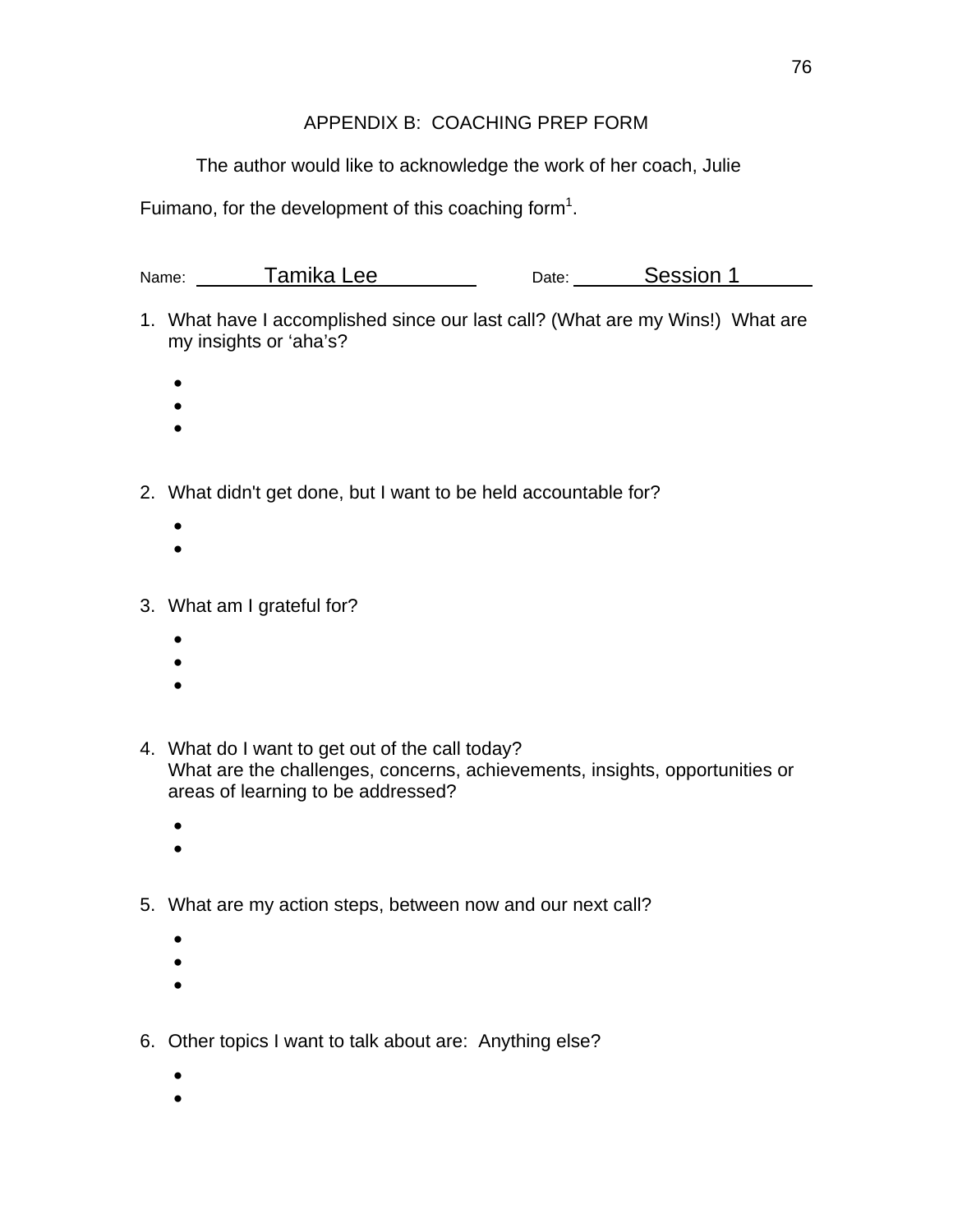# APPENDIX B: COACHING PREP FORM

The author would like to acknowledge the work of her coach, Julie Fuimano, for the development of this coaching form[1].

Name: Tamika Lee Date: Session 1

1. What have I accomplished since our last call? (What are my Wins!) What are my insights or 'aha's?
   - 
   - 
   - 

2. What didn't get done, but I want to be held accountable for?
   - 
   - 

3. What am I grateful for?
   - 
   - 
   - 

4. What do I want to get out of the call today?
   What are the challenges, concerns, achievements, insights, opportunities or areas of learning to be addressed?
   - 
   - 

5. What are my action steps, between now and our next call?
   - 
   - 
   - 

6. Other topics I want to talk about are: Anything else?
   - 
   -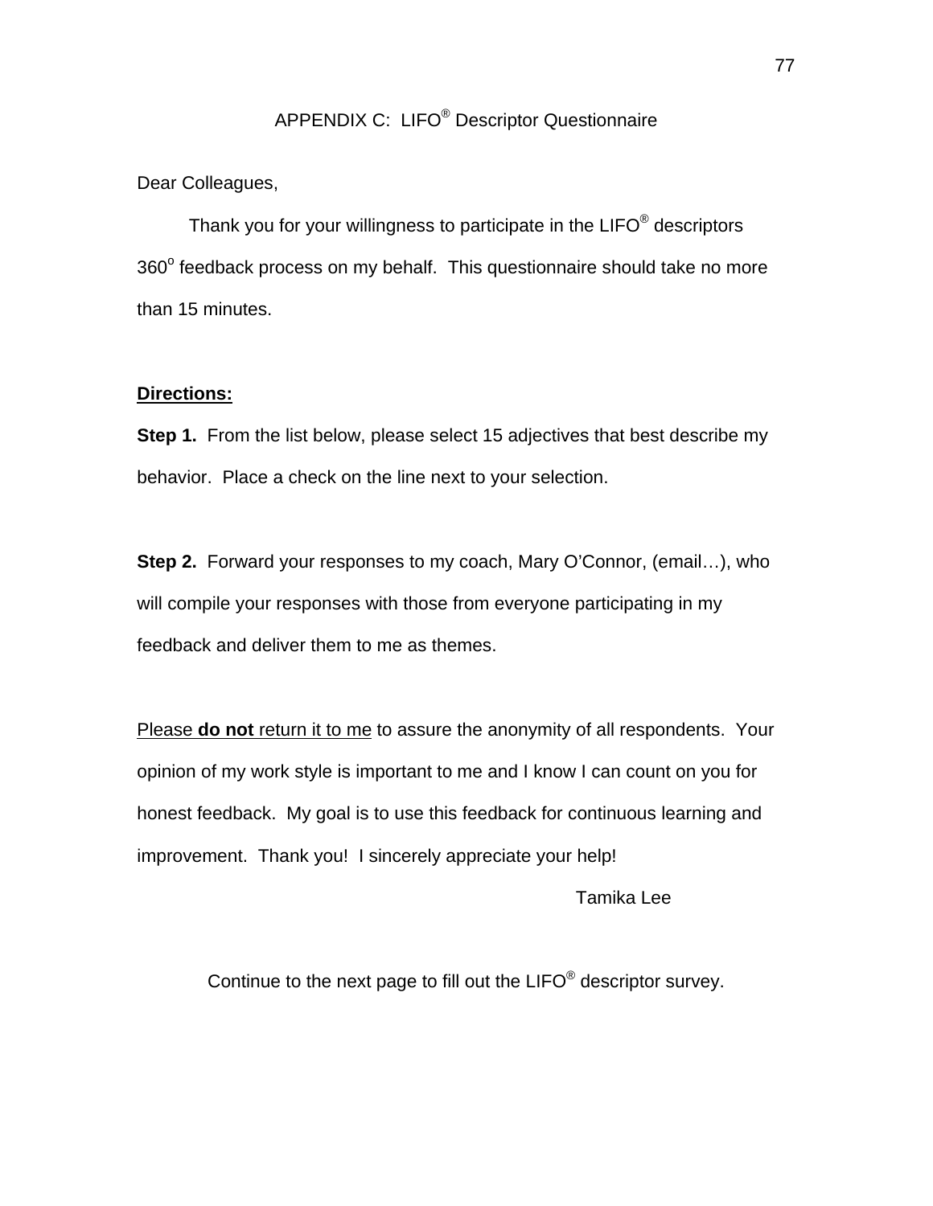# APPENDIX C: LIFO® Descriptor Questionnaire

Dear Colleagues,

Thank you for your willingness to participate in the LIFO® descriptors 360° feedback process on my behalf. This questionnaire should take no more than 15 minutes.

**Directions:**

**Step 1.** From the list below, please select 15 adjectives that best describe my behavior. Place a check on the line next to your selection.

**Step 2.** Forward your responses to my coach, Mary O'Connor, (email…), who will compile your responses with those from everyone participating in my feedback and deliver them to me as themes.

Please **do not** return it to me to assure the anonymity of all respondents. Your opinion of my work style is important to me and I know I can count on you for honest feedback. My goal is to use this feedback for continuous learning and improvement. Thank you! I sincerely appreciate your help!

Tamika Lee

Continue to the next page to fill out the LIFO® descriptor survey.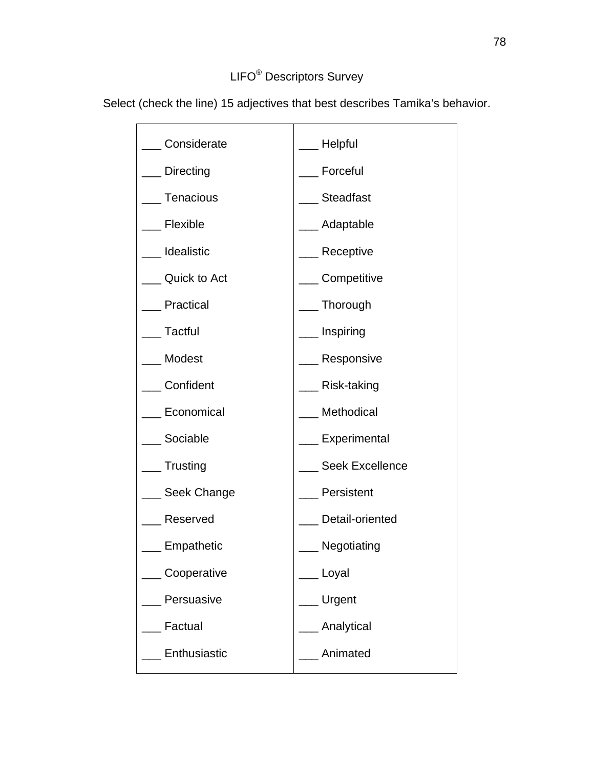LIFO® Descriptors Survey

Select (check the line) 15 adjectives that best describes Tamika's behavior.

| | |
|---|---|
| ___ Considerate | ___ Helpful |
| ___ Directing | ___ Forceful |
| ___ Tenacious | ___ Steadfast |
| ___ Flexible | ___ Adaptable |
| ___ Idealistic | ___ Receptive |
| ___ Quick to Act | ___ Competitive |
| ___ Practical | ___ Thorough |
| ___ Tactful | ___ Inspiring |
| ___ Modest | ___ Responsive |
| ___ Confident | ___ Risk-taking |
| ___ Economical | ___ Methodical |
| ___ Sociable | ___ Experimental |
| ___ Trusting | ___ Seek Excellence |
| ___ Seek Change | ___ Persistent |
| ___ Reserved | ___ Detail-oriented |
| ___ Empathetic | ___ Negotiating |
| ___ Cooperative | ___ Loyal |
| ___ Persuasive | ___ Urgent |
| ___ Factual | ___ Analytical |
| ___ Enthusiastic | ___ Animated |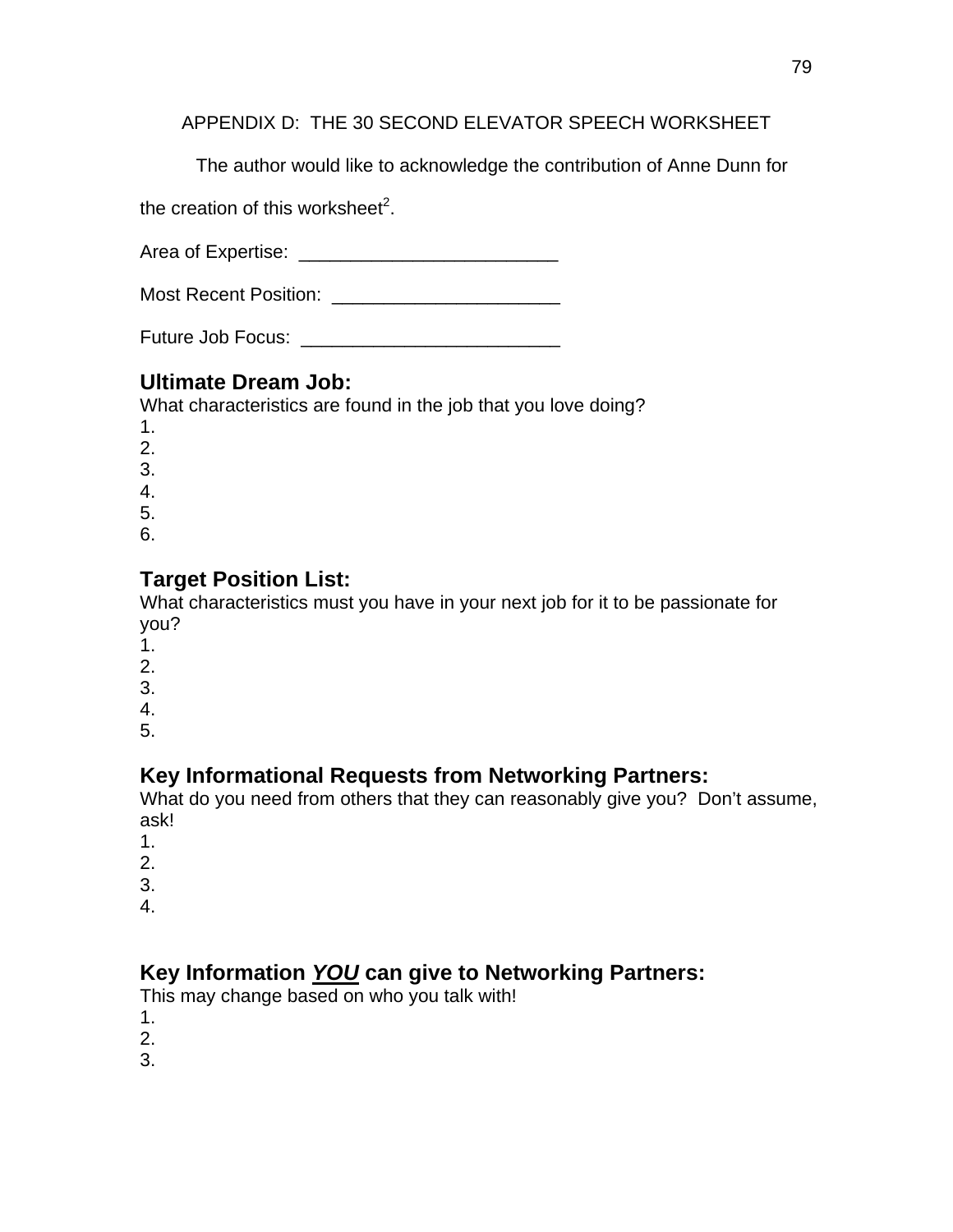## APPENDIX D: THE 30 SECOND ELEVATOR SPEECH WORKSHEET

The author would like to acknowledge the contribution of Anne Dunn for the creation of this worksheet[2].

Area of Expertise: ________________________

Most Recent Position: _____________________

Future Job Focus: ________________________

### Ultimate Dream Job:

What characteristics are found in the job that you love doing?

1.
2.
3.
4.
5.
6.

### Target Position List:

What characteristics must you have in your next job for it to be passionate for you?

1.
2.
3.
4.
5.

### Key Informational Requests from Networking Partners:

What do you need from others that they can reasonably give you? Don't assume, ask!

1.
2.
3.
4.

### Key Information ***YOU*** can give to Networking Partners:

This may change based on who you talk with!

1.
2.
3.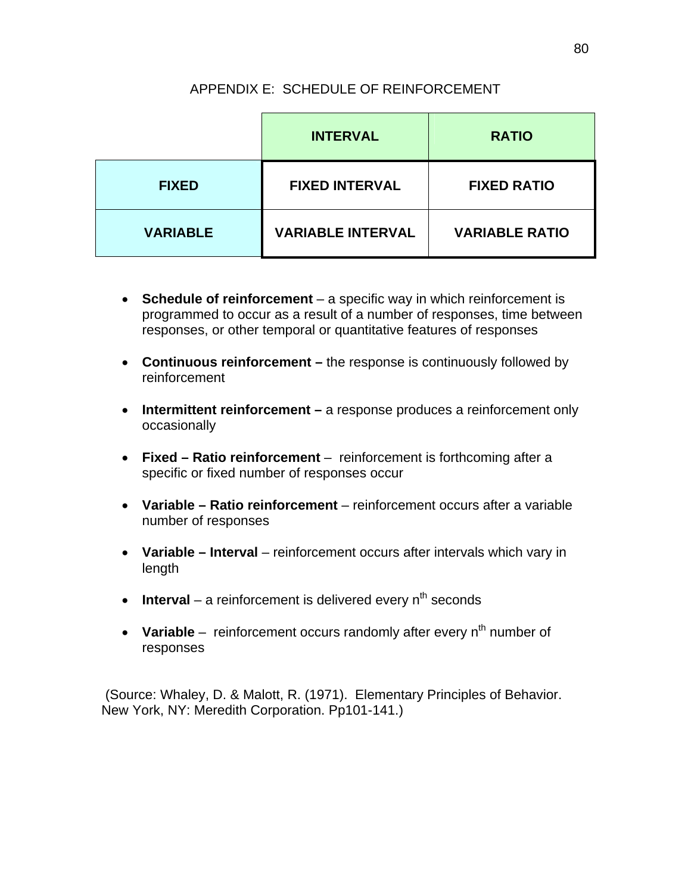# APPENDIX E: SCHEDULE OF REINFORCEMENT

| | **INTERVAL** | **RATIO** |
|---|---|---|
| **FIXED** | **FIXED INTERVAL** | **FIXED RATIO** |
| **VARIABLE** | **VARIABLE INTERVAL** | **VARIABLE RATIO** |

- **Schedule of reinforcement** – a specific way in which reinforcement is programmed to occur as a result of a number of responses, time between responses, or other temporal or quantitative features of responses
- **Continuous reinforcement –** the response is continuously followed by reinforcement
- **Intermittent reinforcement –** a response produces a reinforcement only occasionally
- **Fixed – Ratio reinforcement** – reinforcement is forthcoming after a specific or fixed number of responses occur
- **Variable – Ratio reinforcement** – reinforcement occurs after a variable number of responses
- **Variable – Interval** – reinforcement occurs after intervals which vary in length
- **Interval** – a reinforcement is delivered every $n^{th}$ seconds
- **Variable** – reinforcement occurs randomly after every $n^{th}$ number of responses

(Source: Whaley, D. & Malott, R. (1971). Elementary Principles of Behavior. New York, NY: Meredith Corporation. Pp101-141.)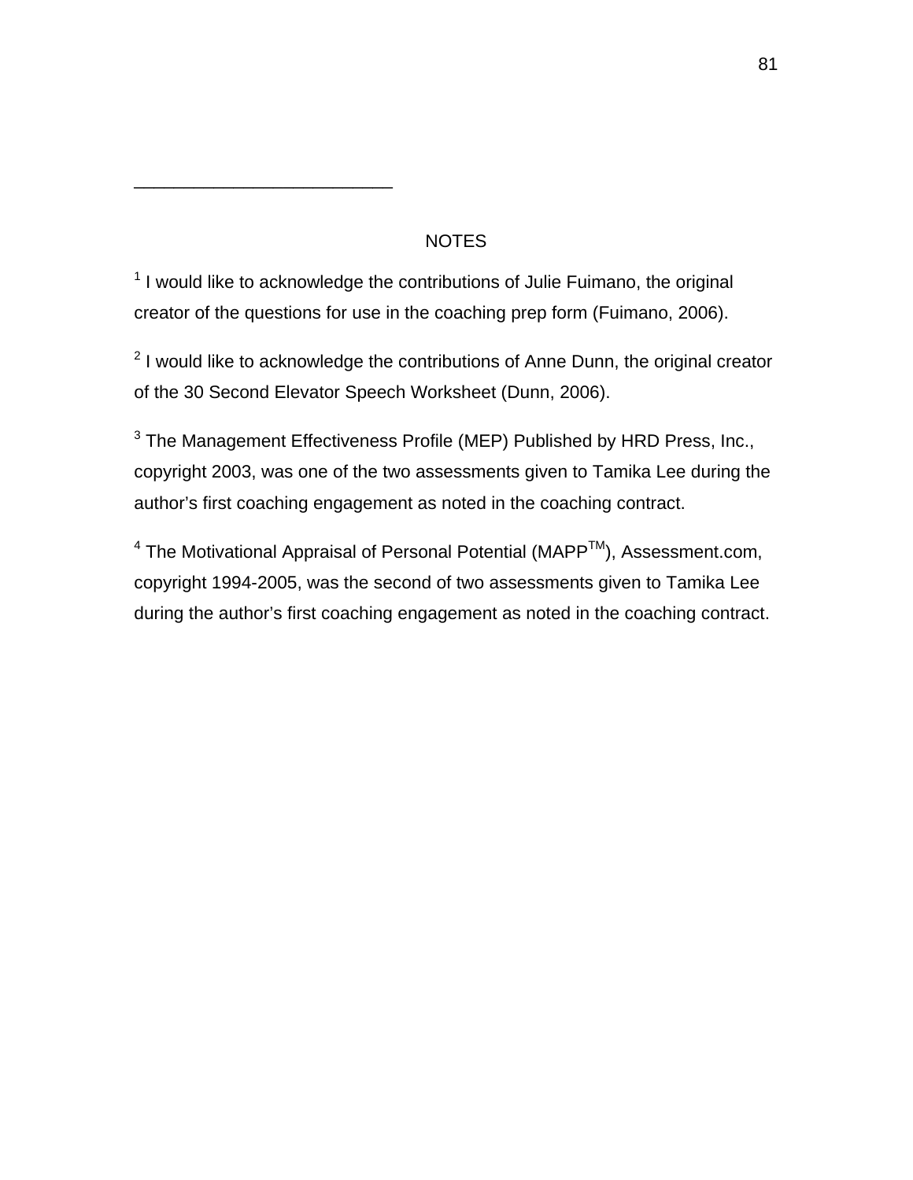---

## NOTES

[1] I would like to acknowledge the contributions of Julie Fuimano, the original creator of the questions for use in the coaching prep form (Fuimano, 2006).

[2] I would like to acknowledge the contributions of Anne Dunn, the original creator of the 30 Second Elevator Speech Worksheet (Dunn, 2006).

[3] The Management Effectiveness Profile (MEP) Published by HRD Press, Inc., copyright 2003, was one of the two assessments given to Tamika Lee during the author's first coaching engagement as noted in the coaching contract.

[4] The Motivational Appraisal of Personal Potential (MAPP™), Assessment.com, copyright 1994-2005, was the second of two assessments given to Tamika Lee during the author's first coaching engagement as noted in the coaching contract.